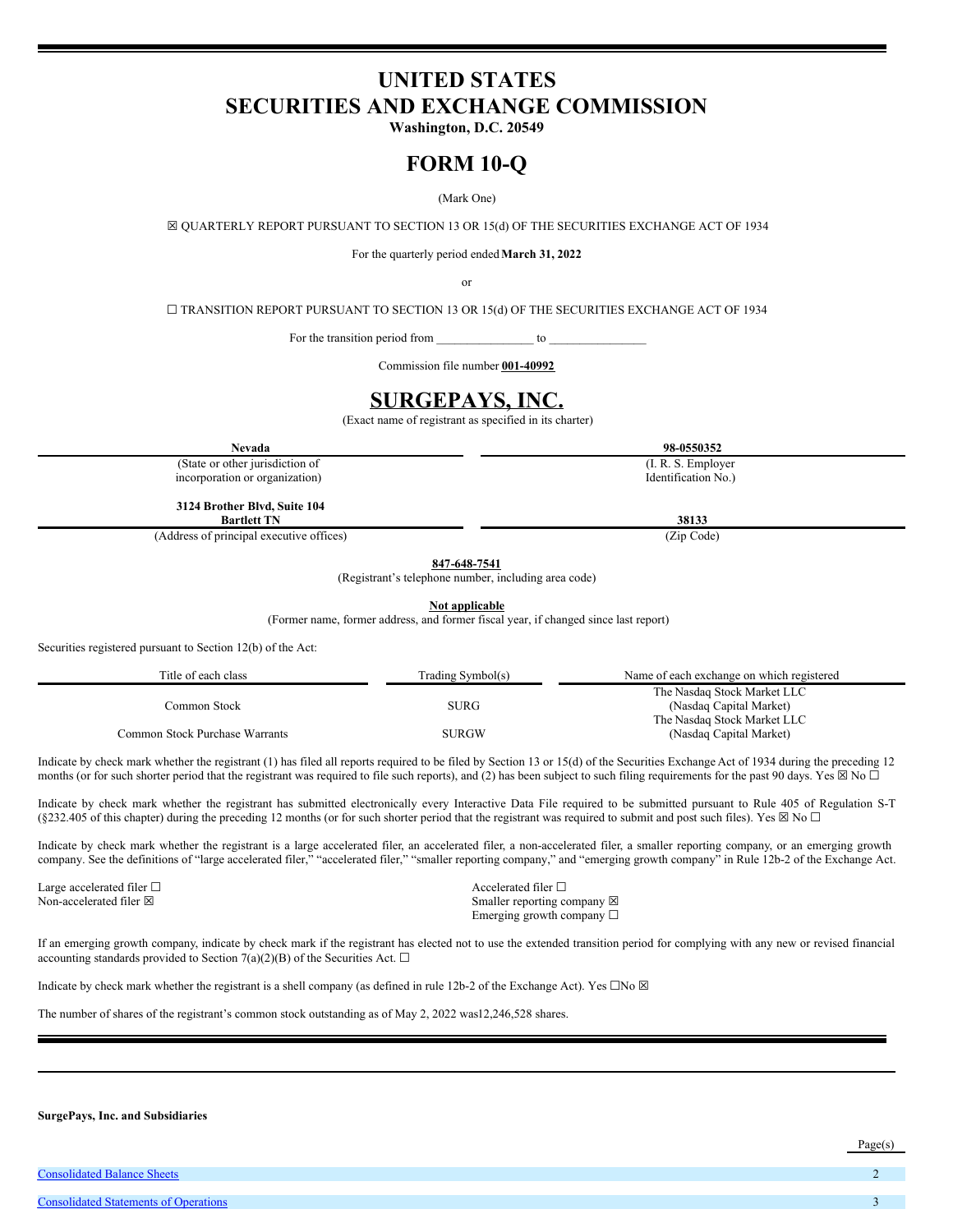# UNITED STATES
# SECURITIES AND EXCHANGE COMMISSION

**Washington, D.C. 20549**

# FORM 10-Q

(Mark One)

☒ QUARTERLY REPORT PURSUANT TO SECTION 13 OR 15(d) OF THE SECURITIES EXCHANGE ACT OF 1934

For the quarterly period ended **March 31, 2022**

or

☐ TRANSITION REPORT PURSUANT TO SECTION 13 OR 15(d) OF THE SECURITIES EXCHANGE ACT OF 1934

For the transition period from _______________ to _______________

Commission file number **001-40992**

# SURGEPAYS, INC.

(Exact name of registrant as specified in its charter)

| **Nevada** | **98-0550352** |
|---|---|
| (State or other jurisdiction of incorporation or organization) | (I. R. S. Employer Identification No.) |
| **3124 Brother Blvd, Suite 104 Bartlett TN** | **38133** |
| (Address of principal executive offices) | (Zip Code) |

**847-648-7541**

(Registrant's telephone number, including area code)

**Not applicable**

(Former name, former address, and former fiscal year, if changed since last report)

Securities registered pursuant to Section 12(b) of the Act:

| Title of each class | Trading Symbol(s) | Name of each exchange on which registered |
|---|---|---|
| Common Stock | SURG | The Nasdaq Stock Market LLC (Nasdaq Capital Market) |
| Common Stock Purchase Warrants | SURGW | The Nasdaq Stock Market LLC (Nasdaq Capital Market) |

Indicate by check mark whether the registrant (1) has filed all reports required to be filed by Section 13 or 15(d) of the Securities Exchange Act of 1934 during the preceding 12 months (or for such shorter period that the registrant was required to file such reports), and (2) has been subject to such filing requirements for the past 90 days. Yes ☒ No ☐

Indicate by check mark whether the registrant has submitted electronically every Interactive Data File required to be submitted pursuant to Rule 405 of Regulation S-T (§232.405 of this chapter) during the preceding 12 months (or for such shorter period that the registrant was required to submit and post such files). Yes ☒ No ☐

Indicate by check mark whether the registrant is a large accelerated filer, an accelerated filer, a non-accelerated filer, a smaller reporting company, or an emerging growth company. See the definitions of "large accelerated filer," "accelerated filer," "smaller reporting company," and "emerging growth company" in Rule 12b-2 of the Exchange Act.

| | |
|---|---|
| Large accelerated filer ☐ | Accelerated filer ☐ |
| Non-accelerated filer ☒ | Smaller reporting company ☒ |
| | Emerging growth company ☐ |

If an emerging growth company, indicate by check mark if the registrant has elected not to use the extended transition period for complying with any new or revised financial accounting standards provided to Section 7(a)(2)(B) of the Securities Act. ☐

Indicate by check mark whether the registrant is a shell company (as defined in rule 12b-2 of the Exchange Act). Yes ☐No ☒

The number of shares of the registrant's common stock outstanding as of May 2, 2022 was12,246,528 shares.

---

**SurgePays, Inc. and Subsidiaries**

| | Page(s) |
|---|---|
| Consolidated Balance Sheets | 2 |
| Consolidated Statements of Operations | 3 |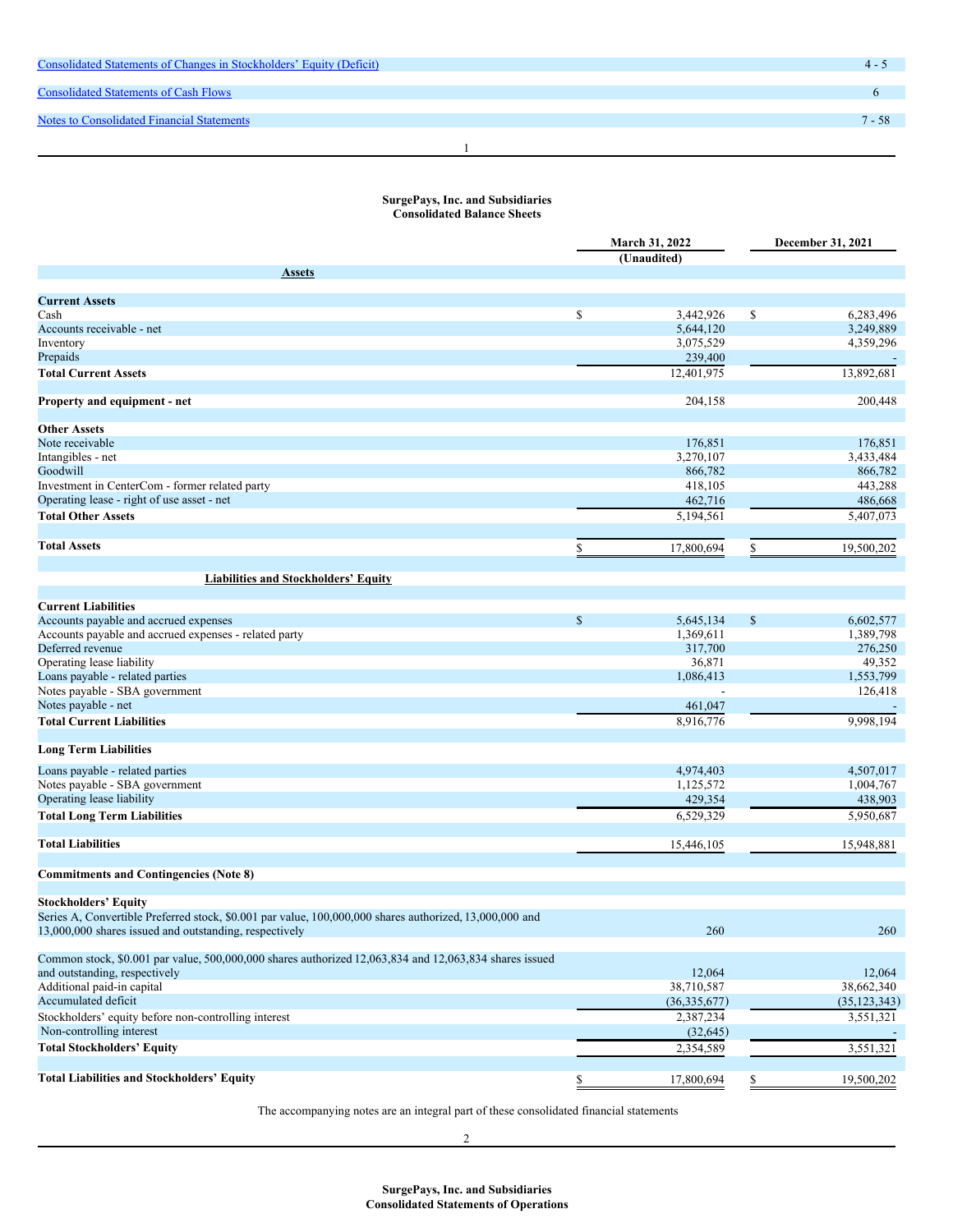| Consolidated Statements of Changes in Stockholders' Equity (Deficit) | 4 - 5 |
|---|---|
| Consolidated Statements of Cash Flows | 6 |
| Notes to Consolidated Financial Statements | 7 - 58 |

**SurgePays, Inc. and Subsidiaries**
**Consolidated Balance Sheets**

| | March 31, 2022 (Unaudited) | December 31, 2021 |
|---|---|---|
| **Assets** | | |
| **Current Assets** | | |
| Cash | $ 3,442,926 | $ 6,283,496 |
| Accounts receivable - net | 5,644,120 | 3,249,889 |
| Inventory | 3,075,529 | 4,359,296 |
| Prepaids | 239,400 | - |
| **Total Current Assets** | 12,401,975 | 13,892,681 |
| **Property and equipment - net** | 204,158 | 200,448 |
| **Other Assets** | | |
| Note receivable | 176,851 | 176,851 |
| Intangibles - net | 3,270,107 | 3,433,484 |
| Goodwill | 866,782 | 866,782 |
| Investment in CenterCom - former related party | 418,105 | 443,288 |
| Operating lease - right of use asset - net | 462,716 | 486,668 |
| **Total Other Assets** | 5,194,561 | 5,407,073 |
| **Total Assets** | $ 17,800,694 | $ 19,500,202 |
| **Liabilities and Stockholders' Equity** | | |
| **Current Liabilities** | | |
| Accounts payable and accrued expenses | $ 5,645,134 | $ 6,602,577 |
| Accounts payable and accrued expenses - related party | 1,369,611 | 1,389,798 |
| Deferred revenue | 317,700 | 276,250 |
| Operating lease liability | 36,871 | 49,352 |
| Loans payable - related parties | 1,086,413 | 1,553,799 |
| Notes payable - SBA government | - | 126,418 |
| Notes payable - net | 461,047 | - |
| **Total Current Liabilities** | 8,916,776 | 9,998,194 |
| **Long Term Liabilities** | | |
| Loans payable - related parties | 4,974,403 | 4,507,017 |
| Notes payable - SBA government | 1,125,572 | 1,004,767 |
| Operating lease liability | 429,354 | 438,903 |
| **Total Long Term Liabilities** | 6,529,329 | 5,950,687 |
| **Total Liabilities** | 15,446,105 | 15,948,881 |
| **Commitments and Contingencies (Note 8)** | | |
| **Stockholders' Equity** | | |
| Series A, Convertible Preferred stock, $0.001 par value, 100,000,000 shares authorized, 13,000,000 and 13,000,000 shares issued and outstanding, respectively | 260 | 260 |
| Common stock, $0.001 par value, 500,000,000 shares authorized 12,063,834 and 12,063,834 shares issued and outstanding, respectively | 12,064 | 12,064 |
| Additional paid-in capital | 38,710,587 | 38,662,340 |
| Accumulated deficit | (36,335,677) | (35,123,343) |
| Stockholders' equity before non-controlling interest | 2,387,234 | 3,551,321 |
| Non-controlling interest | (32,645) | - |
| **Total Stockholders' Equity** | 2,354,589 | 3,551,321 |
| **Total Liabilities and Stockholders' Equity** | $ 17,800,694 | $ 19,500,202 |

The accompanying notes are an integral part of these consolidated financial statements

**SurgePays, Inc. and Subsidiaries**
**Consolidated Statements of Operations**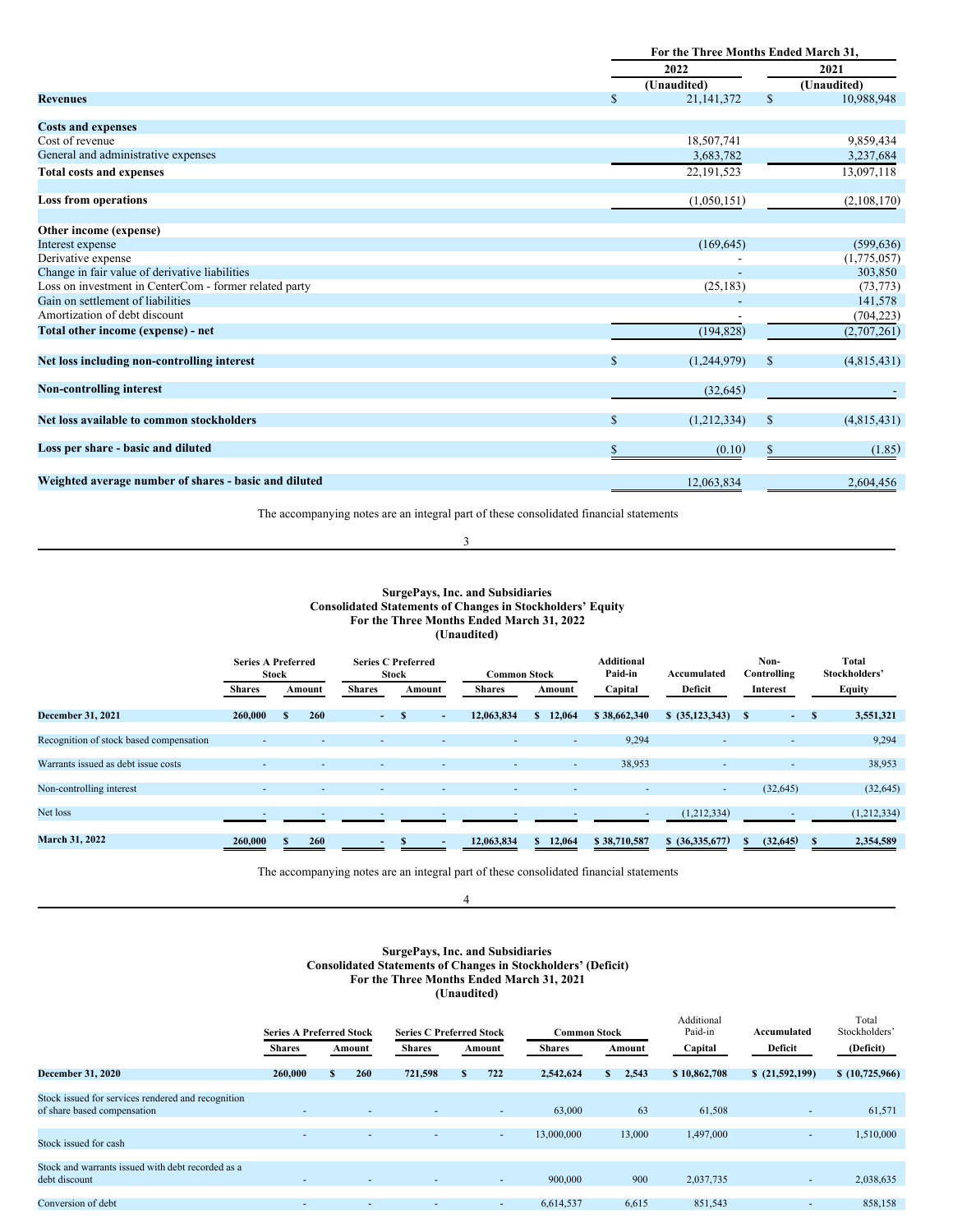| | For the Three Months Ended March 31, | |
|---|---|---|
| | 2022 | 2021 |
| | (Unaudited) | (Unaudited) |
| **Revenues** | $ 21,141,372 | $ 10,988,948 |
| | | |
| **Costs and expenses** | | |
| Cost of revenue | 18,507,741 | 9,859,434 |
| General and administrative expenses | 3,683,782 | 3,237,684 |
| **Total costs and expenses** | 22,191,523 | 13,097,118 |
| | | |
| **Loss from operations** | (1,050,151) | (2,108,170) |
| | | |
| **Other income (expense)** | | |
| Interest expense | (169,645) | (599,636) |
| Derivative expense | - | (1,775,057) |
| Change in fair value of derivative liabilities | - | 303,850 |
| Loss on investment in CenterCom - former related party | (25,183) | (73,773) |
| Gain on settlement of liabilities | - | 141,578 |
| Amortization of debt discount | - | (704,223) |
| **Total other income (expense) - net** | (194,828) | (2,707,261) |
| | | |
| **Net loss including non-controlling interest** | $ (1,244,979) | $ (4,815,431) |
| | | |
| **Non-controlling interest** | (32,645) | - |
| | | |
| **Net loss available to common stockholders** | $ (1,212,334) | $ (4,815,431) |
| | | |
| **Loss per share - basic and diluted** | $ (0.10) | $ (1.85) |
| | | |
| **Weighted average number of shares - basic and diluted** | 12,063,834 | 2,604,456 |

The accompanying notes are an integral part of these consolidated financial statements

**SurgePays, Inc. and Subsidiaries**
**Consolidated Statements of Changes in Stockholders' Equity**
**For the Three Months Ended March 31, 2022**
**(Unaudited)**

| | Series A Preferred Stock | | Series C Preferred Stock | | Common Stock | | Additional Paid-in | Accumulated | Non-Controlling | Total Stockholders' |
|---|---|---|---|---|---|---|---|---|---|---|
| | Shares | Amount | Shares | Amount | Shares | Amount | Capital | Deficit | Interest | Equity |
| **December 31, 2021** | 260,000 | $ 260 | - | $ - | 12,063,834 | $ 12,064 | $ 38,662,340 | $ (35,123,343) | $ - | $ 3,551,321 |
| Recognition of stock based compensation | - | - | - | - | - | - | 9,294 | - | - | 9,294 |
| Warrants issued as debt issue costs | - | - | - | - | - | - | 38,953 | - | - | 38,953 |
| Non-controlling interest | - | - | - | - | - | - | - | - | (32,645) | (32,645) |
| Net loss | - | - | - | - | - | - | - | (1,212,334) | - | (1,212,334) |
| **March 31, 2022** | 260,000 | $ 260 | - | $ - | 12,063,834 | $ 12,064 | $ 38,710,587 | $ (36,335,677) | $ (32,645) | $ 2,354,589 |

The accompanying notes are an integral part of these consolidated financial statements

**SurgePays, Inc. and Subsidiaries**
**Consolidated Statements of Changes in Stockholders' (Deficit)**
**For the Three Months Ended March 31, 2021**
**(Unaudited)**

| | Series A Preferred Stock | | Series C Preferred Stock | | Common Stock | | Additional Paid-in | Accumulated | Total Stockholders' |
|---|---|---|---|---|---|---|---|---|---|
| | Shares | Amount | Shares | Amount | Shares | Amount | Capital | Deficit | (Deficit) |
| **December 31, 2020** | 260,000 | $ 260 | 721,598 | $ 722 | 2,542,624 | $ 2,543 | $ 10,862,708 | $ (21,592,199) | $ (10,725,966) |
| Stock issued for services rendered and recognition of share based compensation | - | - | - | - | 63,000 | 63 | 61,508 | - | 61,571 |
| Stock issued for cash | - | - | - | - | 13,000,000 | 13,000 | 1,497,000 | - | 1,510,000 |
| Stock and warrants issued with debt recorded as a debt discount | - | - | - | - | 900,000 | 900 | 2,037,735 | - | 2,038,635 |
| Conversion of debt | - | - | - | - | 6,614,537 | 6,615 | 851,543 | - | 858,158 |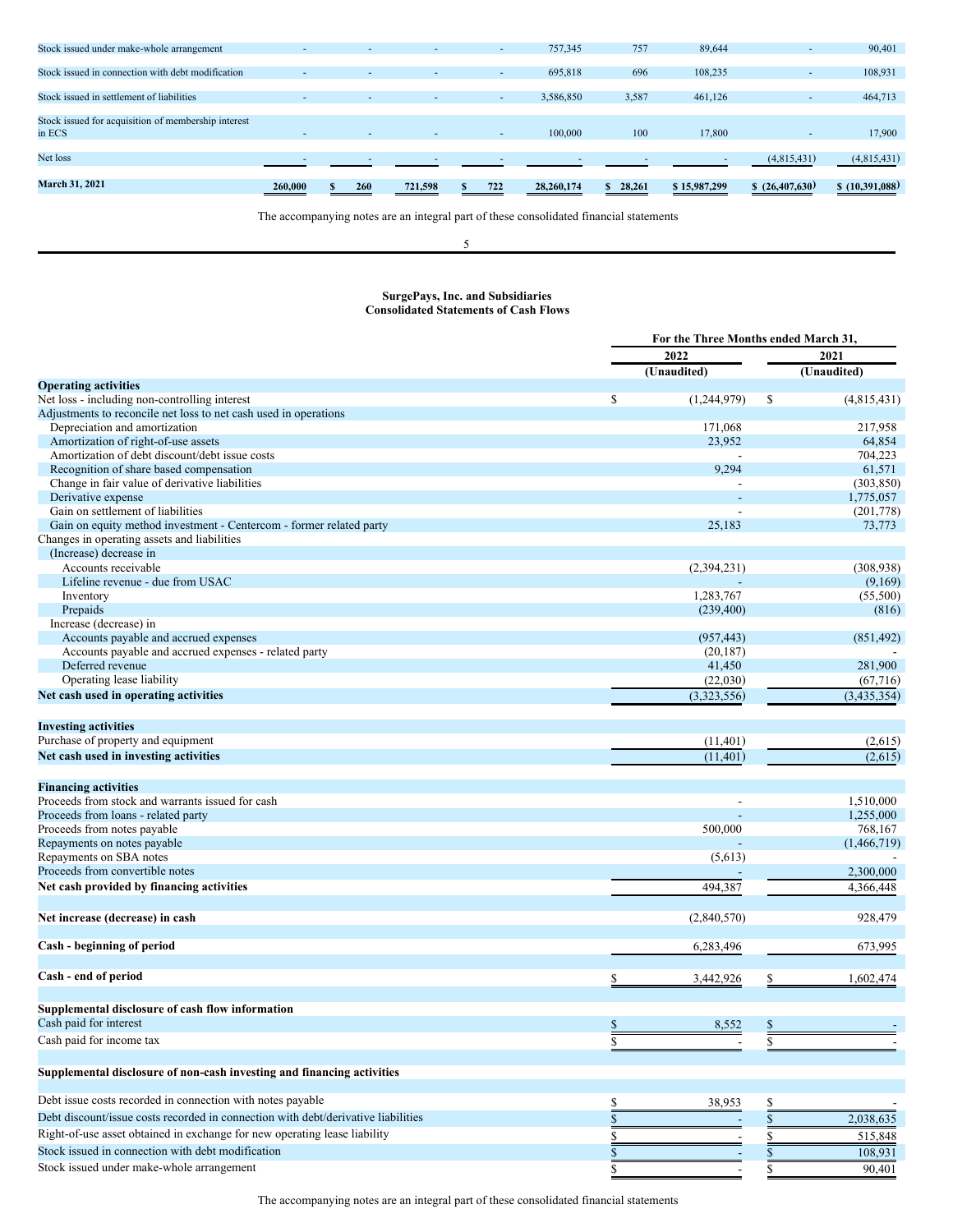| | | | | | | | | | |
|---|---|---|---|---|---|---|---|---|---|
| Stock issued under make-whole arrangement | - | - | - | - | 757,345 | 757 | 89,644 | - | 90,401 |
| Stock issued in connection with debt modification | - | - | - | - | 695,818 | 696 | 108,235 | - | 108,931 |
| Stock issued in settlement of liabilities | - | - | - | - | 3,586,850 | 3,587 | 461,126 | - | 464,713 |
| Stock issued for acquisition of membership interest in ECS | - | - | - | - | 100,000 | 100 | 17,800 | - | 17,900 |
| Net loss | - | - | - | - | - | - | - | (4,815,431) | (4,815,431) |
| **March 31, 2021** | **260,000** | **$ 260** | **721,598** | **$ 722** | **28,260,174** | **$ 28,261** | **$ 15,987,299** | **$ (26,407,630)** | **$ (10,391,088)** |

The accompanying notes are an integral part of these consolidated financial statements

**SurgePays, Inc. and Subsidiaries**
**Consolidated Statements of Cash Flows**

| | For the Three Months ended March 31, | |
|---|---|---|
| | 2022 | 2021 |
| | (Unaudited) | (Unaudited) |
| **Operating activities** | | |
| Net loss - including non-controlling interest | $ (1,244,979) | $ (4,815,431) |
| Adjustments to reconcile net loss to net cash used in operations | | |
| Depreciation and amortization | 171,068 | 217,958 |
| Amortization of right-of-use assets | 23,952 | 64,854 |
| Amortization of debt discount/debt issue costs | - | 704,223 |
| Recognition of share based compensation | 9,294 | 61,571 |
| Change in fair value of derivative liabilities | - | (303,850) |
| Derivative expense | - | 1,775,057 |
| Gain on settlement of liabilities | - | (201,778) |
| Gain on equity method investment - Centercom - former related party | 25,183 | 73,773 |
| Changes in operating assets and liabilities | | |
| (Increase) decrease in | | |
| Accounts receivable | (2,394,231) | (308,938) |
| Lifeline revenue - due from USAC | - | (9,169) |
| Inventory | 1,283,767 | (55,500) |
| Prepaids | (239,400) | (816) |
| Increase (decrease) in | | |
| Accounts payable and accrued expenses | (957,443) | (851,492) |
| Accounts payable and accrued expenses - related party | (20,187) | - |
| Deferred revenue | 41,450 | 281,900 |
| Operating lease liability | (22,030) | (67,716) |
| **Net cash used in operating activities** | (3,323,556) | (3,435,354) |
| | | |
| **Investing activities** | | |
| Purchase of property and equipment | (11,401) | (2,615) |
| **Net cash used in investing activities** | (11,401) | (2,615) |
| | | |
| **Financing activities** | | |
| Proceeds from stock and warrants issued for cash | - | 1,510,000 |
| Proceeds from loans - related party | - | 1,255,000 |
| Proceeds from notes payable | 500,000 | 768,167 |
| Repayments on notes payable | - | (1,466,719) |
| Repayments on SBA notes | (5,613) | - |
| Proceeds from convertible notes | - | 2,300,000 |
| **Net cash provided by financing activities** | 494,387 | 4,366,448 |
| | | |
| **Net increase (decrease) in cash** | (2,840,570) | 928,479 |
| | | |
| **Cash - beginning of period** | 6,283,496 | 673,995 |
| | | |
| **Cash - end of period** | $ 3,442,926 | $ 1,602,474 |
| | | |
| **Supplemental disclosure of cash flow information** | | |
| Cash paid for interest | $ 8,552 | $ - |
| Cash paid for income tax | $ - | $ - |
| | | |
| **Supplemental disclosure of non-cash investing and financing activities** | | |
| Debt issue costs recorded in connection with notes payable | $ 38,953 | $ - |
| Debt discount/issue costs recorded in connection with debt/derivative liabilities | $ - | $ 2,038,635 |
| Right-of-use asset obtained in exchange for new operating lease liability | $ - | $ 515,848 |
| Stock issued in connection with debt modification | $ - | $ 108,931 |
| Stock issued under make-whole arrangement | $ - | $ 90,401 |

The accompanying notes are an integral part of these consolidated financial statements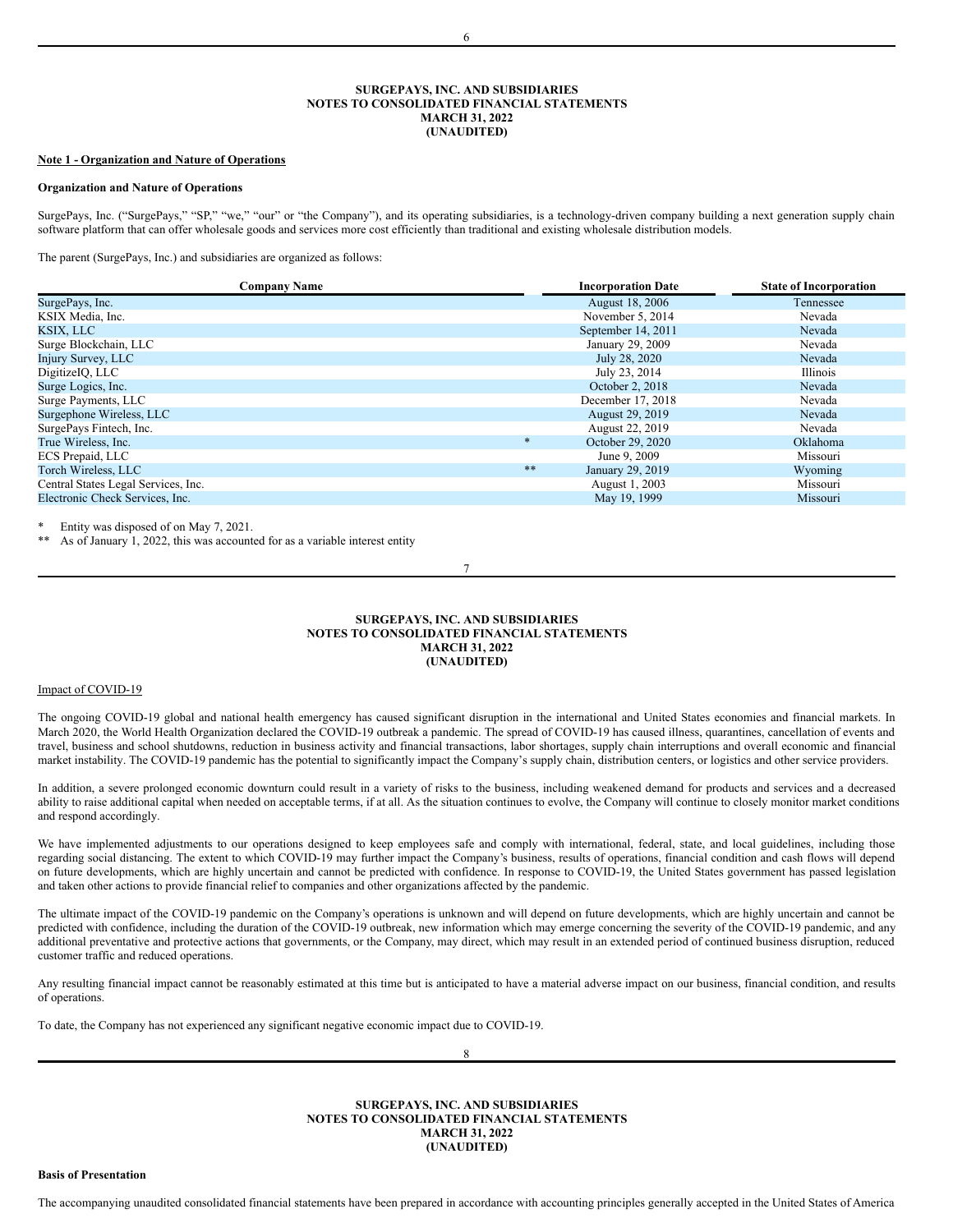# SURGEPAYS, INC. AND SUBSIDIARIES
# NOTES TO CONSOLIDATED FINANCIAL STATEMENTS
# MARCH 31, 2022
# (UNAUDITED)

**Note 1 - Organization and Nature of Operations**

**Organization and Nature of Operations**

SurgePays, Inc. ("SurgePays," "SP," "we," "our" or "the Company"), and its operating subsidiaries, is a technology-driven company building a next generation supply chain software platform that can offer wholesale goods and services more cost efficiently than traditional and existing wholesale distribution models.

The parent (SurgePays, Inc.) and subsidiaries are organized as follows:

| Company Name | | Incorporation Date | State of Incorporation |
|---|---|---|---|
| SurgePays, Inc. | | August 18, 2006 | Tennessee |
| KSIX Media, Inc. | | November 5, 2014 | Nevada |
| KSIX, LLC | | September 14, 2011 | Nevada |
| Surge Blockchain, LLC | | January 29, 2009 | Nevada |
| Injury Survey, LLC | | July 28, 2020 | Nevada |
| DigitizeIQ, LLC | | July 23, 2014 | Illinois |
| Surge Logics, Inc. | | October 2, 2018 | Nevada |
| Surge Payments, LLC | | December 17, 2018 | Nevada |
| Surgephone Wireless, LLC | | August 29, 2019 | Nevada |
| SurgePays Fintech, Inc. | | August 22, 2019 | Nevada |
| True Wireless, Inc. | * | October 29, 2020 | Oklahoma |
| ECS Prepaid, LLC | | June 9, 2009 | Missouri |
| Torch Wireless, LLC | ** | January 29, 2019 | Wyoming |
| Central States Legal Services, Inc. | | August 1, 2003 | Missouri |
| Electronic Check Services, Inc. | | May 19, 1999 | Missouri |

\* Entity was disposed of on May 7, 2021.

\** As of January 1, 2022, this was accounted for as a variable interest entity

# SURGEPAYS, INC. AND SUBSIDIARIES
# NOTES TO CONSOLIDATED FINANCIAL STATEMENTS
# MARCH 31, 2022
# (UNAUDITED)

Impact of COVID-19

The ongoing COVID-19 global and national health emergency has caused significant disruption in the international and United States economies and financial markets. In March 2020, the World Health Organization declared the COVID-19 outbreak a pandemic. The spread of COVID-19 has caused illness, quarantines, cancellation of events and travel, business and school shutdowns, reduction in business activity and financial transactions, labor shortages, supply chain interruptions and overall economic and financial market instability. The COVID-19 pandemic has the potential to significantly impact the Company's supply chain, distribution centers, or logistics and other service providers.

In addition, a severe prolonged economic downturn could result in a variety of risks to the business, including weakened demand for products and services and a decreased ability to raise additional capital when needed on acceptable terms, if at all. As the situation continues to evolve, the Company will continue to closely monitor market conditions and respond accordingly.

We have implemented adjustments to our operations designed to keep employees safe and comply with international, federal, state, and local guidelines, including those regarding social distancing. The extent to which COVID-19 may further impact the Company's business, results of operations, financial condition and cash flows will depend on future developments, which are highly uncertain and cannot be predicted with confidence. In response to COVID-19, the United States government has passed legislation and taken other actions to provide financial relief to companies and other organizations affected by the pandemic.

The ultimate impact of the COVID-19 pandemic on the Company's operations is unknown and will depend on future developments, which are highly uncertain and cannot be predicted with confidence, including the duration of the COVID-19 outbreak, new information which may emerge concerning the severity of the COVID-19 pandemic, and any additional preventative and protective actions that governments, or the Company, may direct, which may result in an extended period of continued business disruption, reduced customer traffic and reduced operations.

Any resulting financial impact cannot be reasonably estimated at this time but is anticipated to have a material adverse impact on our business, financial condition, and results of operations.

To date, the Company has not experienced any significant negative economic impact due to COVID-19.

# SURGEPAYS, INC. AND SUBSIDIARIES
# NOTES TO CONSOLIDATED FINANCIAL STATEMENTS
# MARCH 31, 2022
# (UNAUDITED)

**Basis of Presentation**

The accompanying unaudited consolidated financial statements have been prepared in accordance with accounting principles generally accepted in the United States of America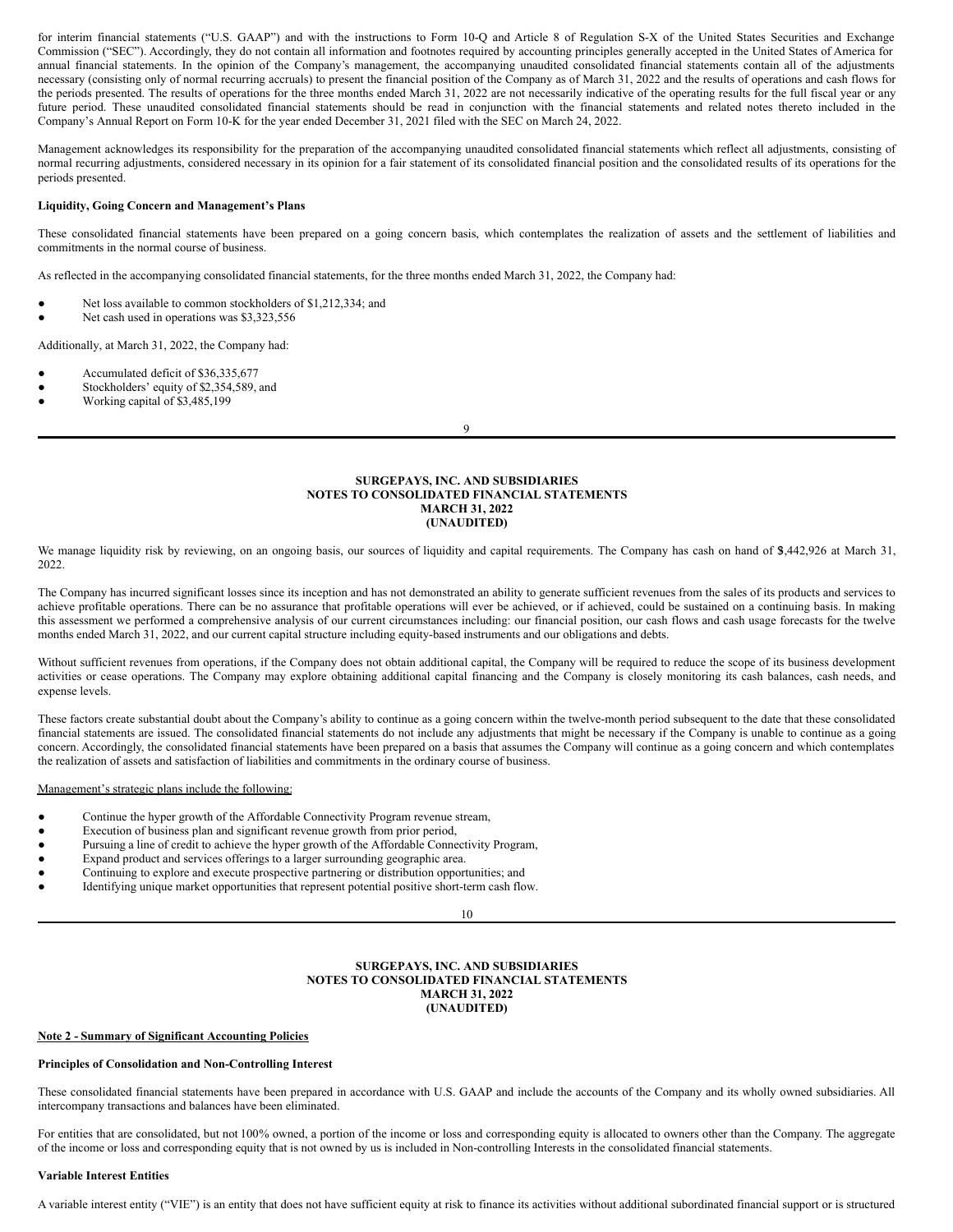for interim financial statements ("U.S. GAAP") and with the instructions to Form 10-Q and Article 8 of Regulation S-X of the United States Securities and Exchange Commission ("SEC"). Accordingly, they do not contain all information and footnotes required by accounting principles generally accepted in the United States of America for annual financial statements. In the opinion of the Company's management, the accompanying unaudited consolidated financial statements contain all of the adjustments necessary (consisting only of normal recurring accruals) to present the financial position of the Company as of March 31, 2022 and the results of operations and cash flows for the periods presented. The results of operations for the three months ended March 31, 2022 are not necessarily indicative of the operating results for the full fiscal year or any future period. These unaudited consolidated financial statements should be read in conjunction with the financial statements and related notes thereto included in the Company's Annual Report on Form 10-K for the year ended December 31, 2021 filed with the SEC on March 24, 2022.

Management acknowledges its responsibility for the preparation of the accompanying unaudited consolidated financial statements which reflect all adjustments, consisting of normal recurring adjustments, considered necessary in its opinion for a fair statement of its consolidated financial position and the consolidated results of its operations for the periods presented.

**Liquidity, Going Concern and Management's Plans**

These consolidated financial statements have been prepared on a going concern basis, which contemplates the realization of assets and the settlement of liabilities and commitments in the normal course of business.

As reflected in the accompanying consolidated financial statements, for the three months ended March 31, 2022, the Company had:

- Net loss available to common stockholders of $1,212,334; and
- Net cash used in operations was $3,323,556

Additionally, at March 31, 2022, the Company had:

- Accumulated deficit of $36,335,677
- Stockholders' equity of $2,354,589, and
- Working capital of $3,485,199

**SURGEPAYS, INC. AND SUBSIDIARIES**
**NOTES TO CONSOLIDATED FINANCIAL STATEMENTS**
**MARCH 31, 2022**
**(UNAUDITED)**

We manage liquidity risk by reviewing, on an ongoing basis, our sources of liquidity and capital requirements. The Company has cash on hand of $3,442,926 at March 31, 2022.

The Company has incurred significant losses since its inception and has not demonstrated an ability to generate sufficient revenues from the sales of its products and services to achieve profitable operations. There can be no assurance that profitable operations will ever be achieved, or if achieved, could be sustained on a continuing basis. In making this assessment we performed a comprehensive analysis of our current circumstances including: our financial position, our cash flows and cash usage forecasts for the twelve months ended March 31, 2022, and our current capital structure including equity-based instruments and our obligations and debts.

Without sufficient revenues from operations, if the Company does not obtain additional capital, the Company will be required to reduce the scope of its business development activities or cease operations. The Company may explore obtaining additional capital financing and the Company is closely monitoring its cash balances, cash needs, and expense levels.

These factors create substantial doubt about the Company's ability to continue as a going concern within the twelve-month period subsequent to the date that these consolidated financial statements are issued. The consolidated financial statements do not include any adjustments that might be necessary if the Company is unable to continue as a going concern. Accordingly, the consolidated financial statements have been prepared on a basis that assumes the Company will continue as a going concern and which contemplates the realization of assets and satisfaction of liabilities and commitments in the ordinary course of business.

Management's strategic plans include the following:

- Continue the hyper growth of the Affordable Connectivity Program revenue stream,
- Execution of business plan and significant revenue growth from prior period,
- Pursuing a line of credit to achieve the hyper growth of the Affordable Connectivity Program,
- Expand product and services offerings to a larger surrounding geographic area.
- Continuing to explore and execute prospective partnering or distribution opportunities; and
- Identifying unique market opportunities that represent potential positive short-term cash flow.

**SURGEPAYS, INC. AND SUBSIDIARIES**
**NOTES TO CONSOLIDATED FINANCIAL STATEMENTS**
**MARCH 31, 2022**
**(UNAUDITED)**

## Note 2 - Summary of Significant Accounting Policies

**Principles of Consolidation and Non-Controlling Interest**

These consolidated financial statements have been prepared in accordance with U.S. GAAP and include the accounts of the Company and its wholly owned subsidiaries. All intercompany transactions and balances have been eliminated.

For entities that are consolidated, but not 100% owned, a portion of the income or loss and corresponding equity is allocated to owners other than the Company. The aggregate of the income or loss and corresponding equity that is not owned by us is included in Non-controlling Interests in the consolidated financial statements.

**Variable Interest Entities**

A variable interest entity ("VIE") is an entity that does not have sufficient equity at risk to finance its activities without additional subordinated financial support or is structured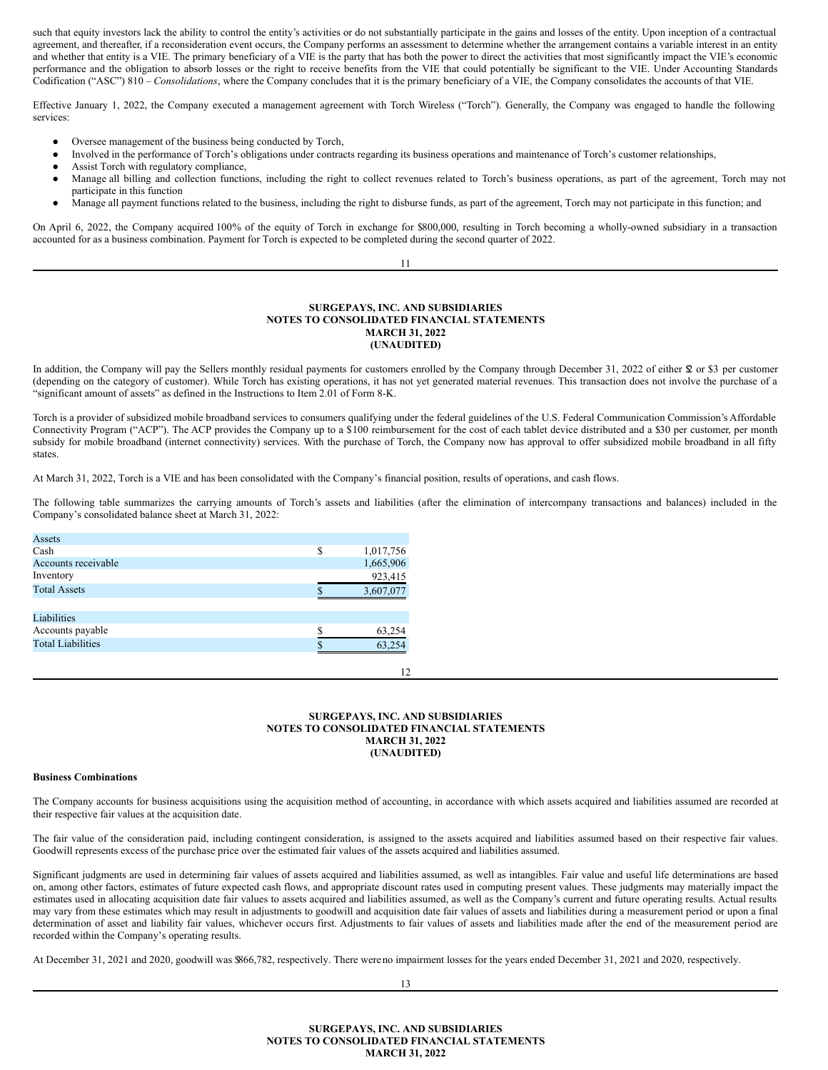such that equity investors lack the ability to control the entity's activities or do not substantially participate in the gains and losses of the entity. Upon inception of a contractual agreement, and thereafter, if a reconsideration event occurs, the Company performs an assessment to determine whether the arrangement contains a variable interest in an entity and whether that entity is a VIE. The primary beneficiary of a VIE is the party that has both the power to direct the activities that most significantly impact the VIE's economic performance and the obligation to absorb losses or the right to receive benefits from the VIE that could potentially be significant to the VIE. Under Accounting Standards Codification ("ASC") 810 – *Consolidations*, where the Company concludes that it is the primary beneficiary of a VIE, the Company consolidates the accounts of that VIE.

Effective January 1, 2022, the Company executed a management agreement with Torch Wireless ("Torch"). Generally, the Company was engaged to handle the following services:

- Oversee management of the business being conducted by Torch,
- Involved in the performance of Torch's obligations under contracts regarding its business operations and maintenance of Torch's customer relationships,
- Assist Torch with regulatory compliance,
- Manage all billing and collection functions, including the right to collect revenues related to Torch's business operations, as part of the agreement, Torch may not participate in this function
- Manage all payment functions related to the business, including the right to disburse funds, as part of the agreement, Torch may not participate in this function; and

On April 6, 2022, the Company acquired 100% of the equity of Torch in exchange for $800,000, resulting in Torch becoming a wholly-owned subsidiary in a transaction accounted for as a business combination. Payment for Torch is expected to be completed during the second quarter of 2022.

In addition, the Company will pay the Sellers monthly residual payments for customers enrolled by the Company through December 31, 2022 of either $2 or $3 per customer (depending on the category of customer). While Torch has existing operations, it has not yet generated material revenues. This transaction does not involve the purchase of a "significant amount of assets" as defined in the Instructions to Item 2.01 of Form 8-K.

Torch is a provider of subsidized mobile broadband services to consumers qualifying under the federal guidelines of the U.S. Federal Communication Commission's Affordable Connectivity Program ("ACP"). The ACP provides the Company up to a $100 reimbursement for the cost of each tablet device distributed and a $30 per customer, per month subsidy for mobile broadband (internet connectivity) services. With the purchase of Torch, the Company now has approval to offer subsidized mobile broadband in all fifty states.

At March 31, 2022, Torch is a VIE and has been consolidated with the Company's financial position, results of operations, and cash flows.

The following table summarizes the carrying amounts of Torch's assets and liabilities (after the elimination of intercompany transactions and balances) included in the Company's consolidated balance sheet at March 31, 2022:

| | | |
|---|---|---|
| Assets | | |
| Cash | $ | 1,017,756 |
| Accounts receivable | | 1,665,906 |
| Inventory | | 923,415 |
| Total Assets | $ | 3,607,077 |
| | | |
| Liabilities | | |
| Accounts payable | $ | 63,254 |
| Total Liabilities | $ | 63,254 |

**Business Combinations**

The Company accounts for business acquisitions using the acquisition method of accounting, in accordance with which assets acquired and liabilities assumed are recorded at their respective fair values at the acquisition date.

The fair value of the consideration paid, including contingent consideration, is assigned to the assets acquired and liabilities assumed based on their respective fair values. Goodwill represents excess of the purchase price over the estimated fair values of the assets acquired and liabilities assumed.

Significant judgments are used in determining fair values of assets acquired and liabilities assumed, as well as intangibles. Fair value and useful life determinations are based on, among other factors, estimates of future expected cash flows, and appropriate discount rates used in computing present values. These judgments may materially impact the estimates used in allocating acquisition date fair values to assets acquired and liabilities assumed, as well as the Company's current and future operating results. Actual results may vary from these estimates which may result in adjustments to goodwill and acquisition date fair values of assets and liabilities during a measurement period or upon a final determination of asset and liability fair values, whichever occurs first. Adjustments to fair values of assets and liabilities made after the end of the measurement period are recorded within the Company's operating results.

At December 31, 2021 and 2020, goodwill was $866,782, respectively. There were no impairment losses for the years ended December 31, 2021 and 2020, respectively.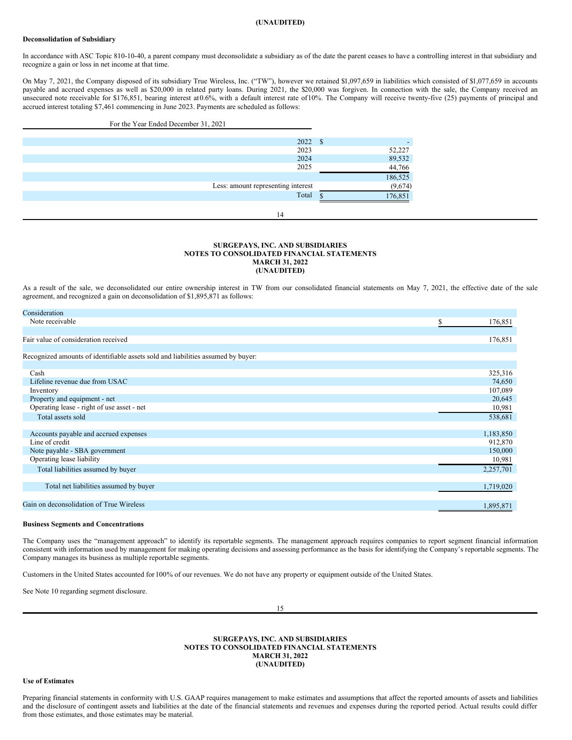**(UNAUDITED)**

**Deconsolidation of Subsidiary**

In accordance with ASC Topic 810-10-40, a parent company must deconsolidate a subsidiary as of the date the parent ceases to have a controlling interest in that subsidiary and recognize a gain or loss in net income at that time.

On May 7, 2021, the Company disposed of its subsidiary True Wireless, Inc. ("TW"), however we retained $1,097,659 in liabilities which consisted of $1,077,659 in accounts payable and accrued expenses as well as $20,000 in related party loans. During 2021, the $20,000 was forgiven. In connection with the sale, the Company received an unsecured note receivable for $176,851, bearing interest at 0.6%, with a default interest rate of 10%. The Company will receive twenty-five (25) payments of principal and accrued interest totaling $7,461 commencing in June 2023. Payments are scheduled as follows:

| For the Year Ended December 31, 2021 | |
|---|---|
| 2022 | $ - |
| 2023 | 52,227 |
| 2024 | 89,532 |
| 2025 | 44,766 |
| | 186,525 |
| Less: amount representing interest | (9,674) |
| Total | $ 176,851 |

**SURGEPAYS, INC. AND SUBSIDIARIES**
**NOTES TO CONSOLIDATED FINANCIAL STATEMENTS**
**MARCH 31, 2022**
**(UNAUDITED)**

As a result of the sale, we deconsolidated our entire ownership interest in TW from our consolidated financial statements on May 7, 2021, the effective date of the sale agreement, and recognized a gain on deconsolidation of $1,895,871 as follows:

| | |
|---|---|
| Consideration | |
| Note receivable | $ 176,851 |
| | |
| Fair value of consideration received | 176,851 |
| | |
| Recognized amounts of identifiable assets sold and liabilities assumed by buyer: | |
| | |
| Cash | 325,316 |
| Lifeline revenue due from USAC | 74,650 |
| Inventory | 107,089 |
| Property and equipment - net | 20,645 |
| Operating lease - right of use asset - net | 10,981 |
| Total assets sold | 538,681 |
| | |
| Accounts payable and accrued expenses | 1,183,850 |
| Line of credit | 912,870 |
| Note payable - SBA government | 150,000 |
| Operating lease liability | 10,981 |
| Total liabilities assumed by buyer | 2,257,701 |
| | |
| Total net liabilities assumed by buyer | 1,719,020 |
| | |
| Gain on deconsolidation of True Wireless | 1,895,871 |

**Business Segments and Concentrations**

The Company uses the "management approach" to identify its reportable segments. The management approach requires companies to report segment financial information consistent with information used by management for making operating decisions and assessing performance as the basis for identifying the Company's reportable segments. The Company manages its business as multiple reportable segments.

Customers in the United States accounted for 100% of our revenues. We do not have any property or equipment outside of the United States.

See Note 10 regarding segment disclosure.

**SURGEPAYS, INC. AND SUBSIDIARIES**
**NOTES TO CONSOLIDATED FINANCIAL STATEMENTS**
**MARCH 31, 2022**
**(UNAUDITED)**

**Use of Estimates**

Preparing financial statements in conformity with U.S. GAAP requires management to make estimates and assumptions that affect the reported amounts of assets and liabilities and the disclosure of contingent assets and liabilities at the date of the financial statements and revenues and expenses during the reported period. Actual results could differ from those estimates, and those estimates may be material.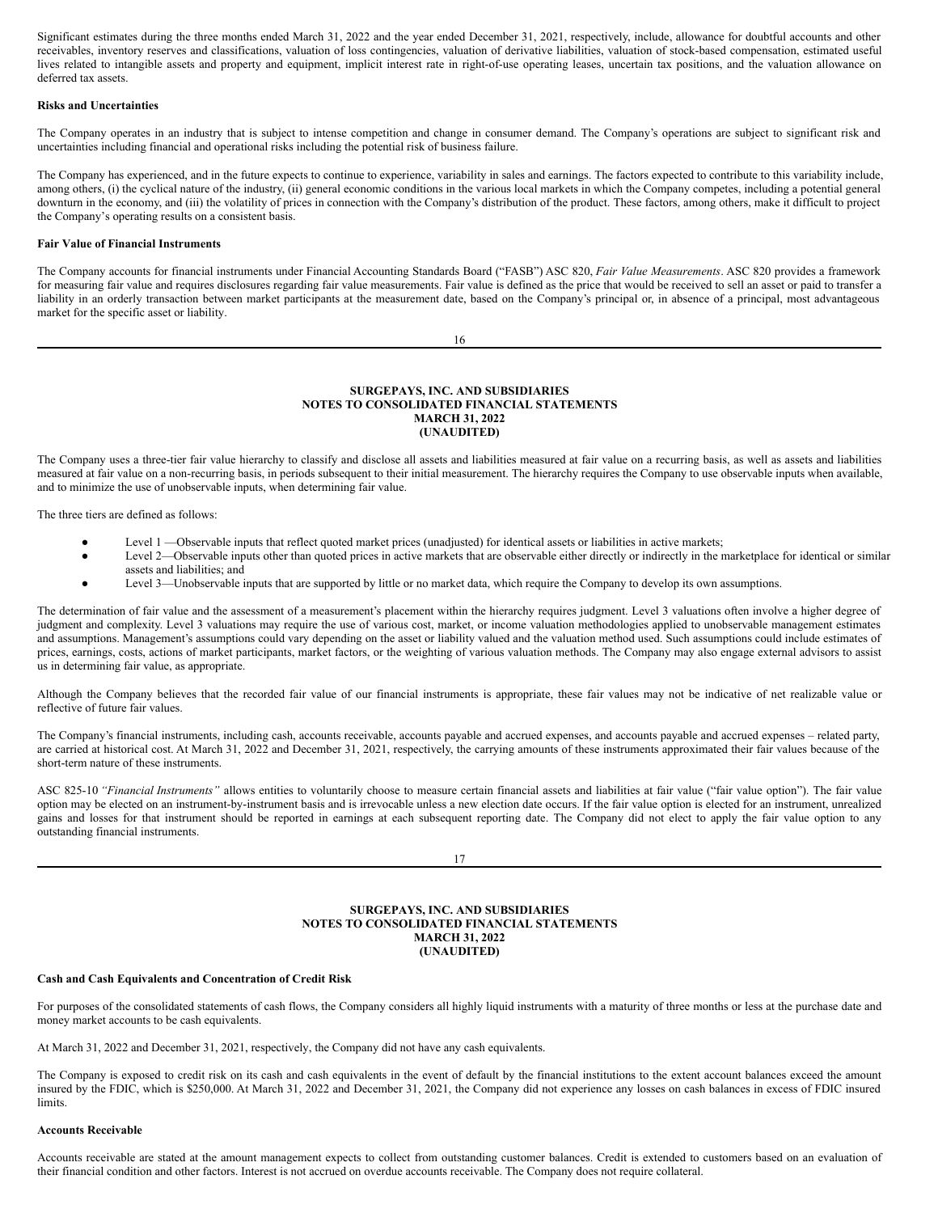Significant estimates during the three months ended March 31, 2022 and the year ended December 31, 2021, respectively, include, allowance for doubtful accounts and other receivables, inventory reserves and classifications, valuation of loss contingencies, valuation of derivative liabilities, valuation of stock-based compensation, estimated useful lives related to intangible assets and property and equipment, implicit interest rate in right-of-use operating leases, uncertain tax positions, and the valuation allowance on deferred tax assets.

**Risks and Uncertainties**

The Company operates in an industry that is subject to intense competition and change in consumer demand. The Company's operations are subject to significant risk and uncertainties including financial and operational risks including the potential risk of business failure.

The Company has experienced, and in the future expects to continue to experience, variability in sales and earnings. The factors expected to contribute to this variability include, among others, (i) the cyclical nature of the industry, (ii) general economic conditions in the various local markets in which the Company competes, including a potential general downturn in the economy, and (iii) the volatility of prices in connection with the Company's distribution of the product. These factors, among others, make it difficult to project the Company's operating results on a consistent basis.

**Fair Value of Financial Instruments**

The Company accounts for financial instruments under Financial Accounting Standards Board ("FASB") ASC 820, *Fair Value Measurements*. ASC 820 provides a framework for measuring fair value and requires disclosures regarding fair value measurements. Fair value is defined as the price that would be received to sell an asset or paid to transfer a liability in an orderly transaction between market participants at the measurement date, based on the Company's principal or, in absence of a principal, most advantageous market for the specific asset or liability.

The Company uses a three-tier fair value hierarchy to classify and disclose all assets and liabilities measured at fair value on a recurring basis, as well as assets and liabilities measured at fair value on a non-recurring basis, in periods subsequent to their initial measurement. The hierarchy requires the Company to use observable inputs when available, and to minimize the use of unobservable inputs, when determining fair value.

The three tiers are defined as follows:

- Level 1 —Observable inputs that reflect quoted market prices (unadjusted) for identical assets or liabilities in active markets;
- Level 2—Observable inputs other than quoted prices in active markets that are observable either directly or indirectly in the marketplace for identical or similar assets and liabilities; and
- Level 3—Unobservable inputs that are supported by little or no market data, which require the Company to develop its own assumptions.

The determination of fair value and the assessment of a measurement's placement within the hierarchy requires judgment. Level 3 valuations often involve a higher degree of judgment and complexity. Level 3 valuations may require the use of various cost, market, or income valuation methodologies applied to unobservable management estimates and assumptions. Management's assumptions could vary depending on the asset or liability valued and the valuation method used. Such assumptions could include estimates of prices, earnings, costs, actions of market participants, market factors, or the weighting of various valuation methods. The Company may also engage external advisors to assist us in determining fair value, as appropriate.

Although the Company believes that the recorded fair value of our financial instruments is appropriate, these fair values may not be indicative of net realizable value or reflective of future fair values.

The Company's financial instruments, including cash, accounts receivable, accounts payable and accrued expenses, and accounts payable and accrued expenses – related party, are carried at historical cost. At March 31, 2022 and December 31, 2021, respectively, the carrying amounts of these instruments approximated their fair values because of the short-term nature of these instruments.

ASC 825-10 *"Financial Instruments"* allows entities to voluntarily choose to measure certain financial assets and liabilities at fair value ("fair value option"). The fair value option may be elected on an instrument-by-instrument basis and is irrevocable unless a new election date occurs. If the fair value option is elected for an instrument, unrealized gains and losses for that instrument should be reported in earnings at each subsequent reporting date. The Company did not elect to apply the fair value option to any outstanding financial instruments.

**Cash and Cash Equivalents and Concentration of Credit Risk**

For purposes of the consolidated statements of cash flows, the Company considers all highly liquid instruments with a maturity of three months or less at the purchase date and money market accounts to be cash equivalents.

At March 31, 2022 and December 31, 2021, respectively, the Company did not have any cash equivalents.

The Company is exposed to credit risk on its cash and cash equivalents in the event of default by the financial institutions to the extent account balances exceed the amount insured by the FDIC, which is $250,000. At March 31, 2022 and December 31, 2021, the Company did not experience any losses on cash balances in excess of FDIC insured limits.

**Accounts Receivable**

Accounts receivable are stated at the amount management expects to collect from outstanding customer balances. Credit is extended to customers based on an evaluation of their financial condition and other factors. Interest is not accrued on overdue accounts receivable. The Company does not require collateral.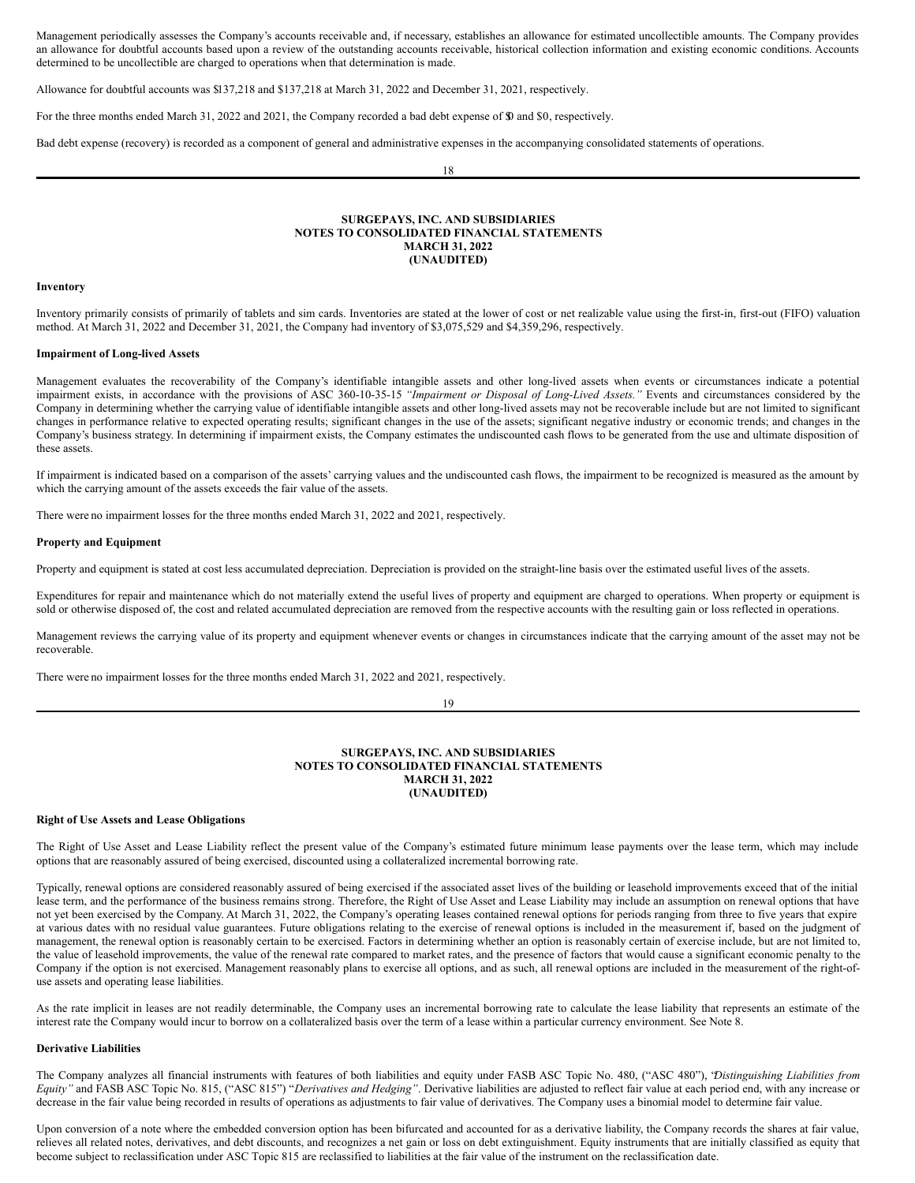Management periodically assesses the Company's accounts receivable and, if necessary, establishes an allowance for estimated uncollectible amounts. The Company provides an allowance for doubtful accounts based upon a review of the outstanding accounts receivable, historical collection information and existing economic conditions. Accounts determined to be uncollectible are charged to operations when that determination is made.

Allowance for doubtful accounts was $137,218 and $137,218 at March 31, 2022 and December 31, 2021, respectively.

For the three months ended March 31, 2022 and 2021, the Company recorded a bad debt expense of $0 and $0, respectively.

Bad debt expense (recovery) is recorded as a component of general and administrative expenses in the accompanying consolidated statements of operations.

**SURGEPAYS, INC. AND SUBSIDIARIES**
**NOTES TO CONSOLIDATED FINANCIAL STATEMENTS**
**MARCH 31, 2022**
**(UNAUDITED)**

**Inventory**

Inventory primarily consists of primarily of tablets and sim cards. Inventories are stated at the lower of cost or net realizable value using the first-in, first-out (FIFO) valuation method. At March 31, 2022 and December 31, 2021, the Company had inventory of $3,075,529 and $4,359,296, respectively.

**Impairment of Long-lived Assets**

Management evaluates the recoverability of the Company's identifiable intangible assets and other long-lived assets when events or circumstances indicate a potential impairment exists, in accordance with the provisions of ASC 360-10-35-15 *"Impairment or Disposal of Long-Lived Assets."* Events and circumstances considered by the Company in determining whether the carrying value of identifiable intangible assets and other long-lived assets may not be recoverable include but are not limited to significant changes in performance relative to expected operating results; significant changes in the use of the assets; significant negative industry or economic trends; and changes in the Company's business strategy. In determining if impairment exists, the Company estimates the undiscounted cash flows to be generated from the use and ultimate disposition of these assets.

If impairment is indicated based on a comparison of the assets' carrying values and the undiscounted cash flows, the impairment to be recognized is measured as the amount by which the carrying amount of the assets exceeds the fair value of the assets.

There were no impairment losses for the three months ended March 31, 2022 and 2021, respectively.

**Property and Equipment**

Property and equipment is stated at cost less accumulated depreciation. Depreciation is provided on the straight-line basis over the estimated useful lives of the assets.

Expenditures for repair and maintenance which do not materially extend the useful lives of property and equipment are charged to operations. When property or equipment is sold or otherwise disposed of, the cost and related accumulated depreciation are removed from the respective accounts with the resulting gain or loss reflected in operations.

Management reviews the carrying value of its property and equipment whenever events or changes in circumstances indicate that the carrying amount of the asset may not be recoverable.

There were no impairment losses for the three months ended March 31, 2022 and 2021, respectively.

**SURGEPAYS, INC. AND SUBSIDIARIES**
**NOTES TO CONSOLIDATED FINANCIAL STATEMENTS**
**MARCH 31, 2022**
**(UNAUDITED)**

**Right of Use Assets and Lease Obligations**

The Right of Use Asset and Lease Liability reflect the present value of the Company's estimated future minimum lease payments over the lease term, which may include options that are reasonably assured of being exercised, discounted using a collateralized incremental borrowing rate.

Typically, renewal options are considered reasonably assured of being exercised if the associated asset lives of the building or leasehold improvements exceed that of the initial lease term, and the performance of the business remains strong. Therefore, the Right of Use Asset and Lease Liability may include an assumption on renewal options that have not yet been exercised by the Company. At March 31, 2022, the Company's operating leases contained renewal options for periods ranging from three to five years that expire at various dates with no residual value guarantees. Future obligations relating to the exercise of renewal options is included in the measurement if, based on the judgment of management, the renewal option is reasonably certain to be exercised. Factors in determining whether an option is reasonably certain of exercise include, but are not limited to, the value of leasehold improvements, the value of the renewal rate compared to market rates, and the presence of factors that would cause a significant economic penalty to the Company if the option is not exercised. Management reasonably plans to exercise all options, and as such, all renewal options are included in the measurement of the right-of-use assets and operating lease liabilities.

As the rate implicit in leases are not readily determinable, the Company uses an incremental borrowing rate to calculate the lease liability that represents an estimate of the interest rate the Company would incur to borrow on a collateralized basis over the term of a lease within a particular currency environment. See Note 8.

**Derivative Liabilities**

The Company analyzes all financial instruments with features of both liabilities and equity under FASB ASC Topic No. 480, ("ASC 480"), *"Distinguishing Liabilities from Equity"* and FASB ASC Topic No. 815, ("ASC 815") *"Derivatives and Hedging"*. Derivative liabilities are adjusted to reflect fair value at each period end, with any increase or decrease in the fair value being recorded in results of operations as adjustments to fair value of derivatives. The Company uses a binomial model to determine fair value.

Upon conversion of a note where the embedded conversion option has been bifurcated and accounted for as a derivative liability, the Company records the shares at fair value, relieves all related notes, derivatives, and debt discounts, and recognizes a net gain or loss on debt extinguishment. Equity instruments that are initially classified as equity that become subject to reclassification under ASC Topic 815 are reclassified to liabilities at the fair value of the instrument on the reclassification date.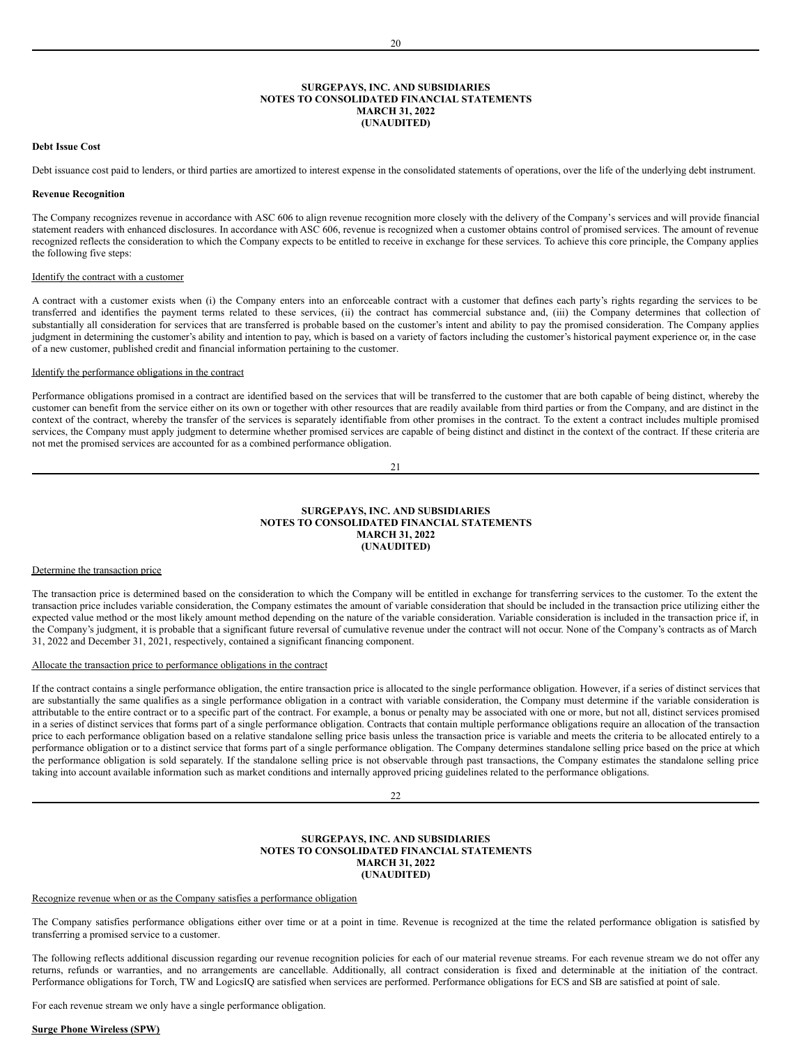**Debt Issue Cost**

Debt issuance cost paid to lenders, or third parties are amortized to interest expense in the consolidated statements of operations, over the life of the underlying debt instrument.

**Revenue Recognition**

The Company recognizes revenue in accordance with ASC 606 to align revenue recognition more closely with the delivery of the Company's services and will provide financial statement readers with enhanced disclosures. In accordance with ASC 606, revenue is recognized when a customer obtains control of promised services. The amount of revenue recognized reflects the consideration to which the Company expects to be entitled to receive in exchange for these services. To achieve this core principle, the Company applies the following five steps:

Identify the contract with a customer

A contract with a customer exists when (i) the Company enters into an enforceable contract with a customer that defines each party's rights regarding the services to be transferred and identifies the payment terms related to these services, (ii) the contract has commercial substance and, (iii) the Company determines that collection of substantially all consideration for services that are transferred is probable based on the customer's intent and ability to pay the promised consideration. The Company applies judgment in determining the customer's ability and intention to pay, which is based on a variety of factors including the customer's historical payment experience or, in the case of a new customer, published credit and financial information pertaining to the customer.

Identify the performance obligations in the contract

Performance obligations promised in a contract are identified based on the services that will be transferred to the customer that are both capable of being distinct, whereby the customer can benefit from the service either on its own or together with other resources that are readily available from third parties or from the Company, and are distinct in the context of the contract, whereby the transfer of the services is separately identifiable from other promises in the contract. To the extent a contract includes multiple promised services, the Company must apply judgment to determine whether promised services are capable of being distinct and distinct in the context of the contract. If these criteria are not met the promised services are accounted for as a combined performance obligation.

Determine the transaction price

The transaction price is determined based on the consideration to which the Company will be entitled in exchange for transferring services to the customer. To the extent the transaction price includes variable consideration, the Company estimates the amount of variable consideration that should be included in the transaction price utilizing either the expected value method or the most likely amount method depending on the nature of the variable consideration. Variable consideration is included in the transaction price if, in the Company's judgment, it is probable that a significant future reversal of cumulative revenue under the contract will not occur. None of the Company's contracts as of March 31, 2022 and December 31, 2021, respectively, contained a significant financing component.

Allocate the transaction price to performance obligations in the contract

If the contract contains a single performance obligation, the entire transaction price is allocated to the single performance obligation. However, if a series of distinct services that are substantially the same qualifies as a single performance obligation in a contract with variable consideration, the Company must determine if the variable consideration is attributable to the entire contract or to a specific part of the contract. For example, a bonus or penalty may be associated with one or more, but not all, distinct services promised in a series of distinct services that forms part of a single performance obligation. Contracts that contain multiple performance obligations require an allocation of the transaction price to each performance obligation based on a relative standalone selling price basis unless the transaction price is variable and meets the criteria to be allocated entirely to a performance obligation or to a distinct service that forms part of a single performance obligation. The Company determines standalone selling price based on the price at which the performance obligation is sold separately. If the standalone selling price is not observable through past transactions, the Company estimates the standalone selling price taking into account available information such as market conditions and internally approved pricing guidelines related to the performance obligations.

Recognize revenue when or as the Company satisfies a performance obligation

The Company satisfies performance obligations either over time or at a point in time. Revenue is recognized at the time the related performance obligation is satisfied by transferring a promised service to a customer.

The following reflects additional discussion regarding our revenue recognition policies for each of our material revenue streams. For each revenue stream we do not offer any returns, refunds or warranties, and no arrangements are cancellable. Additionally, all contract consideration is fixed and determinable at the initiation of the contract. Performance obligations for Torch, TW and LogicsIQ are satisfied when services are performed. Performance obligations for ECS and SB are satisfied at point of sale.

For each revenue stream we only have a single performance obligation.

**Surge Phone Wireless (SPW)**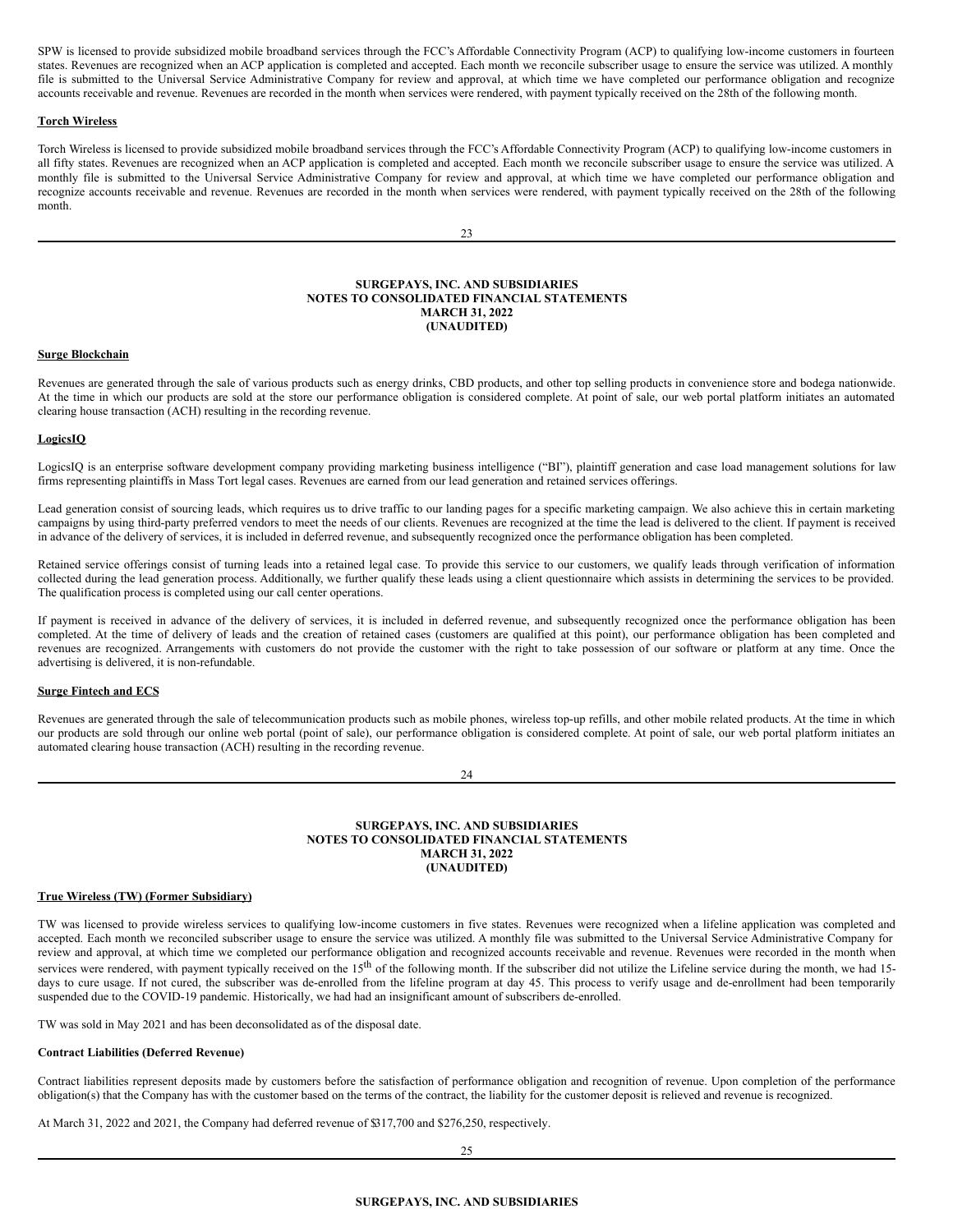SPW is licensed to provide subsidized mobile broadband services through the FCC's Affordable Connectivity Program (ACP) to qualifying low-income customers in fourteen states. Revenues are recognized when an ACP application is completed and accepted. Each month we reconcile subscriber usage to ensure the service was utilized. A monthly file is submitted to the Universal Service Administrative Company for review and approval, at which time we have completed our performance obligation and recognize accounts receivable and revenue. Revenues are recorded in the month when services were rendered, with payment typically received on the 28th of the following month.

**Torch Wireless**

Torch Wireless is licensed to provide subsidized mobile broadband services through the FCC's Affordable Connectivity Program (ACP) to qualifying low-income customers in all fifty states. Revenues are recognized when an ACP application is completed and accepted. Each month we reconcile subscriber usage to ensure the service was utilized. A monthly file is submitted to the Universal Service Administrative Company for review and approval, at which time we have completed our performance obligation and recognize accounts receivable and revenue. Revenues are recorded in the month when services were rendered, with payment typically received on the 28th of the following month.

**Surge Blockchain**

Revenues are generated through the sale of various products such as energy drinks, CBD products, and other top selling products in convenience store and bodega nationwide. At the time in which our products are sold at the store our performance obligation is considered complete. At point of sale, our web portal platform initiates an automated clearing house transaction (ACH) resulting in the recording revenue.

**LogicsIQ**

LogicsIQ is an enterprise software development company providing marketing business intelligence ("BI"), plaintiff generation and case load management solutions for law firms representing plaintiffs in Mass Tort legal cases. Revenues are earned from our lead generation and retained services offerings.

Lead generation consist of sourcing leads, which requires us to drive traffic to our landing pages for a specific marketing campaign. We also achieve this in certain marketing campaigns by using third-party preferred vendors to meet the needs of our clients. Revenues are recognized at the time the lead is delivered to the client. If payment is received in advance of the delivery of services, it is included in deferred revenue, and subsequently recognized once the performance obligation has been completed.

Retained service offerings consist of turning leads into a retained legal case. To provide this service to our customers, we qualify leads through verification of information collected during the lead generation process. Additionally, we further qualify these leads using a client questionnaire which assists in determining the services to be provided. The qualification process is completed using our call center operations.

If payment is received in advance of the delivery of services, it is included in deferred revenue, and subsequently recognized once the performance obligation has been completed. At the time of delivery of leads and the creation of retained cases (customers are qualified at this point), our performance obligation has been completed and revenues are recognized. Arrangements with customers do not provide the customer with the right to take possession of our software or platform at any time. Once the advertising is delivered, it is non-refundable.

**Surge Fintech and ECS**

Revenues are generated through the sale of telecommunication products such as mobile phones, wireless top-up refills, and other mobile related products. At the time in which our products are sold through our online web portal (point of sale), our performance obligation is considered complete. At point of sale, our web portal platform initiates an automated clearing house transaction (ACH) resulting in the recording revenue.

**True Wireless (TW) (Former Subsidiary)**

TW was licensed to provide wireless services to qualifying low-income customers in five states. Revenues were recognized when a lifeline application was completed and accepted. Each month we reconciled subscriber usage to ensure the service was utilized. A monthly file was submitted to the Universal Service Administrative Company for review and approval, at which time we completed our performance obligation and recognized accounts receivable and revenue. Revenues were recorded in the month when services were rendered, with payment typically received on the 15th of the following month. If the subscriber did not utilize the Lifeline service during the month, we had 15-days to cure usage. If not cured, the subscriber was de-enrolled from the lifeline program at day 45. This process to verify usage and de-enrollment had been temporarily suspended due to the COVID-19 pandemic. Historically, we had had an insignificant amount of subscribers de-enrolled.

TW was sold in May 2021 and has been deconsolidated as of the disposal date.

**Contract Liabilities (Deferred Revenue)**

Contract liabilities represent deposits made by customers before the satisfaction of performance obligation and recognition of revenue. Upon completion of the performance obligation(s) that the Company has with the customer based on the terms of the contract, the liability for the customer deposit is relieved and revenue is recognized.

At March 31, 2022 and 2021, the Company had deferred revenue of $317,700 and $276,250, respectively.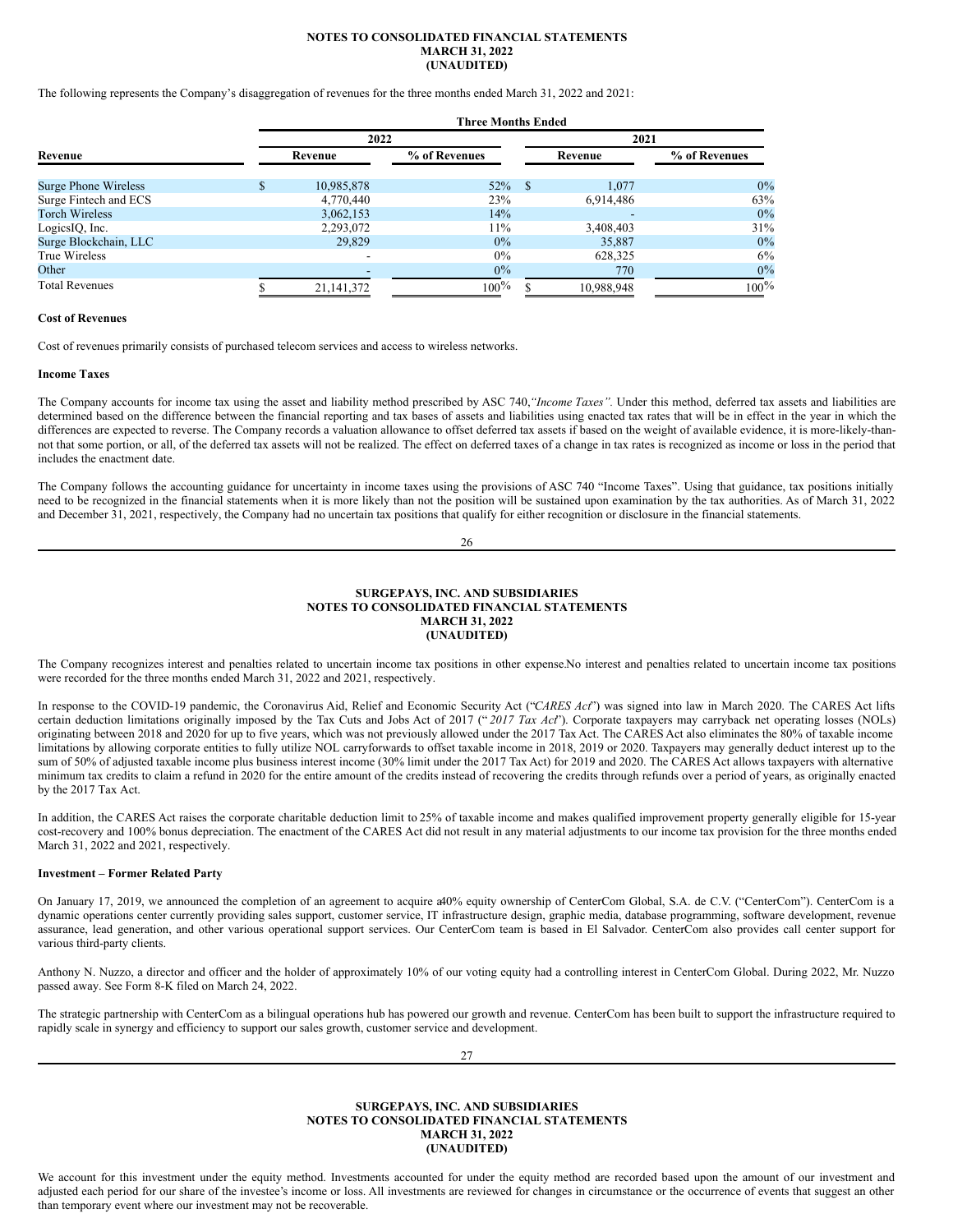The following represents the Company's disaggregation of revenues for the three months ended March 31, 2022 and 2021:

| | Three Months Ended | | | |
|---|---|---|---|---|
| | 2022 | | 2021 | |
| Revenue | Revenue | % of Revenues | Revenue | % of Revenues |
| Surge Phone Wireless | $ 10,985,878 | 52% | $ 1,077 | 0% |
| Surge Fintech and ECS | 4,770,440 | 23% | 6,914,486 | 63% |
| Torch Wireless | 3,062,153 | 14% | - | 0% |
| LogicsIQ, Inc. | 2,293,072 | 11% | 3,408,403 | 31% |
| Surge Blockchain, LLC | 29,829 | 0% | 35,887 | 0% |
| True Wireless | - | 0% | 628,325 | 6% |
| Other | - | 0% | 770 | 0% |
| Total Revenues | $ 21,141,372 | 100% | $ 10,988,948 | 100% |

**Cost of Revenues**

Cost of revenues primarily consists of purchased telecom services and access to wireless networks.

**Income Taxes**

The Company accounts for income tax using the asset and liability method prescribed by ASC 740,*"Income Taxes"*. Under this method, deferred tax assets and liabilities are determined based on the difference between the financial reporting and tax bases of assets and liabilities using enacted tax rates that will be in effect in the year in which the differences are expected to reverse. The Company records a valuation allowance to offset deferred tax assets if based on the weight of available evidence, it is more-likely-than-not that some portion, or all, of the deferred tax assets will not be realized. The effect on deferred taxes of a change in tax rates is recognized as income or loss in the period that includes the enactment date.

The Company follows the accounting guidance for uncertainty in income taxes using the provisions of ASC 740 "Income Taxes". Using that guidance, tax positions initially need to be recognized in the financial statements when it is more likely than not the position will be sustained upon examination by the tax authorities. As of March 31, 2022 and December 31, 2021, respectively, the Company had no uncertain tax positions that qualify for either recognition or disclosure in the financial statements.

The Company recognizes interest and penalties related to uncertain income tax positions in other expense.No interest and penalties related to uncertain income tax positions were recorded for the three months ended March 31, 2022 and 2021, respectively.

In response to the COVID-19 pandemic, the Coronavirus Aid, Relief and Economic Security Act ("*CARES Act*") was signed into law in March 2020. The CARES Act lifts certain deduction limitations originally imposed by the Tax Cuts and Jobs Act of 2017 ("*2017 Tax Act*"). Corporate taxpayers may carryback net operating losses (NOLs) originating between 2018 and 2020 for up to five years, which was not previously allowed under the 2017 Tax Act. The CARES Act also eliminates the 80% of taxable income limitations by allowing corporate entities to fully utilize NOL carryforwards to offset taxable income in 2018, 2019 or 2020. Taxpayers may generally deduct interest up to the sum of 50% of adjusted taxable income plus business interest income (30% limit under the 2017 Tax Act) for 2019 and 2020. The CARES Act allows taxpayers with alternative minimum tax credits to claim a refund in 2020 for the entire amount of the credits instead of recovering the credits through refunds over a period of years, as originally enacted by the 2017 Tax Act.

In addition, the CARES Act raises the corporate charitable deduction limit to 25% of taxable income and makes qualified improvement property generally eligible for 15-year cost-recovery and 100% bonus depreciation. The enactment of the CARES Act did not result in any material adjustments to our income tax provision for the three months ended March 31, 2022 and 2021, respectively.

**Investment – Former Related Party**

On January 17, 2019, we announced the completion of an agreement to acquire a40% equity ownership of CenterCom Global, S.A. de C.V. ("CenterCom"). CenterCom is a dynamic operations center currently providing sales support, customer service, IT infrastructure design, graphic media, database programming, software development, revenue assurance, lead generation, and other various operational support services. Our CenterCom team is based in El Salvador. CenterCom also provides call center support for various third-party clients.

Anthony N. Nuzzo, a director and officer and the holder of approximately 10% of our voting equity had a controlling interest in CenterCom Global. During 2022, Mr. Nuzzo passed away. See Form 8-K filed on March 24, 2022.

The strategic partnership with CenterCom as a bilingual operations hub has powered our growth and revenue. CenterCom has been built to support the infrastructure required to rapidly scale in synergy and efficiency to support our sales growth, customer service and development.

We account for this investment under the equity method. Investments accounted for under the equity method are recorded based upon the amount of our investment and adjusted each period for our share of the investee's income or loss. All investments are reviewed for changes in circumstance or the occurrence of events that suggest an other than temporary event where our investment may not be recoverable.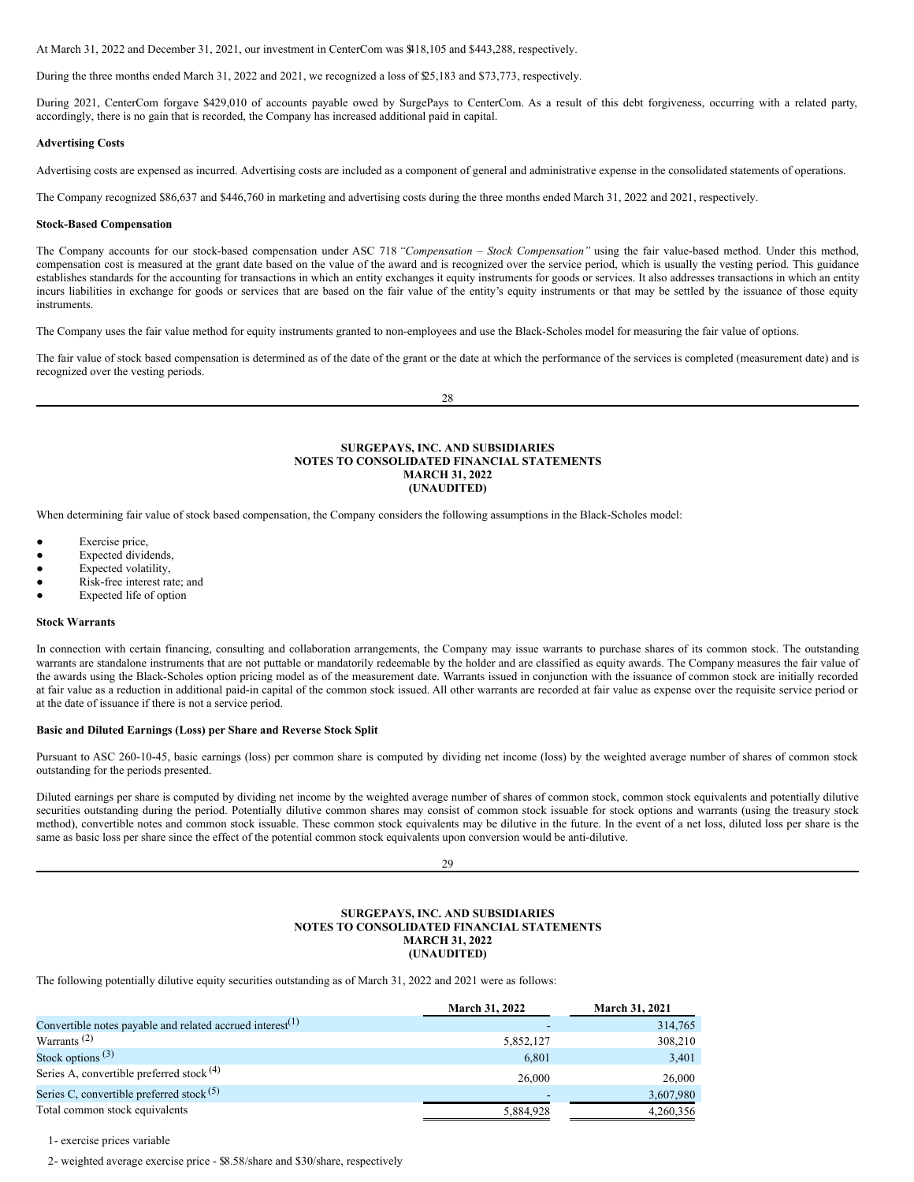At March 31, 2022 and December 31, 2021, our investment in CenterCom was $418,105 and $443,288, respectively.

During the three months ended March 31, 2022 and 2021, we recognized a loss of $25,183 and $73,773, respectively.

During 2021, CenterCom forgave $429,010 of accounts payable owed by SurgePays to CenterCom. As a result of this debt forgiveness, occurring with a related party, accordingly, there is no gain that is recorded, the Company has increased additional paid in capital.

**Advertising Costs**

Advertising costs are expensed as incurred. Advertising costs are included as a component of general and administrative expense in the consolidated statements of operations.

The Company recognized $86,637 and $446,760 in marketing and advertising costs during the three months ended March 31, 2022 and 2021, respectively.

**Stock-Based Compensation**

The Company accounts for our stock-based compensation under ASC 718 *"Compensation – Stock Compensation"* using the fair value-based method. Under this method, compensation cost is measured at the grant date based on the value of the award and is recognized over the service period, which is usually the vesting period. This guidance establishes standards for the accounting for transactions in which an entity exchanges it equity instruments for goods or services. It also addresses transactions in which an entity incurs liabilities in exchange for goods or services that are based on the fair value of the entity's equity instruments or that may be settled by the issuance of those equity instruments.

The Company uses the fair value method for equity instruments granted to non-employees and use the Black-Scholes model for measuring the fair value of options.

The fair value of stock based compensation is determined as of the date of the grant or the date at which the performance of the services is completed (measurement date) and is recognized over the vesting periods.

**SURGEPAYS, INC. AND SUBSIDIARIES**
**NOTES TO CONSOLIDATED FINANCIAL STATEMENTS**
**MARCH 31, 2022**
**(UNAUDITED)**

When determining fair value of stock based compensation, the Company considers the following assumptions in the Black-Scholes model:

- Exercise price,
- Expected dividends,
- Expected volatility,
- Risk-free interest rate; and
- Expected life of option

**Stock Warrants**

In connection with certain financing, consulting and collaboration arrangements, the Company may issue warrants to purchase shares of its common stock. The outstanding warrants are standalone instruments that are not puttable or mandatorily redeemable by the holder and are classified as equity awards. The Company measures the fair value of the awards using the Black-Scholes option pricing model as of the measurement date. Warrants issued in conjunction with the issuance of common stock are initially recorded at fair value as a reduction in additional paid-in capital of the common stock issued. All other warrants are recorded at fair value as expense over the requisite service period or at the date of issuance if there is not a service period.

**Basic and Diluted Earnings (Loss) per Share and Reverse Stock Split**

Pursuant to ASC 260-10-45, basic earnings (loss) per common share is computed by dividing net income (loss) by the weighted average number of shares of common stock outstanding for the periods presented.

Diluted earnings per share is computed by dividing net income by the weighted average number of shares of common stock, common stock equivalents and potentially dilutive securities outstanding during the period. Potentially dilutive common shares may consist of common stock issuable for stock options and warrants (using the treasury stock method), convertible notes and common stock issuable. These common stock equivalents may be dilutive in the future. In the event of a net loss, diluted loss per share is the same as basic loss per share since the effect of the potential common stock equivalents upon conversion would be anti-dilutive.

**SURGEPAYS, INC. AND SUBSIDIARIES**
**NOTES TO CONSOLIDATED FINANCIAL STATEMENTS**
**MARCH 31, 2022**
**(UNAUDITED)**

The following potentially dilutive equity securities outstanding as of March 31, 2022 and 2021 were as follows:

| | March 31, 2022 | March 31, 2021 |
|---|---|---|
| Convertible notes payable and related accrued interest(1) | - | 314,765 |
| Warrants (2) | 5,852,127 | 308,210 |
| Stock options (3) | 6,801 | 3,401 |
| Series A, convertible preferred stock (4) | 26,000 | 26,000 |
| Series C, convertible preferred stock (5) | - | 3,607,980 |
| Total common stock equivalents | 5,884,928 | 4,260,356 |

1- exercise prices variable

2- weighted average exercise price - $8.58/share and $30/share, respectively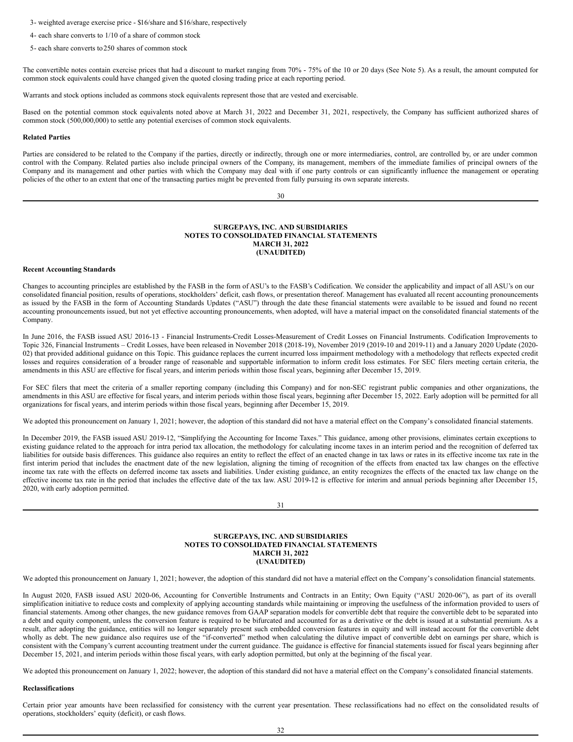3- weighted average exercise price - $16/share and $16/share, respectively

4- each share converts to 1/10 of a share of common stock

5- each share converts to 250 shares of common stock

The convertible notes contain exercise prices that had a discount to market ranging from 70% - 75% of the 10 or 20 days (See Note 5). As a result, the amount computed for common stock equivalents could have changed given the quoted closing trading price at each reporting period.

Warrants and stock options included as commons stock equivalents represent those that are vested and exercisable.

Based on the potential common stock equivalents noted above at March 31, 2022 and December 31, 2021, respectively, the Company has sufficient authorized shares of common stock (500,000,000) to settle any potential exercises of common stock equivalents.

**Related Parties**

Parties are considered to be related to the Company if the parties, directly or indirectly, through one or more intermediaries, control, are controlled by, or are under common control with the Company. Related parties also include principal owners of the Company, its management, members of the immediate families of principal owners of the Company and its management and other parties with which the Company may deal with if one party controls or can significantly influence the management or operating policies of the other to an extent that one of the transacting parties might be prevented from fully pursuing its own separate interests.

**Recent Accounting Standards**

Changes to accounting principles are established by the FASB in the form of ASU's to the FASB's Codification. We consider the applicability and impact of all ASU's on our consolidated financial position, results of operations, stockholders' deficit, cash flows, or presentation thereof. Management has evaluated all recent accounting pronouncements as issued by the FASB in the form of Accounting Standards Updates ("ASU") through the date these financial statements were available to be issued and found no recent accounting pronouncements issued, but not yet effective accounting pronouncements, when adopted, will have a material impact on the consolidated financial statements of the Company.

In June 2016, the FASB issued ASU 2016-13 - Financial Instruments-Credit Losses-Measurement of Credit Losses on Financial Instruments. Codification Improvements to Topic 326, Financial Instruments – Credit Losses, have been released in November 2018 (2018-19), November 2019 (2019-10 and 2019-11) and a January 2020 Update (2020-02) that provided additional guidance on this Topic. This guidance replaces the current incurred loss impairment methodology with a methodology that reflects expected credit losses and requires consideration of a broader range of reasonable and supportable information to inform credit loss estimates. For SEC filers meeting certain criteria, the amendments in this ASU are effective for fiscal years, and interim periods within those fiscal years, beginning after December 15, 2019.

For SEC filers that meet the criteria of a smaller reporting company (including this Company) and for non-SEC registrant public companies and other organizations, the amendments in this ASU are effective for fiscal years, and interim periods within those fiscal years, beginning after December 15, 2022. Early adoption will be permitted for all organizations for fiscal years, and interim periods within those fiscal years, beginning after December 15, 2019.

We adopted this pronouncement on January 1, 2021; however, the adoption of this standard did not have a material effect on the Company's consolidated financial statements.

In December 2019, the FASB issued ASU 2019-12, "Simplifying the Accounting for Income Taxes." This guidance, among other provisions, eliminates certain exceptions to existing guidance related to the approach for intra period tax allocation, the methodology for calculating income taxes in an interim period and the recognition of deferred tax liabilities for outside basis differences. This guidance also requires an entity to reflect the effect of an enacted change in tax laws or rates in its effective income tax rate in the first interim period that includes the enactment date of the new legislation, aligning the timing of recognition of the effects from enacted tax law changes on the effective income tax rate with the effects on deferred income tax assets and liabilities. Under existing guidance, an entity recognizes the effects of the enacted tax law change on the effective income tax rate in the period that includes the effective date of the tax law. ASU 2019-12 is effective for interim and annual periods beginning after December 15, 2020, with early adoption permitted.

We adopted this pronouncement on January 1, 2021; however, the adoption of this standard did not have a material effect on the Company's consolidation financial statements.

In August 2020, FASB issued ASU 2020-06, Accounting for Convertible Instruments and Contracts in an Entity; Own Equity ("ASU 2020-06"), as part of its overall simplification initiative to reduce costs and complexity of applying accounting standards while maintaining or improving the usefulness of the information provided to users of financial statements. Among other changes, the new guidance removes from GAAP separation models for convertible debt that require the convertible debt to be separated into a debt and equity component, unless the conversion feature is required to be bifurcated and accounted for as a derivative or the debt is issued at a substantial premium. As a result, after adopting the guidance, entities will no longer separately present such embedded conversion features in equity and will instead account for the convertible debt wholly as debt. The new guidance also requires use of the "if-converted" method when calculating the dilutive impact of convertible debt on earnings per share, which is consistent with the Company's current accounting treatment under the current guidance. The guidance is effective for financial statements issued for fiscal years beginning after December 15, 2021, and interim periods within those fiscal years, with early adoption permitted, but only at the beginning of the fiscal year.

We adopted this pronouncement on January 1, 2022; however, the adoption of this standard did not have a material effect on the Company's consolidated financial statements.

**Reclassifications**

Certain prior year amounts have been reclassified for consistency with the current year presentation. These reclassifications had no effect on the consolidated results of operations, stockholders' equity (deficit), or cash flows.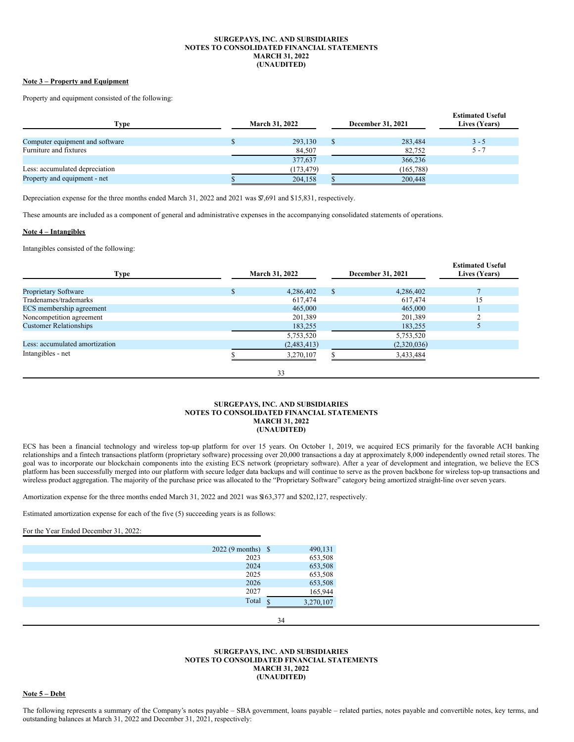## Note 3 – Property and Equipment

Property and equipment consisted of the following:

| Type | March 31, 2022 | December 31, 2021 | Estimated Useful Lives (Years) |
|---|---|---|---|
| Computer equipment and software | $ 293,130 | $ 283,484 | 3 - 5 |
| Furniture and fixtures | 84,507 | 82,752 | 5 - 7 |
| | 377,637 | 366,236 | |
| Less: accumulated depreciation | (173,479) | (165,788) | |
| Property and equipment - net | $ 204,158 | $ 200,448 | |

Depreciation expense for the three months ended March 31, 2022 and 2021 was $7,691 and $15,831, respectively.

These amounts are included as a component of general and administrative expenses in the accompanying consolidated statements of operations.

## Note 4 – Intangibles

Intangibles consisted of the following:

| Type | March 31, 2022 | December 31, 2021 | Estimated Useful Lives (Years) |
|---|---|---|---|
| Proprietary Software | $ 4,286,402 | $ 4,286,402 | 7 |
| Tradenames/trademarks | 617,474 | 617,474 | 15 |
| ECS membership agreement | 465,000 | 465,000 | 1 |
| Noncompetition agreement | 201,389 | 201,389 | 2 |
| Customer Relationships | 183,255 | 183,255 | 5 |
| | 5,753,520 | 5,753,520 | |
| Less: accumulated amortization | (2,483,413) | (2,320,036) | |
| Intangibles - net | $ 3,270,107 | $ 3,433,484 | |

ECS has been a financial technology and wireless top-up platform for over 15 years. On October 1, 2019, we acquired ECS primarily for the favorable ACH banking relationships and a fintech transactions platform (proprietary software) processing over 20,000 transactions a day at approximately 8,000 independently owned retail stores. The goal was to incorporate our blockchain components into the existing ECS network (proprietary software). After a year of development and integration, we believe the ECS platform has been successfully merged into our platform with secure ledger data backups and will continue to serve as the proven backbone for wireless top-up transactions and wireless product aggregation. The majority of the purchase price was allocated to the "Proprietary Software" category being amortized straight-line over seven years.

Amortization expense for the three months ended March 31, 2022 and 2021 was $163,377 and $202,127, respectively.

Estimated amortization expense for each of the five (5) succeeding years is as follows:

For the Year Ended December 31, 2022:

| | |
|---|---|
| 2022 (9 months) | $ 490,131 |
| 2023 | 653,508 |
| 2024 | 653,508 |
| 2025 | 653,508 |
| 2026 | 653,508 |
| 2027 | 165,944 |
| Total | $ 3,270,107 |

## Note 5 – Debt

The following represents a summary of the Company's notes payable – SBA government, loans payable – related parties, notes payable and convertible notes, key terms, and outstanding balances at March 31, 2022 and December 31, 2021, respectively: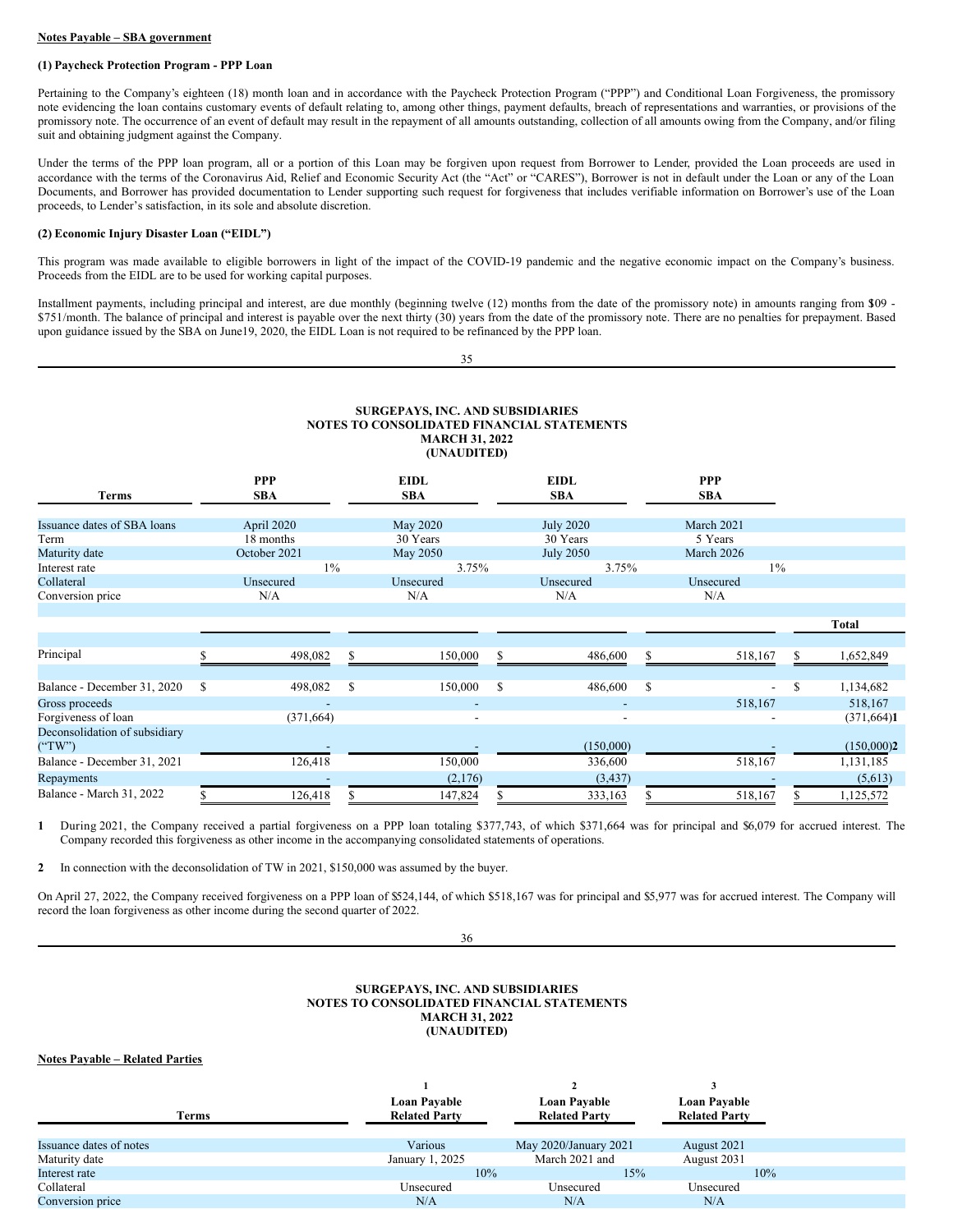**Notes Payable – SBA government**

**(1) Paycheck Protection Program - PPP Loan**

Pertaining to the Company's eighteen (18) month loan and in accordance with the Paycheck Protection Program ("PPP") and Conditional Loan Forgiveness, the promissory note evidencing the loan contains customary events of default relating to, among other things, payment defaults, breach of representations and warranties, or provisions of the promissory note. The occurrence of an event of default may result in the repayment of all amounts outstanding, collection of all amounts owing from the Company, and/or filing suit and obtaining judgment against the Company.

Under the terms of the PPP loan program, all or a portion of this Loan may be forgiven upon request from Borrower to Lender, provided the Loan proceeds are used in accordance with the terms of the Coronavirus Aid, Relief and Economic Security Act (the "Act" or "CARES"), Borrower is not in default under the Loan or any of the Loan Documents, and Borrower has provided documentation to Lender supporting such request for forgiveness that includes verifiable information on Borrower's use of the Loan proceeds, to Lender's satisfaction, in its sole and absolute discretion.

**(2) Economic Injury Disaster Loan ("EIDL")**

This program was made available to eligible borrowers in light of the impact of the COVID-19 pandemic and the negative economic impact on the Company's business. Proceeds from the EIDL are to be used for working capital purposes.

Installment payments, including principal and interest, are due monthly (beginning twelve (12) months from the date of the promissory note) in amounts ranging from $09 - $751/month. The balance of principal and interest is payable over the next thirty (30) years from the date of the promissory note. There are no penalties for prepayment. Based upon guidance issued by the SBA on June19, 2020, the EIDL Loan is not required to be refinanced by the PPP loan.

**SURGEPAYS, INC. AND SUBSIDIARIES**
**NOTES TO CONSOLIDATED FINANCIAL STATEMENTS**
**MARCH 31, 2022**
**(UNAUDITED)**

| Terms | PPP SBA | EIDL SBA | EIDL SBA | PPP SBA | Total |
|---|---|---|---|---|---|
| Issuance dates of SBA loans | April 2020 | May 2020 | July 2020 | March 2021 | |
| Term | 18 months | 30 Years | 30 Years | 5 Years | |
| Maturity date | October 2021 | May 2050 | July 2050 | March 2026 | |
| Interest rate | 1% | 3.75% | 3.75% | 1% | |
| Collateral | Unsecured | Unsecured | Unsecured | Unsecured | |
| Conversion price | N/A | N/A | N/A | N/A | |
| Principal | $ 498,082 | $ 150,000 | $ 486,600 | $ 518,167 | $ 1,652,849 |
| Balance - December 31, 2020 | $ 498,082 | $ 150,000 | $ 486,600 | $ - | $ 1,134,682 |
| Gross proceeds | - | - | - | 518,167 | 518,167 |
| Forgiveness of loan | (371,664) | - | - | - | (371,664)**1** |
| Deconsolidation of subsidiary ("TW") | - | - | (150,000) | - | (150,000)**2** |
| Balance - December 31, 2021 | 126,418 | 150,000 | 336,600 | 518,167 | 1,131,185 |
| Repayments | - | (2,176) | (3,437) | - | (5,613) |
| Balance - March 31, 2022 | $ 126,418 | $ 147,824 | $ 333,163 | $ 518,167 | $ 1,125,572 |

**1** During 2021, the Company received a partial forgiveness on a PPP loan totaling $377,743, of which $371,664 was for principal and $6,079 for accrued interest. The Company recorded this forgiveness as other income in the accompanying consolidated statements of operations.

**2** In connection with the deconsolidation of TW in 2021, $150,000 was assumed by the buyer.

On April 27, 2022, the Company received forgiveness on a PPP loan of $524,144, of which $518,167 was for principal and $5,977 was for accrued interest. The Company will record the loan forgiveness as other income during the second quarter of 2022.

**SURGEPAYS, INC. AND SUBSIDIARIES**
**NOTES TO CONSOLIDATED FINANCIAL STATEMENTS**
**MARCH 31, 2022**
**(UNAUDITED)**

**Notes Payable – Related Parties**

| Terms | 1<br>Loan Payable Related Party | 2<br>Loan Payable Related Party | 3<br>Loan Payable Related Party |
|---|---|---|---|
| Issuance dates of notes | Various | May 2020/January 2021 | August 2021 |
| Maturity date | January 1, 2025 | March 2021 and | August 2031 |
| Interest rate | 10% | 15% | 10% |
| Collateral | Unsecured | Unsecured | Unsecured |
| Conversion price | N/A | N/A | N/A |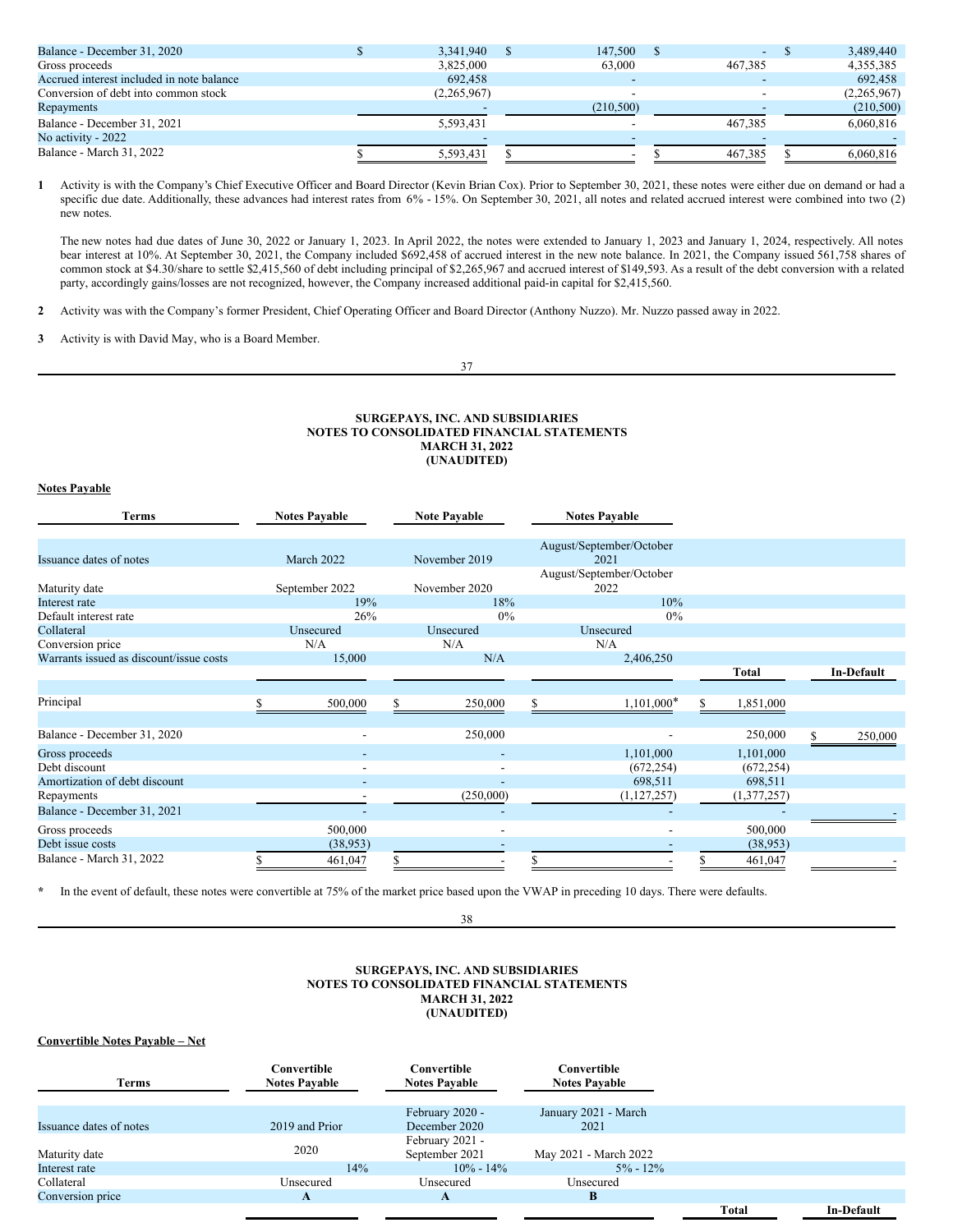| | | | | |
|---|---|---|---|---|
| Balance - December 31, 2020 | $ 3,341,940 | $ 147,500 | $ - | $ 3,489,440 |
| Gross proceeds | 3,825,000 | 63,000 | 467,385 | 4,355,385 |
| Accrued interest included in note balance | 692,458 | - | - | 692,458 |
| Conversion of debt into common stock | (2,265,967) | - | - | (2,265,967) |
| Repayments | - | (210,500) | - | (210,500) |
| Balance - December 31, 2021 | 5,593,431 | - | 467,385 | 6,060,816 |
| No activity - 2022 | - | - | - | - |
| Balance - March 31, 2022 | $ 5,593,431 | $ - | $ 467,385 | $ 6,060,816 |

**1** Activity is with the Company's Chief Executive Officer and Board Director (Kevin Brian Cox). Prior to September 30, 2021, these notes were either due on demand or had a specific due date. Additionally, these advances had interest rates from 6% - 15%. On September 30, 2021, all notes and related accrued interest were combined into two (2) new notes.

The new notes had due dates of June 30, 2022 or January 1, 2023. In April 2022, the notes were extended to January 1, 2023 and January 1, 2024, respectively. All notes bear interest at 10%. At September 30, 2021, the Company included $692,458 of accrued interest in the new note balance. In 2021, the Company issued 561,758 shares of common stock at $4.30/share to settle $2,415,560 of debt including principal of $2,265,967 and accrued interest of $149,593. As a result of the debt conversion with a related party, accordingly gains/losses are not recognized, however, the Company increased additional paid-in capital for $2,415,560.

**2** Activity was with the Company's former President, Chief Operating Officer and Board Director (Anthony Nuzzo). Mr. Nuzzo passed away in 2022.

**3** Activity is with David May, who is a Board Member.

## SURGEPAYS, INC. AND SUBSIDIARIES
## NOTES TO CONSOLIDATED FINANCIAL STATEMENTS
## MARCH 31, 2022
## (UNAUDITED)

**Notes Payable**

| Terms | Notes Payable | Note Payable | Notes Payable | Total | In-Default |
|---|---|---|---|---|---|
| Issuance dates of notes | March 2022 | November 2019 | August/September/October 2021 | | |
| Maturity date | September 2022 | November 2020 | August/September/October 2022 | | |
| Interest rate | 19% | 18% | 10% | | |
| Default interest rate | 26% | 0% | 0% | | |
| Collateral | Unsecured | Unsecured | Unsecured | | |
| Conversion price | N/A | N/A | N/A | | |
| Warrants issued as discount/issue costs | 15,000 | N/A | 2,406,250 | | |
| Principal | $ 500,000 | $ 250,000 | $ 1,101,000* | $ 1,851,000 | |
| Balance - December 31, 2020 | - | 250,000 | - | 250,000 | $ 250,000 |
| Gross proceeds | - | - | 1,101,000 | 1,101,000 | |
| Debt discount | - | - | (672,254) | (672,254) | |
| Amortization of debt discount | - | - | 698,511 | 698,511 | |
| Repayments | - | (250,000) | (1,127,257) | (1,377,257) | |
| Balance - December 31, 2021 | - | - | - | - | - |
| Gross proceeds | 500,000 | - | - | 500,000 | |
| Debt issue costs | (38,953) | - | - | (38,953) | |
| Balance - March 31, 2022 | $ 461,047 | $ - | $ - | $ 461,047 | - |

\* In the event of default, these notes were convertible at 75% of the market price based upon the VWAP in preceding 10 days. There were defaults.

## SURGEPAYS, INC. AND SUBSIDIARIES
## NOTES TO CONSOLIDATED FINANCIAL STATEMENTS
## MARCH 31, 2022
## (UNAUDITED)

**Convertible Notes Payable – Net**

| Terms | Convertible Notes Payable | Convertible Notes Payable | Convertible Notes Payable | Total | In-Default |
|---|---|---|---|---|---|
| Issuance dates of notes | 2019 and Prior | February 2020 - December 2020 | January 2021 - March 2021 | | |
| Maturity date | 2020 | February 2021 - September 2021 | May 2021 - March 2022 | | |
| Interest rate | 14% | 10% - 14% | 5% - 12% | | |
| Collateral | Unsecured | Unsecured | Unsecured | | |
| Conversion price | **A** | **A** | **B** | | |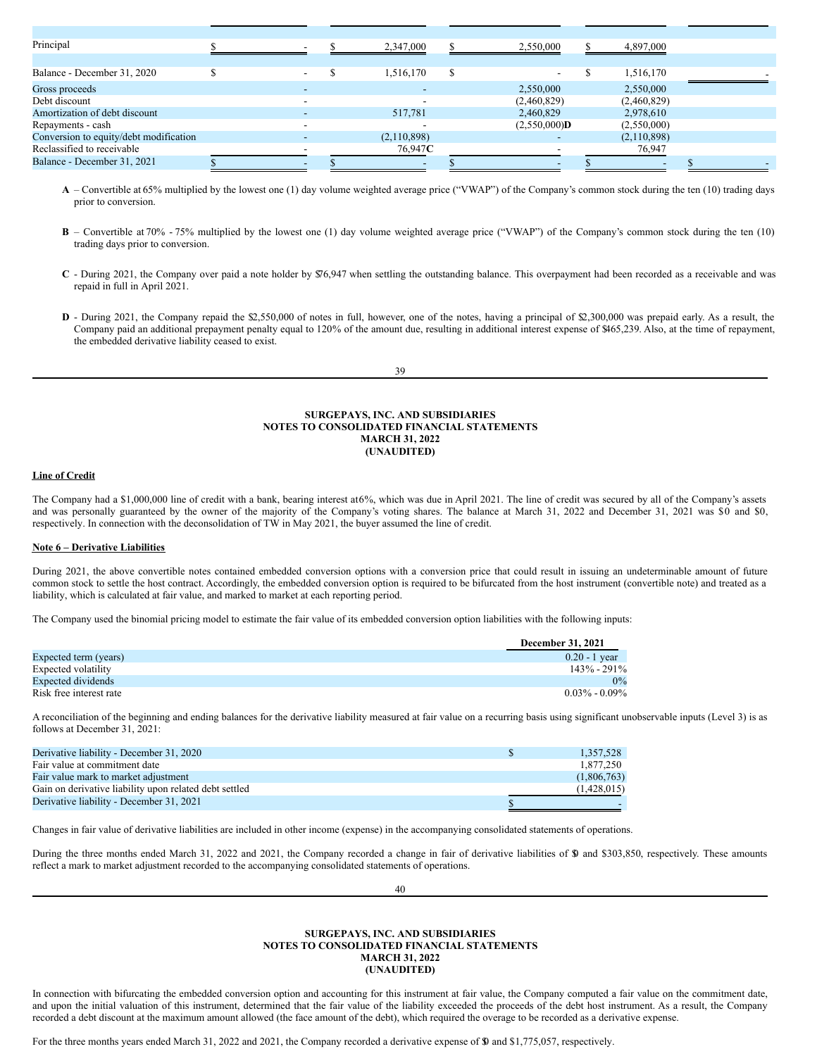| | | | | | |
|---|---|---|---|---|---|
| Principal | $ - | $ 2,347,000 | $ 2,550,000 | $ 4,897,000 | |
| | | | | | |
| Balance - December 31, 2020 | $ - | $ 1,516,170 | $ - | $ 1,516,170 | - |
| Gross proceeds | - | - | 2,550,000 | 2,550,000 | |
| Debt discount | - | - | (2,460,829) | (2,460,829) | |
| Amortization of debt discount | - | 517,781 | 2,460,829 | 2,978,610 | |
| Repayments - cash | - | - | (2,550,000)**D** | (2,550,000) | |
| Conversion to equity/debt modification | - | (2,110,898) | - | (2,110,898) | |
| Reclassified to receivable | - | 76,947**C** | - | 76,947 | |
| Balance - December 31, 2021 | $ - | $ - | $ - | $ - | $ - |

**A** – Convertible at 65% multiplied by the lowest one (1) day volume weighted average price ("VWAP") of the Company's common stock during the ten (10) trading days prior to conversion.

**B** – Convertible at 70% - 75% multiplied by the lowest one (1) day volume weighted average price ("VWAP") of the Company's common stock during the ten (10) trading days prior to conversion.

**C** - During 2021, the Company over paid a note holder by $76,947 when settling the outstanding balance. This overpayment had been recorded as a receivable and was repaid in full in April 2021.

**D** - During 2021, the Company repaid the $2,550,000 of notes in full, however, one of the notes, having a principal of $2,300,000 was prepaid early. As a result, the Company paid an additional prepayment penalty equal to 120% of the amount due, resulting in additional interest expense of $465,239. Also, at the time of repayment, the embedded derivative liability ceased to exist.

**SURGEPAYS, INC. AND SUBSIDIARIES**
**NOTES TO CONSOLIDATED FINANCIAL STATEMENTS**
**MARCH 31, 2022**
**(UNAUDITED)**

**Line of Credit**

The Company had a $1,000,000 line of credit with a bank, bearing interest at 6%, which was due in April 2021. The line of credit was secured by all of the Company's assets and was personally guaranteed by the owner of the majority of the Company's voting shares. The balance at March 31, 2022 and December 31, 2021 was $0 and $0, respectively. In connection with the deconsolidation of TW in May 2021, the buyer assumed the line of credit.

**Note 6 – Derivative Liabilities**

During 2021, the above convertible notes contained embedded conversion options with a conversion price that could result in issuing an undeterminable amount of future common stock to settle the host contract. Accordingly, the embedded conversion option is required to be bifurcated from the host instrument (convertible note) and treated as a liability, which is calculated at fair value, and marked to market at each reporting period.

The Company used the binomial pricing model to estimate the fair value of its embedded conversion option liabilities with the following inputs:

| | December 31, 2021 |
|---|---|
| Expected term (years) | 0.20 - 1 year |
| Expected volatility | 143% - 291% |
| Expected dividends | 0% |
| Risk free interest rate | 0.03% - 0.09% |

A reconciliation of the beginning and ending balances for the derivative liability measured at fair value on a recurring basis using significant unobservable inputs (Level 3) is as follows at December 31, 2021:

| | |
|---|---|
| Derivative liability - December 31, 2020 | $ 1,357,528 |
| Fair value at commitment date | 1,877,250 |
| Fair value mark to market adjustment | (1,806,763) |
| Gain on derivative liability upon related debt settled | (1,428,015) |
| Derivative liability - December 31, 2021 | $ - |

Changes in fair value of derivative liabilities are included in other income (expense) in the accompanying consolidated statements of operations.

During the three months ended March 31, 2022 and 2021, the Company recorded a change in fair of derivative liabilities of $0 and $303,850, respectively. These amounts reflect a mark to market adjustment recorded to the accompanying consolidated statements of operations.

**SURGEPAYS, INC. AND SUBSIDIARIES**
**NOTES TO CONSOLIDATED FINANCIAL STATEMENTS**
**MARCH 31, 2022**
**(UNAUDITED)**

In connection with bifurcating the embedded conversion option and accounting for this instrument at fair value, the Company computed a fair value on the commitment date, and upon the initial valuation of this instrument, determined that the fair value of the liability exceeded the proceeds of the debt host instrument. As a result, the Company recorded a debt discount at the maximum amount allowed (the face amount of the debt), which required the overage to be recorded as a derivative expense.

For the three months years ended March 31, 2022 and 2021, the Company recorded a derivative expense of $0 and $1,775,057, respectively.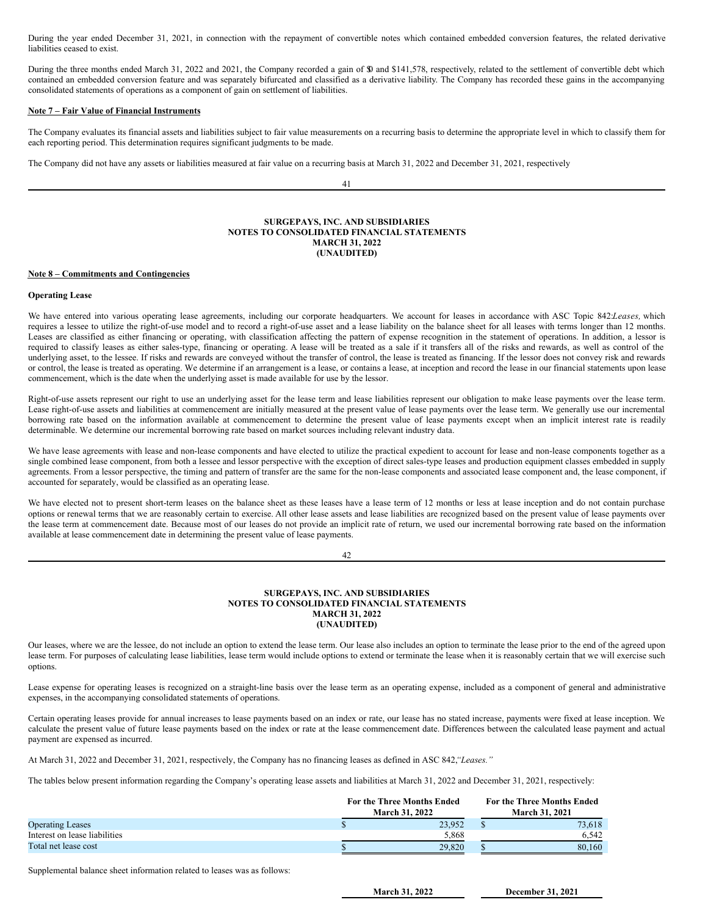During the year ended December 31, 2021, in connection with the repayment of convertible notes which contained embedded conversion features, the related derivative liabilities ceased to exist.

During the three months ended March 31, 2022 and 2021, the Company recorded a gain of $0 and $141,578, respectively, related to the settlement of convertible debt which contained an embedded conversion feature and was separately bifurcated and classified as a derivative liability. The Company has recorded these gains in the accompanying consolidated statements of operations as a component of gain on settlement of liabilities.

**Note 7 – Fair Value of Financial Instruments**

The Company evaluates its financial assets and liabilities subject to fair value measurements on a recurring basis to determine the appropriate level in which to classify them for each reporting period. This determination requires significant judgments to be made.

The Company did not have any assets or liabilities measured at fair value on a recurring basis at March 31, 2022 and December 31, 2021, respectively

**SURGEPAYS, INC. AND SUBSIDIARIES**
**NOTES TO CONSOLIDATED FINANCIAL STATEMENTS**
**MARCH 31, 2022**
**(UNAUDITED)**

**Note 8 – Commitments and Contingencies**

**Operating Lease**

We have entered into various operating lease agreements, including our corporate headquarters. We account for leases in accordance with ASC Topic 842:*Leases,* which requires a lessee to utilize the right-of-use model and to record a right-of-use asset and a lease liability on the balance sheet for all leases with terms longer than 12 months. Leases are classified as either financing or operating, with classification affecting the pattern of expense recognition in the statement of operations. In addition, a lessor is required to classify leases as either sales-type, financing or operating. A lease will be treated as a sale if it transfers all of the risks and rewards, as well as control of the underlying asset, to the lessee. If risks and rewards are conveyed without the transfer of control, the lease is treated as financing. If the lessor does not convey risk and rewards or control, the lease is treated as operating. We determine if an arrangement is a lease, or contains a lease, at inception and record the lease in our financial statements upon lease commencement, which is the date when the underlying asset is made available for use by the lessor.

Right-of-use assets represent our right to use an underlying asset for the lease term and lease liabilities represent our obligation to make lease payments over the lease term. Lease right-of-use assets and liabilities at commencement are initially measured at the present value of lease payments over the lease term. We generally use our incremental borrowing rate based on the information available at commencement to determine the present value of lease payments except when an implicit interest rate is readily determinable. We determine our incremental borrowing rate based on market sources including relevant industry data.

We have lease agreements with lease and non-lease components and have elected to utilize the practical expedient to account for lease and non-lease components together as a single combined lease component, from both a lessee and lessor perspective with the exception of direct sales-type leases and production equipment classes embedded in supply agreements. From a lessor perspective, the timing and pattern of transfer are the same for the non-lease components and associated lease component and, the lease component, if accounted for separately, would be classified as an operating lease.

We have elected not to present short-term leases on the balance sheet as these leases have a lease term of 12 months or less at lease inception and do not contain purchase options or renewal terms that we are reasonably certain to exercise. All other lease assets and lease liabilities are recognized based on the present value of lease payments over the lease term at commencement date. Because most of our leases do not provide an implicit rate of return, we used our incremental borrowing rate based on the information available at lease commencement date in determining the present value of lease payments.

**SURGEPAYS, INC. AND SUBSIDIARIES**
**NOTES TO CONSOLIDATED FINANCIAL STATEMENTS**
**MARCH 31, 2022**
**(UNAUDITED)**

Our leases, where we are the lessee, do not include an option to extend the lease term. Our lease also includes an option to terminate the lease prior to the end of the agreed upon lease term. For purposes of calculating lease liabilities, lease term would include options to extend or terminate the lease when it is reasonably certain that we will exercise such options.

Lease expense for operating leases is recognized on a straight-line basis over the lease term as an operating expense, included as a component of general and administrative expenses, in the accompanying consolidated statements of operations.

Certain operating leases provide for annual increases to lease payments based on an index or rate, our lease has no stated increase, payments were fixed at lease inception. We calculate the present value of future lease payments based on the index or rate at the lease commencement date. Differences between the calculated lease payment and actual payment are expensed as incurred.

At March 31, 2022 and December 31, 2021, respectively, the Company has no financing leases as defined in ASC 842,*"Leases."*

The tables below present information regarding the Company's operating lease assets and liabilities at March 31, 2022 and December 31, 2021, respectively:

| | For the Three Months Ended March 31, 2022 | For the Three Months Ended March 31, 2021 |
|---|---|---|
| Operating Leases | $ 23,952 | $ 73,618 |
| Interest on lease liabilities | 5,868 | 6,542 |
| Total net lease cost | $ 29,820 | $ 80,160 |

Supplemental balance sheet information related to leases was as follows:

| | March 31, 2022 | December 31, 2021 |
|---|---|---|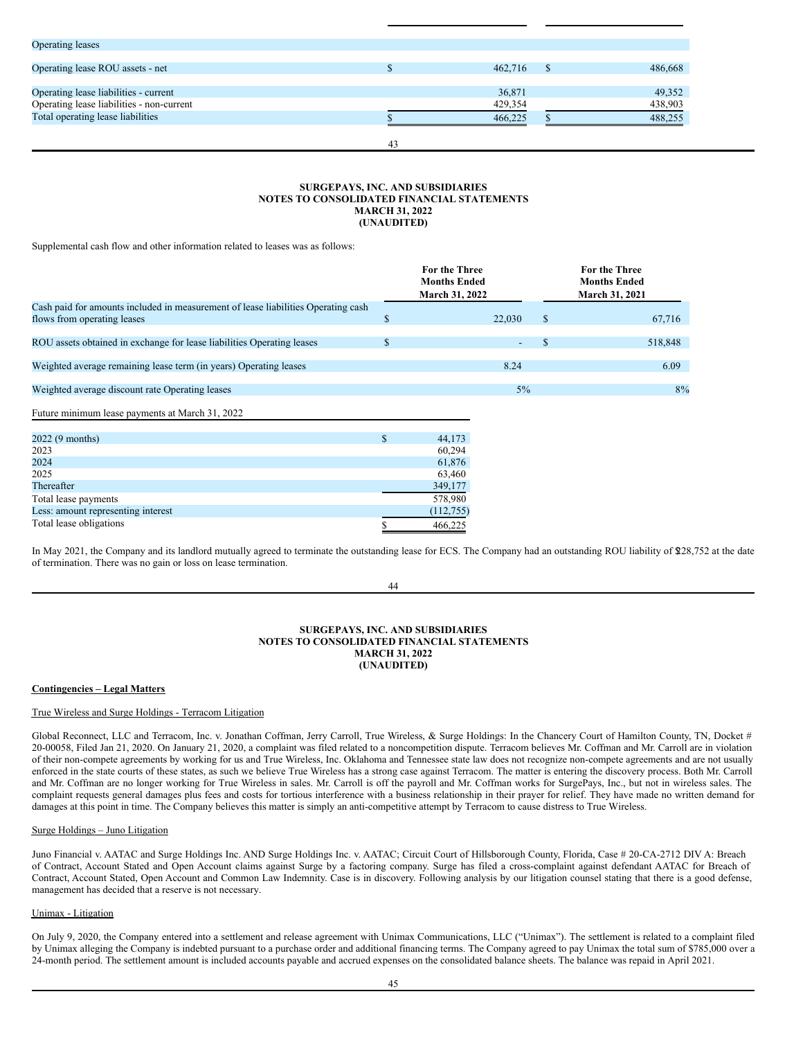| | | |
|---|---|---|
| Operating leases | | |
| Operating lease ROU assets - net | $ 462,716 | $ 486,668 |
| Operating lease liabilities - current | 36,871 | 49,352 |
| Operating lease liabilities - non-current | 429,354 | 438,903 |
| Total operating lease liabilities | $ 466,225 | $ 488,255 |

**SURGEPAYS, INC. AND SUBSIDIARIES**
**NOTES TO CONSOLIDATED FINANCIAL STATEMENTS**
**MARCH 31, 2022**
**(UNAUDITED)**

Supplemental cash flow and other information related to leases was as follows:

| | For the Three Months Ended March 31, 2022 | For the Three Months Ended March 31, 2021 |
|---|---|---|
| Cash paid for amounts included in measurement of lease liabilities Operating cash flows from operating leases | $ 22,030 | $ 67,716 |
| ROU assets obtained in exchange for lease liabilities Operating leases | $ - | $ 518,848 |
| Weighted average remaining lease term (in years) Operating leases | 8.24 | 6.09 |
| Weighted average discount rate Operating leases | 5% | 8% |

| Future minimum lease payments at March 31, 2022 | |
|---|---|
| 2022 (9 months) | $ 44,173 |
| 2023 | 60,294 |
| 2024 | 61,876 |
| 2025 | 63,460 |
| Thereafter | 349,177 |
| Total lease payments | 578,980 |
| Less: amount representing interest | (112,755) |
| Total lease obligations | $ 466,225 |

In May 2021, the Company and its landlord mutually agreed to terminate the outstanding lease for ECS. The Company had an outstanding ROU liability of $28,752 at the date of termination. There was no gain or loss on lease termination.

**SURGEPAYS, INC. AND SUBSIDIARIES**
**NOTES TO CONSOLIDATED FINANCIAL STATEMENTS**
**MARCH 31, 2022**
**(UNAUDITED)**

**Contingencies – Legal Matters**

True Wireless and Surge Holdings - Terracom Litigation

Global Reconnect, LLC and Terracom, Inc. v. Jonathan Coffman, Jerry Carroll, True Wireless, & Surge Holdings: In the Chancery Court of Hamilton County, TN, Docket # 20-00058, Filed Jan 21, 2020. On January 21, 2020, a complaint was filed related to a noncompetition dispute. Terracom believes Mr. Coffman and Mr. Carroll are in violation of their non-compete agreements by working for us and True Wireless, Inc. Oklahoma and Tennessee state law does not recognize non-compete agreements and are not usually enforced in the state courts of these states, as such we believe True Wireless has a strong case against Terracom. The matter is entering the discovery process. Both Mr. Carroll and Mr. Coffman are no longer working for True Wireless in sales. Mr. Carroll is off the payroll and Mr. Coffman works for SurgePays, Inc., but not in wireless sales. The complaint requests general damages plus fees and costs for tortious interference with a business relationship in their prayer for relief. They have made no written demand for damages at this point in time. The Company believes this matter is simply an anti-competitive attempt by Terracom to cause distress to True Wireless.

Surge Holdings – Juno Litigation

Juno Financial v. AATAC and Surge Holdings Inc. AND Surge Holdings Inc. v. AATAC; Circuit Court of Hillsborough County, Florida, Case # 20-CA-2712 DIV A: Breach of Contract, Account Stated and Open Account claims against Surge by a factoring company. Surge has filed a cross-complaint against defendant AATAC for Breach of Contract, Account Stated, Open Account and Common Law Indemnity. Case is in discovery. Following analysis by our litigation counsel stating that there is a good defense, management has decided that a reserve is not necessary.

Unimax - Litigation

On July 9, 2020, the Company entered into a settlement and release agreement with Unimax Communications, LLC ("Unimax"). The settlement is related to a complaint filed by Unimax alleging the Company is indebted pursuant to a purchase order and additional financing terms. The Company agreed to pay Unimax the total sum of $785,000 over a 24-month period. The settlement amount is included accounts payable and accrued expenses on the consolidated balance sheets. The balance was repaid in April 2021.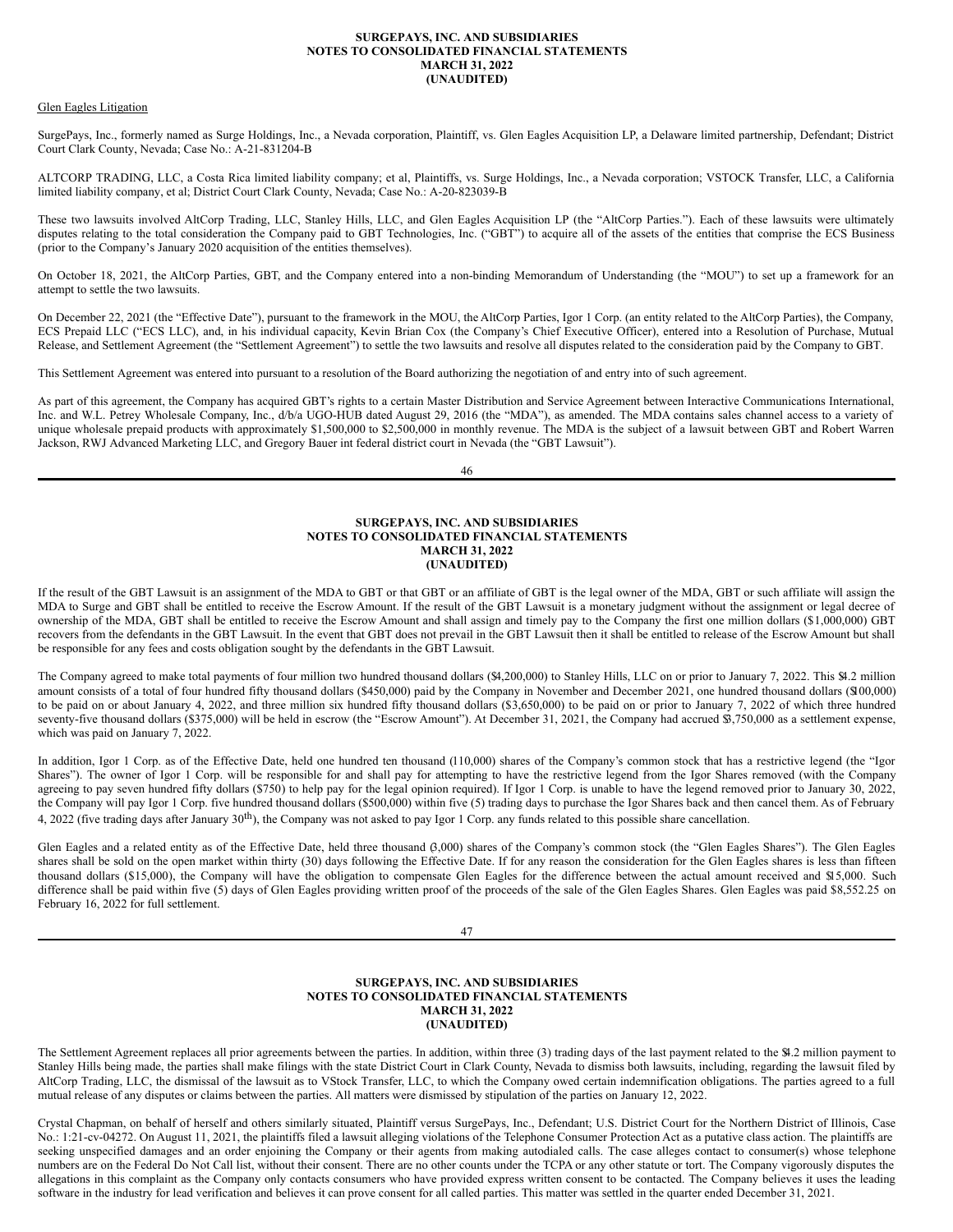Glen Eagles Litigation

SurgePays, Inc., formerly named as Surge Holdings, Inc., a Nevada corporation, Plaintiff, vs. Glen Eagles Acquisition LP, a Delaware limited partnership, Defendant; District Court Clark County, Nevada; Case No.: A-21-831204-B

ALTCORP TRADING, LLC, a Costa Rica limited liability company; et al, Plaintiffs, vs. Surge Holdings, Inc., a Nevada corporation; VSTOCK Transfer, LLC, a California limited liability company, et al; District Court Clark County, Nevada; Case No.: A-20-823039-B

These two lawsuits involved AltCorp Trading, LLC, Stanley Hills, LLC, and Glen Eagles Acquisition LP (the "AltCorp Parties."). Each of these lawsuits were ultimately disputes relating to the total consideration the Company paid to GBT Technologies, Inc. ("GBT") to acquire all of the assets of the entities that comprise the ECS Business (prior to the Company's January 2020 acquisition of the entities themselves).

On October 18, 2021, the AltCorp Parties, GBT, and the Company entered into a non-binding Memorandum of Understanding (the "MOU") to set up a framework for an attempt to settle the two lawsuits.

On December 22, 2021 (the "Effective Date"), pursuant to the framework in the MOU, the AltCorp Parties, Igor 1 Corp. (an entity related to the AltCorp Parties), the Company, ECS Prepaid LLC ("ECS LLC), and, in his individual capacity, Kevin Brian Cox (the Company's Chief Executive Officer), entered into a Resolution of Purchase, Mutual Release, and Settlement Agreement (the "Settlement Agreement") to settle the two lawsuits and resolve all disputes related to the consideration paid by the Company to GBT.

This Settlement Agreement was entered into pursuant to a resolution of the Board authorizing the negotiation of and entry into of such agreement.

As part of this agreement, the Company has acquired GBT's rights to a certain Master Distribution and Service Agreement between Interactive Communications International, Inc. and W.L. Petrey Wholesale Company, Inc., d/b/a UGO-HUB dated August 29, 2016 (the "MDA"), as amended. The MDA contains sales channel access to a variety of unique wholesale prepaid products with approximately $1,500,000 to $2,500,000 in monthly revenue. The MDA is the subject of a lawsuit between GBT and Robert Warren Jackson, RWJ Advanced Marketing LLC, and Gregory Bauer int federal district court in Nevada (the "GBT Lawsuit").

If the result of the GBT Lawsuit is an assignment of the MDA to GBT or that GBT or an affiliate of GBT is the legal owner of the MDA, GBT or such affiliate will assign the MDA to Surge and GBT shall be entitled to receive the Escrow Amount. If the result of the GBT Lawsuit is a monetary judgment without the assignment or legal decree of ownership of the MDA, GBT shall be entitled to receive the Escrow Amount and shall assign and timely pay to the Company the first one million dollars ($1,000,000) GBT recovers from the defendants in the GBT Lawsuit. In the event that GBT does not prevail in the GBT Lawsuit then it shall be entitled to release of the Escrow Amount but shall be responsible for any fees and costs obligation sought by the defendants in the GBT Lawsuit.

The Company agreed to make total payments of four million two hundred thousand dollars ($4,200,000) to Stanley Hills, LLC on or prior to January 7, 2022. This $4.2 million amount consists of a total of four hundred fifty thousand dollars ($450,000) paid by the Company in November and December 2021, one hundred thousand dollars ($100,000) to be paid on or about January 4, 2022, and three million six hundred fifty thousand dollars ($3,650,000) to be paid on or prior to January 7, 2022 of which three hundred seventy-five thousand dollars ($375,000) will be held in escrow (the "Escrow Amount"). At December 31, 2021, the Company had accrued $3,750,000 as a settlement expense, which was paid on January 7, 2022.

In addition, Igor 1 Corp. as of the Effective Date, held one hundred ten thousand (110,000) shares of the Company's common stock that has a restrictive legend (the "Igor Shares"). The owner of Igor 1 Corp. will be responsible for and shall pay for attempting to have the restrictive legend from the Igor Shares removed (with the Company agreeing to pay seven hundred fifty dollars ($750) to help pay for the legal opinion required). If Igor 1 Corp. is unable to have the legend removed prior to January 30, 2022, the Company will pay Igor 1 Corp. five hundred thousand dollars ($500,000) within five (5) trading days to purchase the Igor Shares back and then cancel them. As of February 4, 2022 (five trading days after January 30th), the Company was not asked to pay Igor 1 Corp. any funds related to this possible share cancellation.

Glen Eagles and a related entity as of the Effective Date, held three thousand (3,000) shares of the Company's common stock (the "Glen Eagles Shares"). The Glen Eagles shares shall be sold on the open market within thirty (30) days following the Effective Date. If for any reason the consideration for the Glen Eagles shares is less than fifteen thousand dollars ($15,000), the Company will have the obligation to compensate Glen Eagles for the difference between the actual amount received and $15,000. Such difference shall be paid within five (5) days of Glen Eagles providing written proof of the proceeds of the sale of the Glen Eagles Shares. Glen Eagles was paid $8,552.25 on February 16, 2022 for full settlement.

The Settlement Agreement replaces all prior agreements between the parties. In addition, within three (3) trading days of the last payment related to the $4.2 million payment to Stanley Hills being made, the parties shall make filings with the state District Court in Clark County, Nevada to dismiss both lawsuits, including, regarding the lawsuit filed by AltCorp Trading, LLC, the dismissal of the lawsuit as to VStock Transfer, LLC, to which the Company owed certain indemnification obligations. The parties agreed to a full mutual release of any disputes or claims between the parties. All matters were dismissed by stipulation of the parties on January 12, 2022.

Crystal Chapman, on behalf of herself and others similarly situated, Plaintiff versus SurgePays, Inc., Defendant; U.S. District Court for the Northern District of Illinois, Case No.: 1:21-cv-04272. On August 11, 2021, the plaintiffs filed a lawsuit alleging violations of the Telephone Consumer Protection Act as a putative class action. The plaintiffs are seeking unspecified damages and an order enjoining the Company or their agents from making autodialed calls. The case alleges contact to consumer(s) whose telephone numbers are on the Federal Do Not Call list, without their consent. There are no other counts under the TCPA or any other statute or tort. The Company vigorously disputes the allegations in this complaint as the Company only contacts consumers who have provided express written consent to be contacted. The Company believes it uses the leading software in the industry for lead verification and believes it can prove consent for all called parties. This matter was settled in the quarter ended December 31, 2021.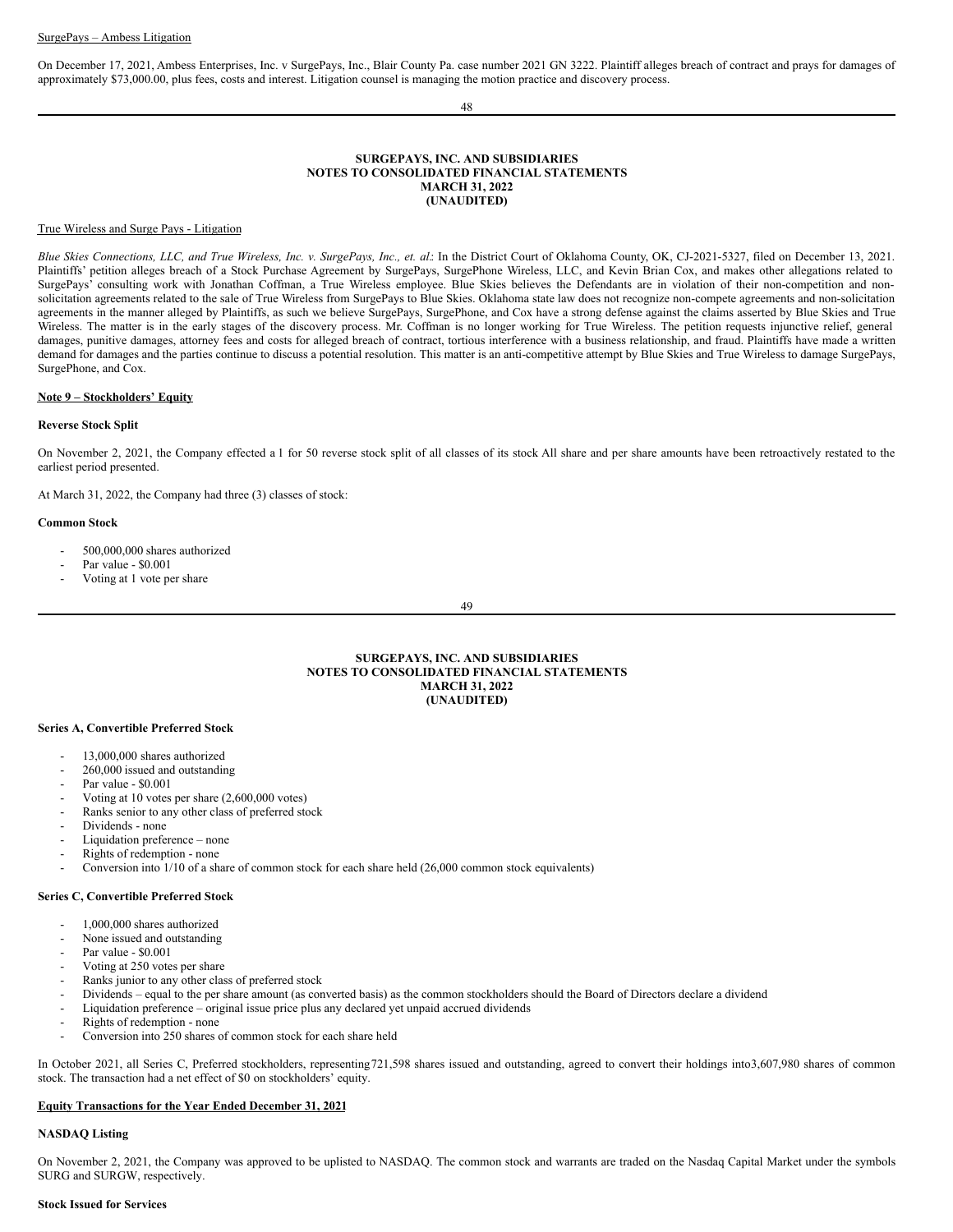SurgePays – Ambess Litigation

On December 17, 2021, Ambess Enterprises, Inc. v SurgePays, Inc., Blair County Pa. case number 2021 GN 3222. Plaintiff alleges breach of contract and prays for damages of approximately $73,000.00, plus fees, costs and interest. Litigation counsel is managing the motion practice and discovery process.

True Wireless and Surge Pays - Litigation

*Blue Skies Connections, LLC, and True Wireless, Inc. v. SurgePays, Inc., et. al*: In the District Court of Oklahoma County, OK, CJ-2021-5327, filed on December 13, 2021. Plaintiffs' petition alleges breach of a Stock Purchase Agreement by SurgePays, SurgePhone Wireless, LLC, and Kevin Brian Cox, and makes other allegations related to SurgePays' consulting work with Jonathan Coffman, a True Wireless employee. Blue Skies believes the Defendants are in violation of their non-competition and non-solicitation agreements related to the sale of True Wireless from SurgePays to Blue Skies. Oklahoma state law does not recognize non-compete agreements and non-solicitation agreements in the manner alleged by Plaintiffs, as such we believe SurgePays, SurgePhone, and Cox have a strong defense against the claims asserted by Blue Skies and True Wireless. The matter is in the early stages of the discovery process. Mr. Coffman is no longer working for True Wireless. The petition requests injunctive relief, general damages, punitive damages, attorney fees and costs for alleged breach of contract, tortious interference with a business relationship, and fraud. Plaintiffs have made a written demand for damages and the parties continue to discuss a potential resolution. This matter is an anti-competitive attempt by Blue Skies and True Wireless to damage SurgePays, SurgePhone, and Cox.

**Note 9 – Stockholders' Equity**

**Reverse Stock Split**

On November 2, 2021, the Company effected a 1 for 50 reverse stock split of all classes of its stock All share and per share amounts have been retroactively restated to the earliest period presented.

At March 31, 2022, the Company had three (3) classes of stock:

**Common Stock**

- 500,000,000 shares authorized
- Par value - $0.001
- Voting at 1 vote per share

**Series A, Convertible Preferred Stock**

- 13,000,000 shares authorized
- 260,000 issued and outstanding
- Par value - $0.001
- Voting at 10 votes per share (2,600,000 votes)
- Ranks senior to any other class of preferred stock
- Dividends - none
- Liquidation preference – none
- Rights of redemption - none
- Conversion into 1/10 of a share of common stock for each share held (26,000 common stock equivalents)

**Series C, Convertible Preferred Stock**

- 1,000,000 shares authorized
- None issued and outstanding
- Par value - $0.001
- Voting at 250 votes per share
- Ranks junior to any other class of preferred stock
- Dividends – equal to the per share amount (as converted basis) as the common stockholders should the Board of Directors declare a dividend
- Liquidation preference – original issue price plus any declared yet unpaid accrued dividends
- Rights of redemption - none
- Conversion into 250 shares of common stock for each share held

In October 2021, all Series C, Preferred stockholders, representing721,598 shares issued and outstanding, agreed to convert their holdings into3,607,980 shares of common stock. The transaction had a net effect of $0 on stockholders' equity.

**Equity Transactions for the Year Ended December 31, 2021**

**NASDAQ Listing**

On November 2, 2021, the Company was approved to be uplisted to NASDAQ. The common stock and warrants are traded on the Nasdaq Capital Market under the symbols SURG and SURGW, respectively.

**Stock Issued for Services**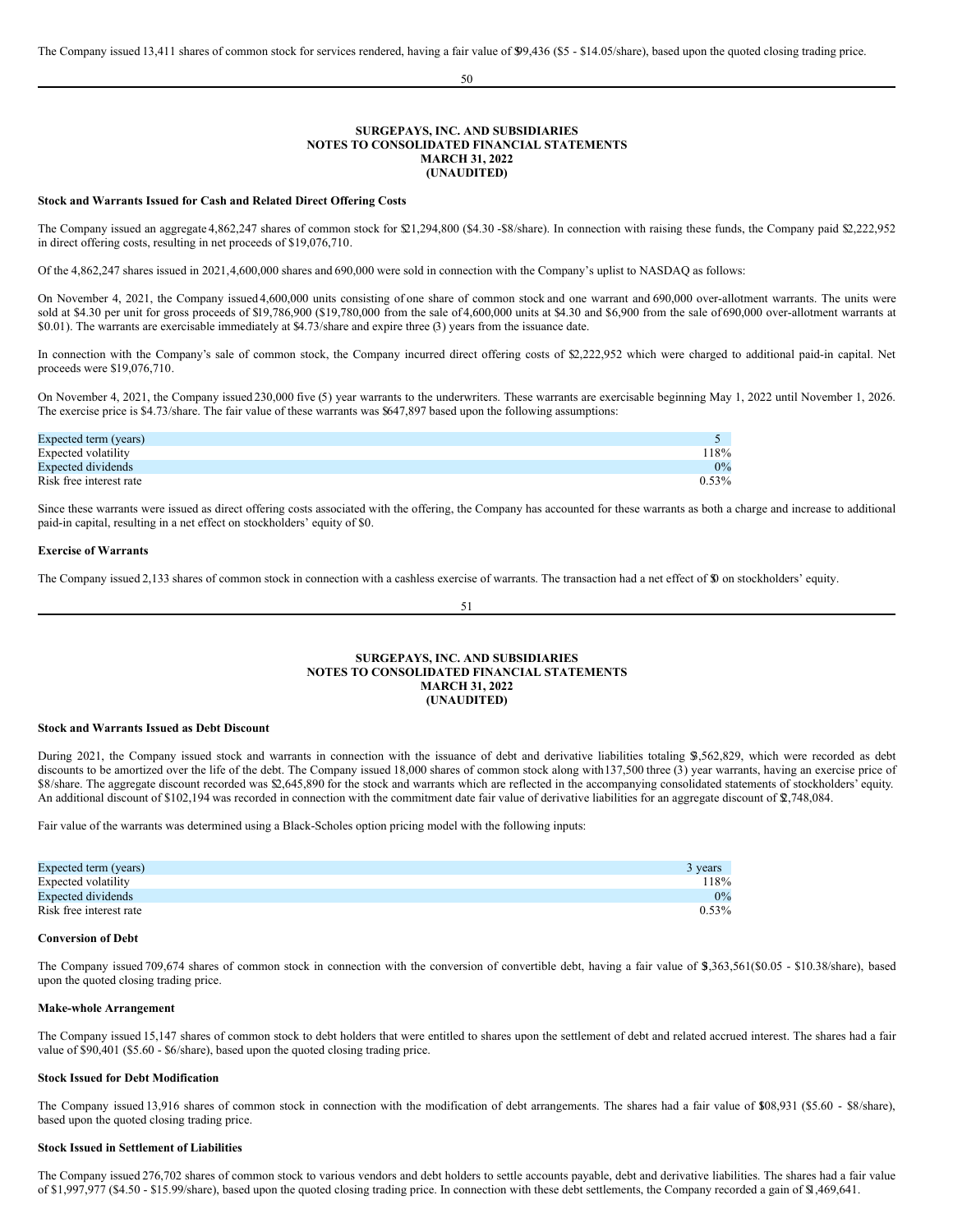The Company issued 13,411 shares of common stock for services rendered, having a fair value of $99,436 ($5 - $14.05/share), based upon the quoted closing trading price.

**SURGEPAYS, INC. AND SUBSIDIARIES**
**NOTES TO CONSOLIDATED FINANCIAL STATEMENTS**
**MARCH 31, 2022**
**(UNAUDITED)**

**Stock and Warrants Issued for Cash and Related Direct Offering Costs**

The Company issued an aggregate 4,862,247 shares of common stock for $21,294,800 ($4.30 -$8/share). In connection with raising these funds, the Company paid $2,222,952 in direct offering costs, resulting in net proceeds of $19,076,710.

Of the 4,862,247 shares issued in 2021, 4,600,000 shares and 690,000 were sold in connection with the Company's uplist to NASDAQ as follows:

On November 4, 2021, the Company issued 4,600,000 units consisting of one share of common stock and one warrant and 690,000 over-allotment warrants. The units were sold at $4.30 per unit for gross proceeds of $19,786,900 ($19,780,000 from the sale of 4,600,000 units at $4.30 and $6,900 from the sale of 690,000 over-allotment warrants at $0.01). The warrants are exercisable immediately at $4.73/share and expire three (3) years from the issuance date.

In connection with the Company's sale of common stock, the Company incurred direct offering costs of $2,222,952 which were charged to additional paid-in capital. Net proceeds were $19,076,710.

On November 4, 2021, the Company issued 230,000 five (5) year warrants to the underwriters. These warrants are exercisable beginning May 1, 2022 until November 1, 2026. The exercise price is $4.73/share. The fair value of these warrants was $647,897 based upon the following assumptions:

| | |
|---|---|
| Expected term (years) | 5 |
| Expected volatility | 118% |
| Expected dividends | 0% |
| Risk free interest rate | 0.53% |

Since these warrants were issued as direct offering costs associated with the offering, the Company has accounted for these warrants as both a charge and increase to additional paid-in capital, resulting in a net effect on stockholders' equity of $0.

**Exercise of Warrants**

The Company issued 2,133 shares of common stock in connection with a cashless exercise of warrants. The transaction had a net effect of $0 on stockholders' equity.

**SURGEPAYS, INC. AND SUBSIDIARIES**
**NOTES TO CONSOLIDATED FINANCIAL STATEMENTS**
**MARCH 31, 2022**
**(UNAUDITED)**

**Stock and Warrants Issued as Debt Discount**

During 2021, the Company issued stock and warrants in connection with the issuance of debt and derivative liabilities totaling $3,562,829, which were recorded as debt discounts to be amortized over the life of the debt. The Company issued 18,000 shares of common stock along with 137,500 three (3) year warrants, having an exercise price of $8/share. The aggregate discount recorded was $2,645,890 for the stock and warrants which are reflected in the accompanying consolidated statements of stockholders' equity. An additional discount of $102,194 was recorded in connection with the commitment date fair value of derivative liabilities for an aggregate discount of $2,748,084.

Fair value of the warrants was determined using a Black-Scholes option pricing model with the following inputs:

| | |
|---|---|
| Expected term (years) | 3 years |
| Expected volatility | 118% |
| Expected dividends | 0% |
| Risk free interest rate | 0.53% |

**Conversion of Debt**

The Company issued 709,674 shares of common stock in connection with the conversion of convertible debt, having a fair value of $3,363,561($0.05 - $10.38/share), based upon the quoted closing trading price.

**Make-whole Arrangement**

The Company issued 15,147 shares of common stock to debt holders that were entitled to shares upon the settlement of debt and related accrued interest. The shares had a fair value of $90,401 ($5.60 - $6/share), based upon the quoted closing trading price.

**Stock Issued for Debt Modification**

The Company issued 13,916 shares of common stock in connection with the modification of debt arrangements. The shares had a fair value of $108,931 ($5.60 - $8/share), based upon the quoted closing trading price.

**Stock Issued in Settlement of Liabilities**

The Company issued 276,702 shares of common stock to various vendors and debt holders to settle accounts payable, debt and derivative liabilities. The shares had a fair value of $1,997,977 ($4.50 - $15.99/share), based upon the quoted closing trading price. In connection with these debt settlements, the Company recorded a gain of $1,469,641.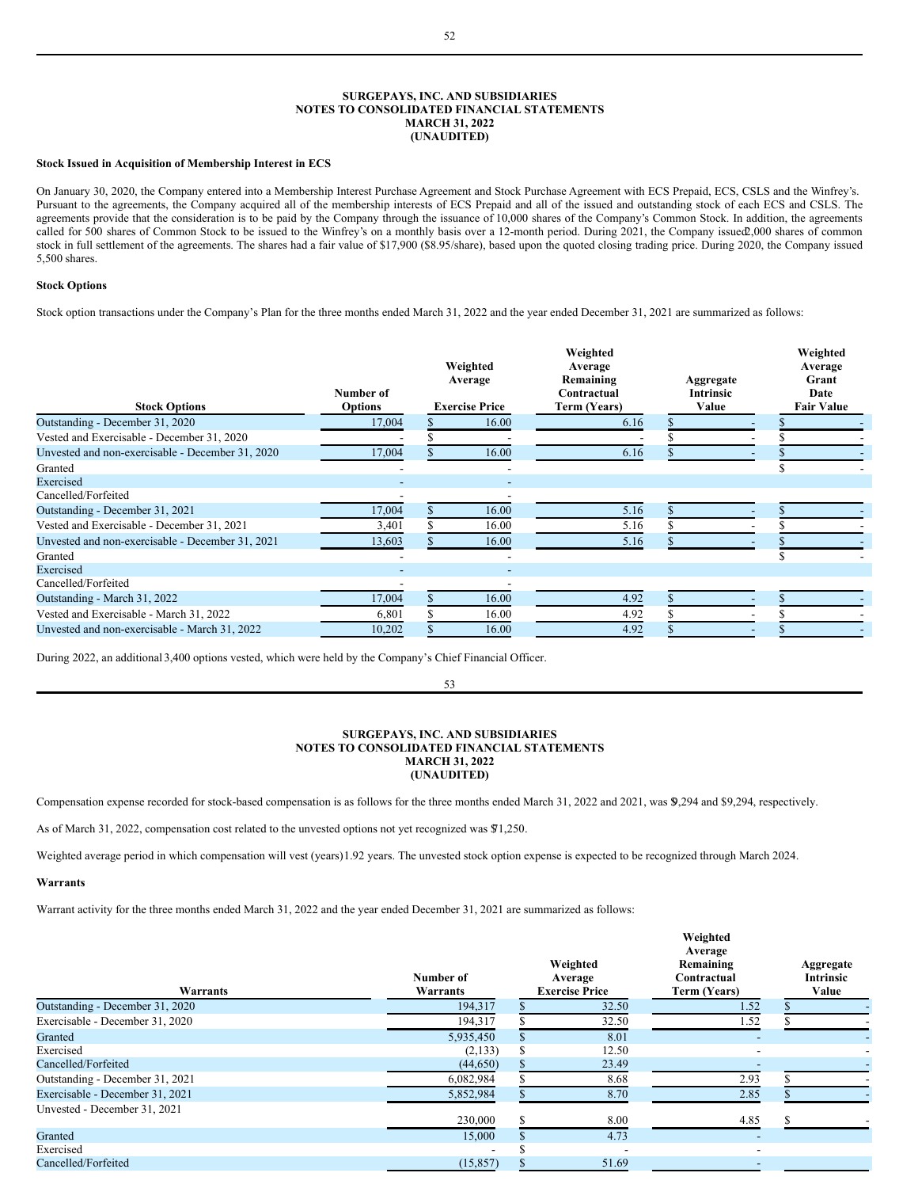**SURGEPAYS, INC. AND SUBSIDIARIES**
**NOTES TO CONSOLIDATED FINANCIAL STATEMENTS**
**MARCH 31, 2022**
**(UNAUDITED)**

**Stock Issued in Acquisition of Membership Interest in ECS**

On January 30, 2020, the Company entered into a Membership Interest Purchase Agreement and Stock Purchase Agreement with ECS Prepaid, ECS, CSLS and the Winfrey's. Pursuant to the agreements, the Company acquired all of the membership interests of ECS Prepaid and all of the issued and outstanding stock of each ECS and CSLS. The agreements provide that the consideration is to be paid by the Company through the issuance of 10,000 shares of the Company's Common Stock. In addition, the agreements called for 500 shares of Common Stock to be issued to the Winfrey's on a monthly basis over a 12-month period. During 2021, the Company issued 2,000 shares of common stock in full settlement of the agreements. The shares had a fair value of $17,900 ($8.95/share), based upon the quoted closing trading price. During 2020, the Company issued 5,500 shares.

**Stock Options**

Stock option transactions under the Company's Plan for the three months ended March 31, 2022 and the year ended December 31, 2021 are summarized as follows:

| Stock Options | Number of Options | Weighted Average Exercise Price | Weighted Average Remaining Contractual Term (Years) | Aggregate Intrinsic Value | Weighted Average Grant Date Fair Value |
|---|---|---|---|---|---|
| Outstanding - December 31, 2020 | 17,004 | $ 16.00 | 6.16 | $ - | $ - |
| Vested and Exercisable - December 31, 2020 | - | $ - | - | $ - | $ - |
| Unvested and non-exercisable - December 31, 2020 | 17,004 | $ 16.00 | 6.16 | $ - | $ - |
| Granted | - | - | | | $ - |
| Exercised | - | - | | | |
| Cancelled/Forfeited | - | - | | | |
| Outstanding - December 31, 2021 | 17,004 | $ 16.00 | 5.16 | $ - | $ - |
| Vested and Exercisable - December 31, 2021 | 3,401 | $ 16.00 | 5.16 | $ - | $ - |
| Unvested and non-exercisable - December 31, 2021 | 13,603 | $ 16.00 | 5.16 | $ - | $ - |
| Granted | - | - | | | $ - |
| Exercised | - | - | | | |
| Cancelled/Forfeited | - | - | | | |
| Outstanding - March 31, 2022 | 17,004 | $ 16.00 | 4.92 | $ - | $ - |
| Vested and Exercisable - March 31, 2022 | 6,801 | $ 16.00 | 4.92 | $ - | $ - |
| Unvested and non-exercisable - March 31, 2022 | 10,202 | $ 16.00 | 4.92 | $ - | $ - |

During 2022, an additional 3,400 options vested, which were held by the Company's Chief Financial Officer.

**SURGEPAYS, INC. AND SUBSIDIARIES**
**NOTES TO CONSOLIDATED FINANCIAL STATEMENTS**
**MARCH 31, 2022**
**(UNAUDITED)**

Compensation expense recorded for stock-based compensation is as follows for the three months ended March 31, 2022 and 2021, was $9,294 and $9,294, respectively.

As of March 31, 2022, compensation cost related to the unvested options not yet recognized was $71,250.

Weighted average period in which compensation will vest (years) 1.92 years. The unvested stock option expense is expected to be recognized through March 2024.

**Warrants**

Warrant activity for the three months ended March 31, 2022 and the year ended December 31, 2021 are summarized as follows:

| Warrants | Number of Warrants | Weighted Average Exercise Price | Weighted Average Remaining Contractual Term (Years) | Aggregate Intrinsic Value |
|---|---|---|---|---|
| Outstanding - December 31, 2020 | 194,317 | $ 32.50 | 1.52 | $ - |
| Exercisable - December 31, 2020 | 194,317 | $ 32.50 | 1.52 | $ - |
| Granted | 5,935,450 | $ 8.01 | - | - |
| Exercised | (2,133) | $ 12.50 | - | - |
| Cancelled/Forfeited | (44,650) | $ 23.49 | - | - |
| Outstanding - December 31, 2021 | 6,082,984 | $ 8.68 | 2.93 | $ - |
| Exercisable - December 31, 2021 | 5,852,984 | $ 8.70 | 2.85 | $ - |
| Unvested - December 31, 2021 | 230,000 | $ 8.00 | 4.85 | $ - |
| Granted | 15,000 | $ 4.73 | - | |
| Exercised | - | $ - | - | |
| Cancelled/Forfeited | (15,857) | $ 51.69 | - | |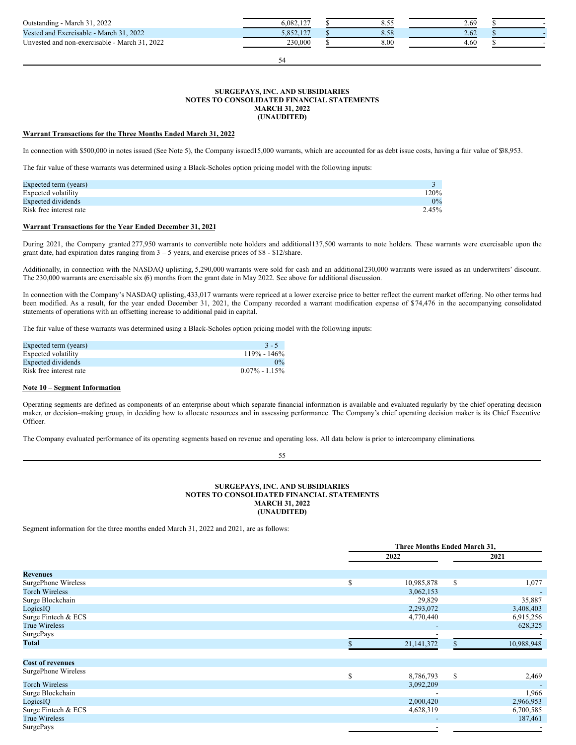| | | | | |
|---|---|---|---|---|
| Outstanding - March 31, 2022 | 6,082,127 | $ 8.55 | 2.69 | $ - |
| Vested and Exercisable - March 31, 2022 | 5,852,127 | $ 8.58 | 2.62 | $ - |
| Unvested and non-exercisable - March 31, 2022 | 230,000 | $ 8.00 | 4.60 | $ - |

**SURGEPAYS, INC. AND SUBSIDIARIES**
**NOTES TO CONSOLIDATED FINANCIAL STATEMENTS**
**MARCH 31, 2022**
**(UNAUDITED)**

**Warrant Transactions for the Three Months Ended March 31, 2022**

In connection with $500,000 in notes issued (See Note 5), the Company issued15,000 warrants, which are accounted for as debt issue costs, having a fair value of $38,953.

The fair value of these warrants was determined using a Black-Scholes option pricing model with the following inputs:

| | |
|---|---|
| Expected term (years) | 3 |
| Expected volatility | 120% |
| Expected dividends | 0% |
| Risk free interest rate | 2.45% |

**Warrant Transactions for the Year Ended December 31, 2021**

During 2021, the Company granted 277,950 warrants to convertible note holders and additional137,500 warrants to note holders. These warrants were exercisable upon the grant date, had expiration dates ranging from 3 – 5 years, and exercise prices of $8 - $12/share.

Additionally, in connection with the NASDAQ uplisting, 5,290,000 warrants were sold for cash and an additional230,000 warrants were issued as an underwriters' discount. The 230,000 warrants are exercisable six (6) months from the grant date in May 2022. See above for additional discussion.

In connection with the Company's NASDAQ uplisting, 433,017 warrants were repriced at a lower exercise price to better reflect the current market offering. No other terms had been modified. As a result, for the year ended December 31, 2021, the Company recorded a warrant modification expense of $74,476 in the accompanying consolidated statements of operations with an offsetting increase to additional paid in capital.

The fair value of these warrants was determined using a Black-Scholes option pricing model with the following inputs:

| | |
|---|---|
| Expected term (years) | 3 - 5 |
| Expected volatility | 119% - 146% |
| Expected dividends | 0% |
| Risk free interest rate | 0.07% - 1.15% |

**Note 10 – Segment Information**

Operating segments are defined as components of an enterprise about which separate financial information is available and evaluated regularly by the chief operating decision maker, or decision–making group, in deciding how to allocate resources and in assessing performance. The Company's chief operating decision maker is its Chief Executive Officer.

The Company evaluated performance of its operating segments based on revenue and operating loss. All data below is prior to intercompany eliminations.

**SURGEPAYS, INC. AND SUBSIDIARIES**
**NOTES TO CONSOLIDATED FINANCIAL STATEMENTS**
**MARCH 31, 2022**
**(UNAUDITED)**

Segment information for the three months ended March 31, 2022 and 2021, are as follows:

| | Three Months Ended March 31, | |
|---|---|---|
| | 2022 | 2021 |
| **Revenues** | | |
| SurgePhone Wireless | $ 10,985,878 | $ 1,077 |
| Torch Wireless | 3,062,153 | - |
| Surge Blockchain | 29,829 | 35,887 |
| LogicsIQ | 2,293,072 | 3,408,403 |
| Surge Fintech & ECS | 4,770,440 | 6,915,256 |
| True Wireless | - | 628,325 |
| SurgePays | - | - |
| **Total** | $ 21,141,372 | $ 10,988,948 |
| | | |
| **Cost of revenues** | | |
| SurgePhone Wireless | $ 8,786,793 | $ 2,469 |
| Torch Wireless | 3,092,209 | - |
| Surge Blockchain | - | 1,966 |
| LogicsIQ | 2,000,420 | 2,966,953 |
| Surge Fintech & ECS | 4,628,319 | 6,700,585 |
| True Wireless | - | 187,461 |
| SurgePays | - | - |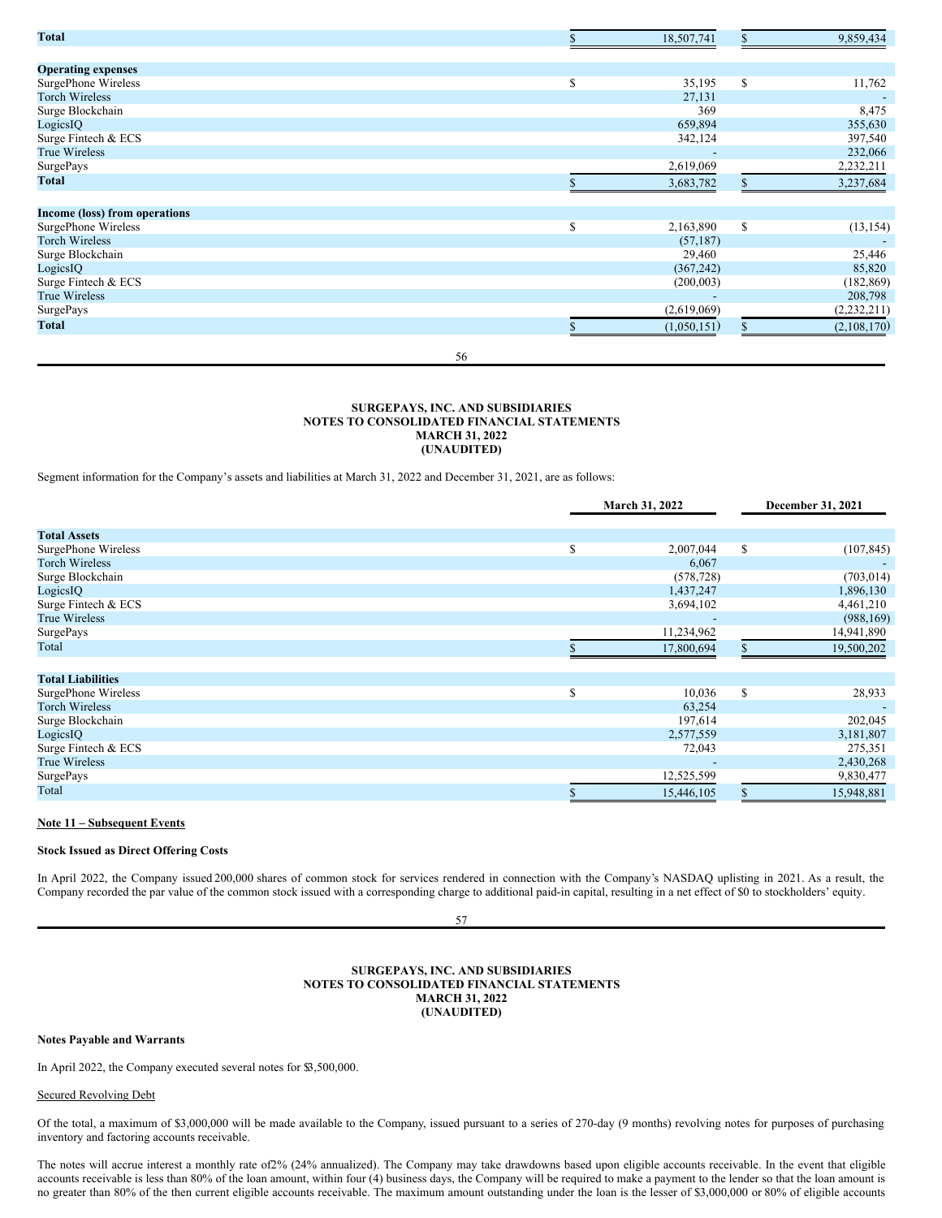| | | |
|---|---|---|
| **Total** | $ 18,507,741 | $ 9,859,434 |
| | | |
| **Operating expenses** | | |
| SurgePhone Wireless | $ 35,195 | $ 11,762 |
| Torch Wireless | 27,131 | - |
| Surge Blockchain | 369 | 8,475 |
| LogicsIQ | 659,894 | 355,630 |
| Surge Fintech & ECS | 342,124 | 397,540 |
| True Wireless | - | 232,066 |
| SurgePays | 2,619,069 | 2,232,211 |
| **Total** | $ 3,683,782 | $ 3,237,684 |
| | | |
| **Income (loss) from operations** | | |
| SurgePhone Wireless | $ 2,163,890 | $ (13,154) |
| Torch Wireless | (57,187) | - |
| Surge Blockchain | 29,460 | 25,446 |
| LogicsIQ | (367,242) | 85,820 |
| Surge Fintech & ECS | (200,003) | (182,869) |
| True Wireless | - | 208,798 |
| SurgePays | (2,619,069) | (2,232,211) |
| **Total** | $ (1,050,151) | $ (2,108,170) |

**SURGEPAYS, INC. AND SUBSIDIARIES**
**NOTES TO CONSOLIDATED FINANCIAL STATEMENTS**
**MARCH 31, 2022**
**(UNAUDITED)**

Segment information for the Company's assets and liabilities at March 31, 2022 and December 31, 2021, are as follows:

| | March 31, 2022 | December 31, 2021 |
|---|---|---|
| **Total Assets** | | |
| SurgePhone Wireless | $ 2,007,044 | $ (107,845) |
| Torch Wireless | 6,067 | - |
| Surge Blockchain | (578,728) | (703,014) |
| LogicsIQ | 1,437,247 | 1,896,130 |
| Surge Fintech & ECS | 3,694,102 | 4,461,210 |
| True Wireless | - | (988,169) |
| SurgePays | 11,234,962 | 14,941,890 |
| Total | $ 17,800,694 | $ 19,500,202 |
| | | |
| **Total Liabilities** | | |
| SurgePhone Wireless | $ 10,036 | $ 28,933 |
| Torch Wireless | 63,254 | - |
| Surge Blockchain | 197,614 | 202,045 |
| LogicsIQ | 2,577,559 | 3,181,807 |
| Surge Fintech & ECS | 72,043 | 275,351 |
| True Wireless | - | 2,430,268 |
| SurgePays | 12,525,599 | 9,830,477 |
| Total | $ 15,446,105 | $ 15,948,881 |

**Note 11 – Subsequent Events**

**Stock Issued as Direct Offering Costs**

In April 2022, the Company issued 200,000 shares of common stock for services rendered in connection with the Company's NASDAQ uplisting in 2021. As a result, the Company recorded the par value of the common stock issued with a corresponding charge to additional paid-in capital, resulting in a net effect of $0 to stockholders' equity.

**SURGEPAYS, INC. AND SUBSIDIARIES**
**NOTES TO CONSOLIDATED FINANCIAL STATEMENTS**
**MARCH 31, 2022**
**(UNAUDITED)**

**Notes Payable and Warrants**

In April 2022, the Company executed several notes for $3,500,000.

Secured Revolving Debt

Of the total, a maximum of $3,000,000 will be made available to the Company, issued pursuant to a series of 270-day (9 months) revolving notes for purposes of purchasing inventory and factoring accounts receivable.

The notes will accrue interest a monthly rate of 2% (24% annualized). The Company may take drawdowns based upon eligible accounts receivable. In the event that eligible accounts receivable is less than 80% of the loan amount, within four (4) business days, the Company will be required to make a payment to the lender so that the loan amount is no greater than 80% of the then current eligible accounts receivable. The maximum amount outstanding under the loan is the lesser of $3,000,000 or 80% of eligible accounts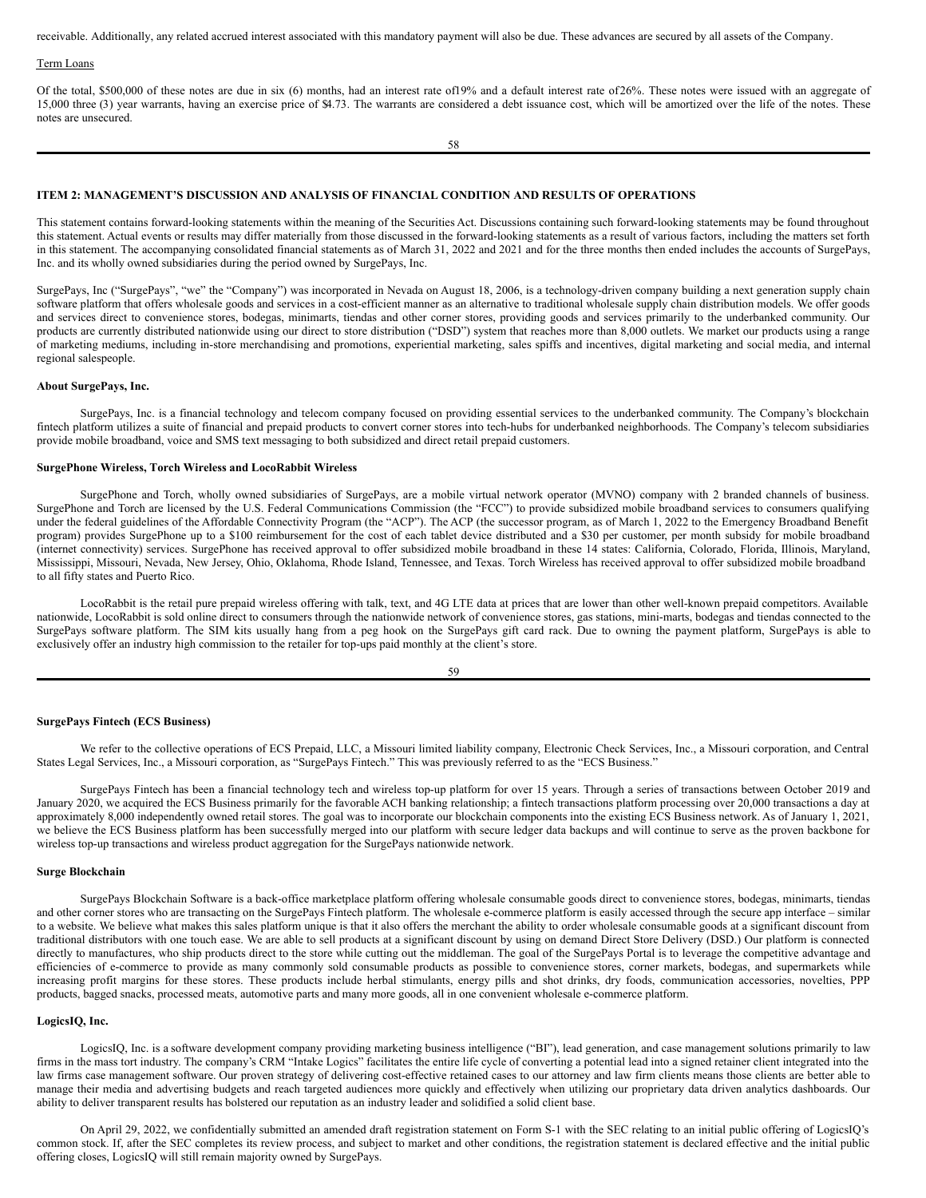receivable. Additionally, any related accrued interest associated with this mandatory payment will also be due. These advances are secured by all assets of the Company.

Term Loans

Of the total, $500,000 of these notes are due in six (6) months, had an interest rate of19% and a default interest rate of26%. These notes were issued with an aggregate of 15,000 three (3) year warrants, having an exercise price of $4.73. The warrants are considered a debt issuance cost, which will be amortized over the life of the notes. These notes are unsecured.

**ITEM 2: MANAGEMENT'S DISCUSSION AND ANALYSIS OF FINANCIAL CONDITION AND RESULTS OF OPERATIONS**

This statement contains forward-looking statements within the meaning of the Securities Act. Discussions containing such forward-looking statements may be found throughout this statement. Actual events or results may differ materially from those discussed in the forward-looking statements as a result of various factors, including the matters set forth in this statement. The accompanying consolidated financial statements as of March 31, 2022 and 2021 and for the three months then ended includes the accounts of SurgePays, Inc. and its wholly owned subsidiaries during the period owned by SurgePays, Inc.

SurgePays, Inc ("SurgePays", "we" the "Company") was incorporated in Nevada on August 18, 2006, is a technology-driven company building a next generation supply chain software platform that offers wholesale goods and services in a cost-efficient manner as an alternative to traditional wholesale supply chain distribution models. We offer goods and services direct to convenience stores, bodegas, minimarts, tiendas and other corner stores, providing goods and services primarily to the underbanked community. Our products are currently distributed nationwide using our direct to store distribution ("DSD") system that reaches more than 8,000 outlets. We market our products using a range of marketing mediums, including in-store merchandising and promotions, experiential marketing, sales spiffs and incentives, digital marketing and social media, and internal regional salespeople.

**About SurgePays, Inc.**

SurgePays, Inc. is a financial technology and telecom company focused on providing essential services to the underbanked community. The Company's blockchain fintech platform utilizes a suite of financial and prepaid products to convert corner stores into tech-hubs for underbanked neighborhoods. The Company's telecom subsidiaries provide mobile broadband, voice and SMS text messaging to both subsidized and direct retail prepaid customers.

**SurgePhone Wireless, Torch Wireless and LocoRabbit Wireless**

SurgePhone and Torch, wholly owned subsidiaries of SurgePays, are a mobile virtual network operator (MVNO) company with 2 branded channels of business. SurgePhone and Torch are licensed by the U.S. Federal Communications Commission (the "FCC") to provide subsidized mobile broadband services to consumers qualifying under the federal guidelines of the Affordable Connectivity Program (the "ACP"). The ACP (the successor program, as of March 1, 2022 to the Emergency Broadband Benefit program) provides SurgePhone up to a $100 reimbursement for the cost of each tablet device distributed and a $30 per customer, per month subsidy for mobile broadband (internet connectivity) services. SurgePhone has received approval to offer subsidized mobile broadband in these 14 states: California, Colorado, Florida, Illinois, Maryland, Mississippi, Missouri, Nevada, New Jersey, Ohio, Oklahoma, Rhode Island, Tennessee, and Texas. Torch Wireless has received approval to offer subsidized mobile broadband to all fifty states and Puerto Rico.

LocoRabbit is the retail pure prepaid wireless offering with talk, text, and 4G LTE data at prices that are lower than other well-known prepaid competitors. Available nationwide, LocoRabbit is sold online direct to consumers through the nationwide network of convenience stores, gas stations, mini-marts, bodegas and tiendas connected to the SurgePays software platform. The SIM kits usually hang from a peg hook on the SurgePays gift card rack. Due to owning the payment platform, SurgePays is able to exclusively offer an industry high commission to the retailer for top-ups paid monthly at the client's store.

**SurgePays Fintech (ECS Business)**

We refer to the collective operations of ECS Prepaid, LLC, a Missouri limited liability company, Electronic Check Services, Inc., a Missouri corporation, and Central States Legal Services, Inc., a Missouri corporation, as "SurgePays Fintech." This was previously referred to as the "ECS Business."

SurgePays Fintech has been a financial technology tech and wireless top-up platform for over 15 years. Through a series of transactions between October 2019 and January 2020, we acquired the ECS Business primarily for the favorable ACH banking relationship; a fintech transactions platform processing over 20,000 transactions a day at approximately 8,000 independently owned retail stores. The goal was to incorporate our blockchain components into the existing ECS Business network. As of January 1, 2021, we believe the ECS Business platform has been successfully merged into our platform with secure ledger data backups and will continue to serve as the proven backbone for wireless top-up transactions and wireless product aggregation for the SurgePays nationwide network.

**Surge Blockchain**

SurgePays Blockchain Software is a back-office marketplace platform offering wholesale consumable goods direct to convenience stores, bodegas, minimarts, tiendas and other corner stores who are transacting on the SurgePays Fintech platform. The wholesale e-commerce platform is easily accessed through the secure app interface – similar to a website. We believe what makes this sales platform unique is that it also offers the merchant the ability to order wholesale consumable goods at a significant discount from traditional distributors with one touch ease. We are able to sell products at a significant discount by using on demand Direct Store Delivery (DSD.) Our platform is connected directly to manufactures, who ship products direct to the store while cutting out the middleman. The goal of the SurgePays Portal is to leverage the competitive advantage and efficiencies of e-commerce to provide as many commonly sold consumable products as possible to convenience stores, corner markets, bodegas, and supermarkets while increasing profit margins for these stores. These products include herbal stimulants, energy pills and shot drinks, dry foods, communication accessories, novelties, PPP products, bagged snacks, processed meats, automotive parts and many more goods, all in one convenient wholesale e-commerce platform.

**LogicsIQ, Inc.**

LogicsIQ, Inc. is a software development company providing marketing business intelligence ("BI"), lead generation, and case management solutions primarily to law firms in the mass tort industry. The company's CRM "Intake Logics" facilitates the entire life cycle of converting a potential lead into a signed retainer client integrated into the law firms case management software. Our proven strategy of delivering cost-effective retained cases to our attorney and law firm clients means those clients are better able to manage their media and advertising budgets and reach targeted audiences more quickly and effectively when utilizing our proprietary data driven analytics dashboards. Our ability to deliver transparent results has bolstered our reputation as an industry leader and solidified a solid client base.

On April 29, 2022, we confidentially submitted an amended draft registration statement on Form S-1 with the SEC relating to an initial public offering of LogicsIQ's common stock. If, after the SEC completes its review process, and subject to market and other conditions, the registration statement is declared effective and the initial public offering closes, LogicsIQ will still remain majority owned by SurgePays.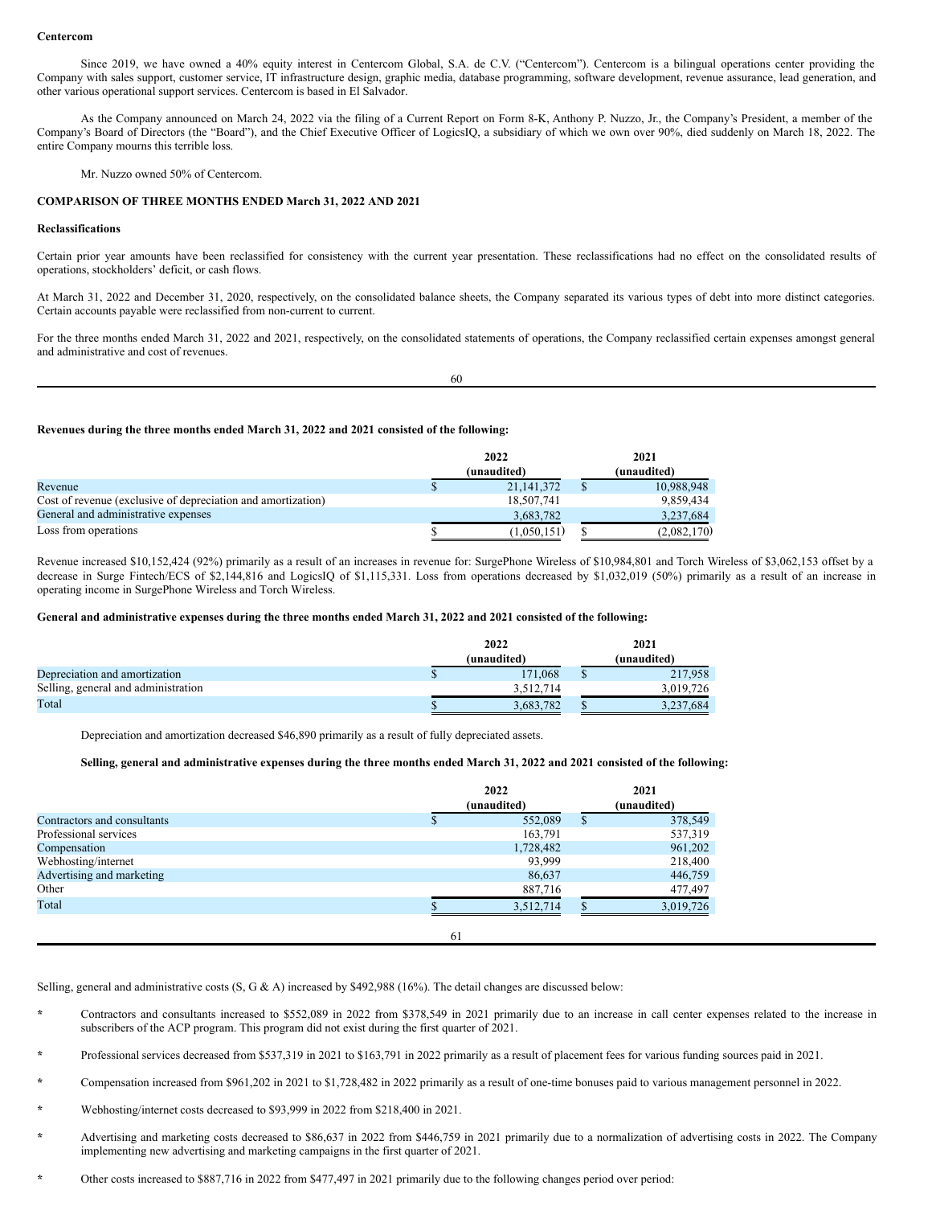**Centercom**

Since 2019, we have owned a 40% equity interest in Centercom Global, S.A. de C.V. ("Centercom"). Centercom is a bilingual operations center providing the Company with sales support, customer service, IT infrastructure design, graphic media, database programming, software development, revenue assurance, lead generation, and other various operational support services. Centercom is based in El Salvador.

As the Company announced on March 24, 2022 via the filing of a Current Report on Form 8-K, Anthony P. Nuzzo, Jr., the Company's President, a member of the Company's Board of Directors (the "Board"), and the Chief Executive Officer of LogicsIQ, a subsidiary of which we own over 90%, died suddenly on March 18, 2022. The entire Company mourns this terrible loss.

Mr. Nuzzo owned 50% of Centercom.

**COMPARISON OF THREE MONTHS ENDED March 31, 2022 AND 2021**

**Reclassifications**

Certain prior year amounts have been reclassified for consistency with the current year presentation. These reclassifications had no effect on the consolidated results of operations, stockholders' deficit, or cash flows.

At March 31, 2022 and December 31, 2020, respectively, on the consolidated balance sheets, the Company separated its various types of debt into more distinct categories. Certain accounts payable were reclassified from non-current to current.

For the three months ended March 31, 2022 and 2021, respectively, on the consolidated statements of operations, the Company reclassified certain expenses amongst general and administrative and cost of revenues.

**Revenues during the three months ended March 31, 2022 and 2021 consisted of the following:**

| | 2022 (unaudited) | 2021 (unaudited) |
|---|---|---|
| Revenue | $ 21,141,372 | $ 10,988,948 |
| Cost of revenue (exclusive of depreciation and amortization) | 18,507,741 | 9,859,434 |
| General and administrative expenses | 3,683,782 | 3,237,684 |
| Loss from operations | $ (1,050,151) | $ (2,082,170) |

Revenue increased $10,152,424 (92%) primarily as a result of an increases in revenue for: SurgePhone Wireless of $10,984,801 and Torch Wireless of $3,062,153 offset by a decrease in Surge Fintech/ECS of $2,144,816 and LogicsIQ of $1,115,331. Loss from operations decreased by $1,032,019 (50%) primarily as a result of an increase in operating income in SurgePhone Wireless and Torch Wireless.

**General and administrative expenses during the three months ended March 31, 2022 and 2021 consisted of the following:**

| | 2022 (unaudited) | 2021 (unaudited) |
|---|---|---|
| Depreciation and amortization | $ 171,068 | $ 217,958 |
| Selling, general and administration | 3,512,714 | 3,019,726 |
| Total | $ 3,683,782 | $ 3,237,684 |

Depreciation and amortization decreased $46,890 primarily as a result of fully depreciated assets.

**Selling, general and administrative expenses during the three months ended March 31, 2022 and 2021 consisted of the following:**

| | 2022 (unaudited) | 2021 (unaudited) |
|---|---|---|
| Contractors and consultants | $ 552,089 | $ 378,549 |
| Professional services | 163,791 | 537,319 |
| Compensation | 1,728,482 | 961,202 |
| Webhosting/internet | 93,999 | 218,400 |
| Advertising and marketing | 86,637 | 446,759 |
| Other | 887,716 | 477,497 |
| Total | $ 3,512,714 | $ 3,019,726 |

Selling, general and administrative costs (S, G & A) increased by $492,988 (16%). The detail changes are discussed below:

* Contractors and consultants increased to $552,089 in 2022 from $378,549 in 2021 primarily due to an increase in call center expenses related to the increase in subscribers of the ACP program. This program did not exist during the first quarter of 2021.
* Professional services decreased from $537,319 in 2021 to $163,791 in 2022 primarily as a result of placement fees for various funding sources paid in 2021.
* Compensation increased from $961,202 in 2021 to $1,728,482 in 2022 primarily as a result of one-time bonuses paid to various management personnel in 2022.
* Webhosting/internet costs decreased to $93,999 in 2022 from $218,400 in 2021.
* Advertising and marketing costs decreased to $86,637 in 2022 from $446,759 in 2021 primarily due to a normalization of advertising costs in 2022. The Company implementing new advertising and marketing campaigns in the first quarter of 2021.
* Other costs increased to $887,716 in 2022 from $477,497 in 2021 primarily due to the following changes period over period: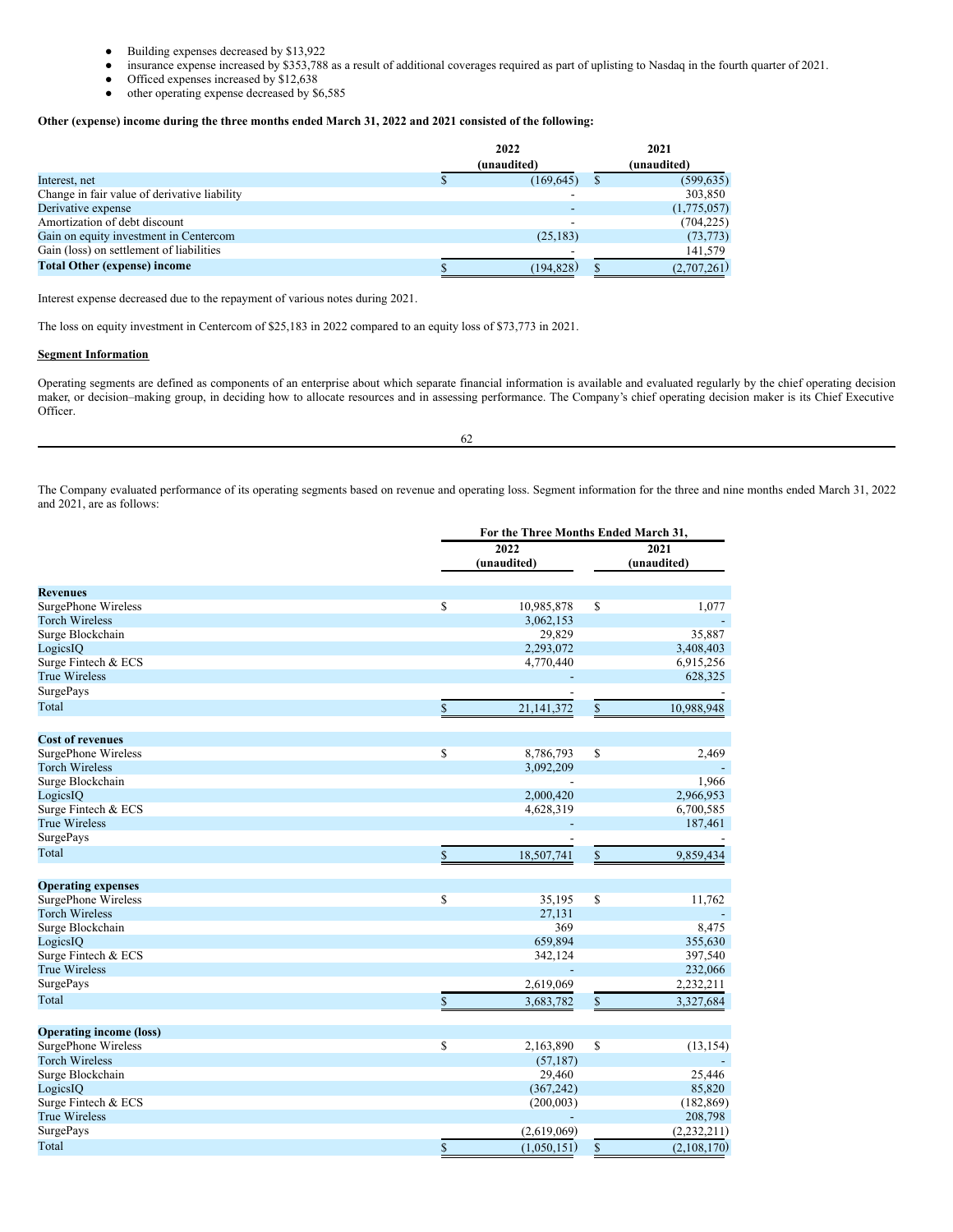- Building expenses decreased by $13,922
- insurance expense increased by $353,788 as a result of additional coverages required as part of uplisting to Nasdaq in the fourth quarter of 2021.
- Officed expenses increased by $12,638
- other operating expense decreased by $6,585

**Other (expense) income during the three months ended March 31, 2022 and 2021 consisted of the following:**

| | 2022 (unaudited) | 2021 (unaudited) |
|---|---|---|
| Interest, net | $ (169,645) | $ (599,635) |
| Change in fair value of derivative liability | - | 303,850 |
| Derivative expense | - | (1,775,057) |
| Amortization of debt discount | - | (704,225) |
| Gain on equity investment in Centercom | (25,183) | (73,773) |
| Gain (loss) on settlement of liabilities | - | 141,579 |
| **Total Other (expense) income** | $ (194,828) | $ (2,707,261) |

Interest expense decreased due to the repayment of various notes during 2021.

The loss on equity investment in Centercom of $25,183 in 2022 compared to an equity loss of $73,773 in 2021.

## Segment Information

Operating segments are defined as components of an enterprise about which separate financial information is available and evaluated regularly by the chief operating decision maker, or decision–making group, in deciding how to allocate resources and in assessing performance. The Company's chief operating decision maker is its Chief Executive Officer.

The Company evaluated performance of its operating segments based on revenue and operating loss. Segment information for the three and nine months ended March 31, 2022 and 2021, are as follows:

| | For the Three Months Ended March 31, | |
|---|---|---|
| | 2022 (unaudited) | 2021 (unaudited) |
| **Revenues** | | |
| SurgePhone Wireless | $ 10,985,878 | $ 1,077 |
| Torch Wireless | 3,062,153 | - |
| Surge Blockchain | 29,829 | 35,887 |
| LogicsIQ | 2,293,072 | 3,408,403 |
| Surge Fintech & ECS | 4,770,440 | 6,915,256 |
| True Wireless | - | 628,325 |
| SurgePays | - | - |
| Total | $ 21,141,372 | $ 10,988,948 |
| **Cost of revenues** | | |
| SurgePhone Wireless | $ 8,786,793 | $ 2,469 |
| Torch Wireless | 3,092,209 | - |
| Surge Blockchain | - | 1,966 |
| LogicsIQ | 2,000,420 | 2,966,953 |
| Surge Fintech & ECS | 4,628,319 | 6,700,585 |
| True Wireless | - | 187,461 |
| SurgePays | - | - |
| Total | $ 18,507,741 | $ 9,859,434 |
| **Operating expenses** | | |
| SurgePhone Wireless | $ 35,195 | $ 11,762 |
| Torch Wireless | 27,131 | - |
| Surge Blockchain | 369 | 8,475 |
| LogicsIQ | 659,894 | 355,630 |
| Surge Fintech & ECS | 342,124 | 397,540 |
| True Wireless | - | 232,066 |
| SurgePays | 2,619,069 | 2,232,211 |
| Total | $ 3,683,782 | $ 3,327,684 |
| **Operating income (loss)** | | |
| SurgePhone Wireless | $ 2,163,890 | $ (13,154) |
| Torch Wireless | (57,187) | - |
| Surge Blockchain | 29,460 | 25,446 |
| LogicsIQ | (367,242) | 85,820 |
| Surge Fintech & ECS | (200,003) | (182,869) |
| True Wireless | - | 208,798 |
| SurgePays | (2,619,069) | (2,232,211) |
| Total | $ (1,050,151) | $ (2,108,170) |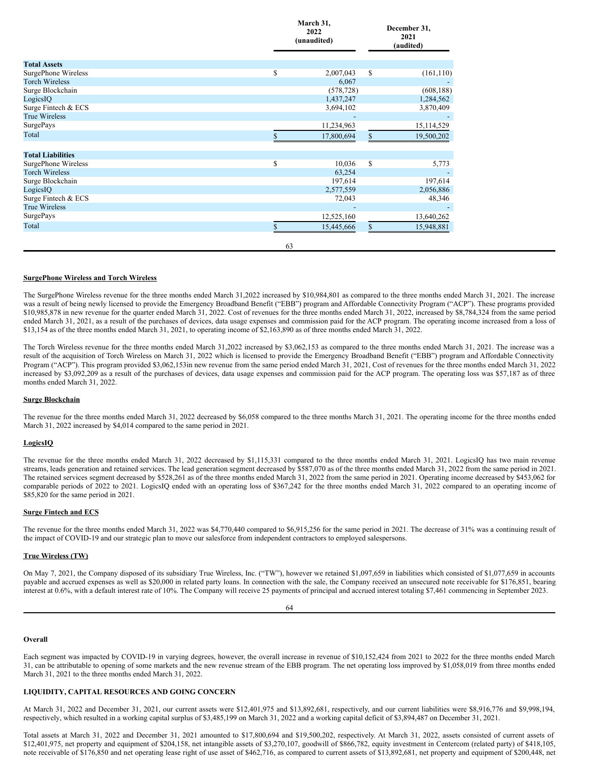| | March 31, 2022 (unaudited) | December 31, 2021 (audited) |
|---|---|---|
| **Total Assets** | | |
| SurgePhone Wireless | $ 2,007,043 | $ (161,110) |
| Torch Wireless | 6,067 | - |
| Surge Blockchain | (578,728) | (608,188) |
| LogicsIQ | 1,437,247 | 1,284,562 |
| Surge Fintech & ECS | 3,694,102 | 3,870,409 |
| True Wireless | - | - |
| SurgePays | 11,234,963 | 15,114,529 |
| Total | $ 17,800,694 | $ 19,500,202 |
| **Total Liabilities** | | |
| SurgePhone Wireless | $ 10,036 | $ 5,773 |
| Torch Wireless | 63,254 | - |
| Surge Blockchain | 197,614 | 197,614 |
| LogicsIQ | 2,577,559 | 2,056,886 |
| Surge Fintech & ECS | 72,043 | 48,346 |
| True Wireless | - | - |
| SurgePays | 12,525,160 | 13,640,262 |
| Total | $ 15,445,666 | $ 15,948,881 |

**SurgePhone Wireless and Torch Wireless**

The SurgePhone Wireless revenue for the three months ended March 31,2022 increased by $10,984,801 as compared to the three months ended March 31, 2021. The increase was a result of being newly licensed to provide the Emergency Broadband Benefit ("EBB") program and Affordable Connectivity Program ("ACP"). These programs provided $10,985,878 in new revenue for the quarter ended March 31, 2022. Cost of revenues for the three months ended March 31, 2022, increased by $8,784,324 from the same period ended March 31, 2021, as a result of the purchases of devices, data usage expenses and commission paid for the ACP program. The operating income increased from a loss of $13,154 as of the three months ended March 31, 2021, to operating income of $2,163,890 as of three months ended March 31, 2022.

The Torch Wireless revenue for the three months ended March 31,2022 increased by $3,062,153 as compared to the three months ended March 31, 2021. The increase was a result of the acquisition of Torch Wireless on March 31, 2022 which is licensed to provide the Emergency Broadband Benefit ("EBB") program and Affordable Connectivity Program ("ACP"). This program provided $3,062,153in new revenue from the same period ended March 31, 2021, Cost of revenues for the three months ended March 31, 2022 increased by $3,092,209 as a result of the purchases of devices, data usage expenses and commission paid for the ACP program. The operating loss was $57,187 as of three months ended March 31, 2022.

**Surge Blockchain**

The revenue for the three months ended March 31, 2022 decreased by $6,058 compared to the three months March 31, 2021. The operating income for the three months ended March 31, 2022 increased by $4,014 compared to the same period in 2021.

**LogicsIQ**

The revenue for the three months ended March 31, 2022 decreased by $1,115,331 compared to the three months ended March 31, 2021. LogicsIQ has two main revenue streams, leads generation and retained services. The lead generation segment decreased by $587,070 as of the three months ended March 31, 2022 from the same period in 2021. The retained services segment decreased by $528,261 as of the three months ended March 31, 2022 from the same period in 2021. Operating income decreased by $453,062 for comparable periods of 2022 to 2021. LogicsIQ ended with an operating loss of $367,242 for the three months ended March 31, 2022 compared to an operating income of $85,820 for the same period in 2021.

**Surge Fintech and ECS**

The revenue for the three months ended March 31, 2022 was $4,770,440 compared to $6,915,256 for the same period in 2021. The decrease of 31% was a continuing result of the impact of COVID-19 and our strategic plan to move our salesforce from independent contractors to employed salespersons.

**True Wireless (TW)**

On May 7, 2021, the Company disposed of its subsidiary True Wireless, Inc. ("TW"), however we retained $1,097,659 in liabilities which consisted of $1,077,659 in accounts payable and accrued expenses as well as $20,000 in related party loans. In connection with the sale, the Company received an unsecured note receivable for $176,851, bearing interest at 0.6%, with a default interest rate of 10%. The Company will receive 25 payments of principal and accrued interest totaling $7,461 commencing in September 2023.

**Overall**

Each segment was impacted by COVID-19 in varying degrees, however, the overall increase in revenue of $10,152,424 from 2021 to 2022 for the three months ended March 31, can be attributable to opening of some markets and the new revenue stream of the EBB program. The net operating loss improved by $1,058,019 from three months ended March 31, 2021 to the three months ended March 31, 2022.

**LIQUIDITY, CAPITAL RESOURCES AND GOING CONCERN**

At March 31, 2022 and December 31, 2021, our current assets were $12,401,975 and $13,892,681, respectively, and our current liabilities were $8,916,776 and $9,998,194, respectively, which resulted in a working capital surplus of $3,485,199 on March 31, 2022 and a working capital deficit of $3,894,487 on December 31, 2021.

Total assets at March 31, 2022 and December 31, 2021 amounted to $17,800,694 and $19,500,202, respectively. At March 31, 2022, assets consisted of current assets of $12,401,975, net property and equipment of $204,158, net intangible assets of $3,270,107, goodwill of $866,782, equity investment in Centercom (related party) of $418,105, note receivable of $176,850 and net operating lease right of use asset of $462,716, as compared to current assets of $13,892,681, net property and equipment of $200,448, net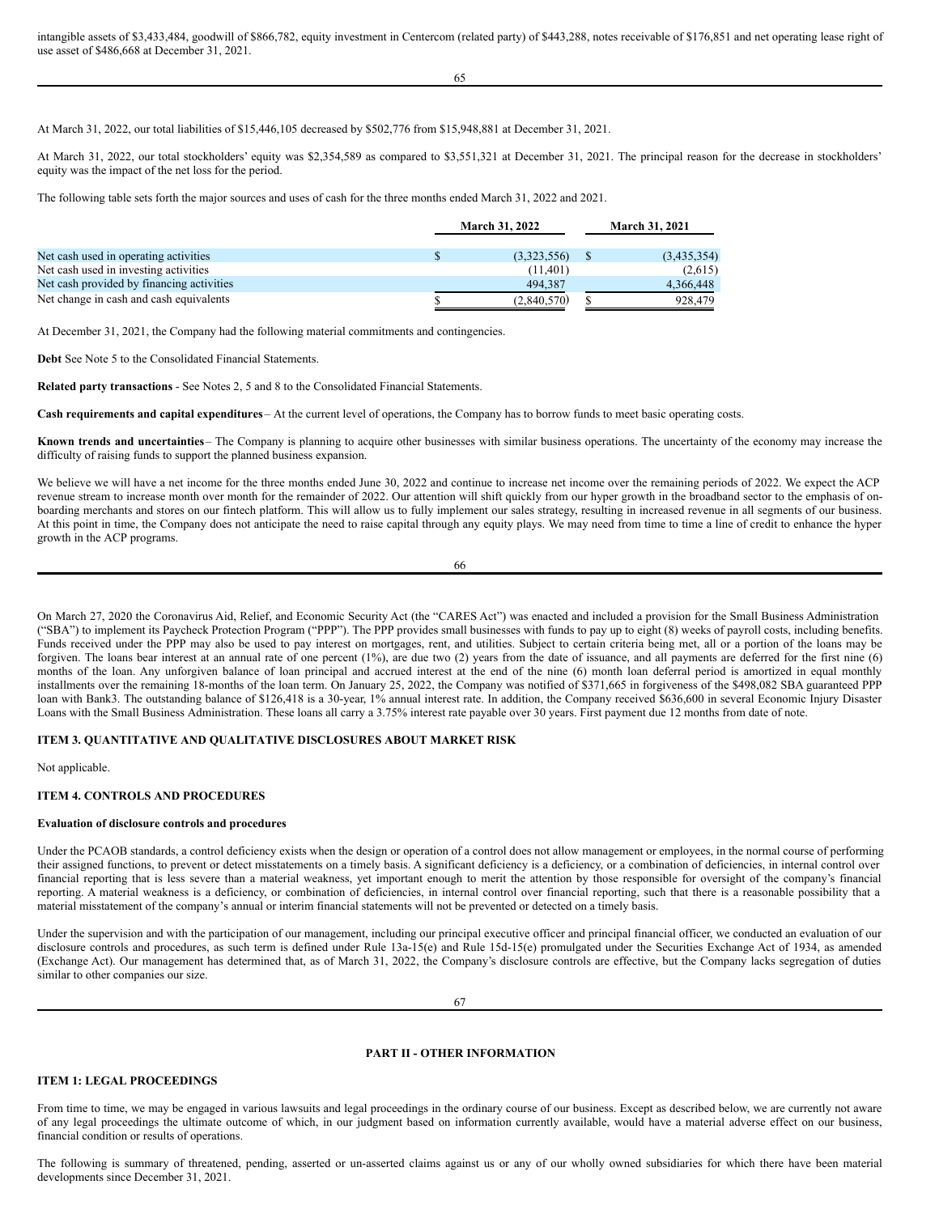intangible assets of $3,433,484, goodwill of $866,782, equity investment in Centercom (related party) of $443,288, notes receivable of $176,851 and net operating lease right of use asset of $486,668 at December 31, 2021.

At March 31, 2022, our total liabilities of $15,446,105 decreased by $502,776 from $15,948,881 at December 31, 2021.

At March 31, 2022, our total stockholders' equity was $2,354,589 as compared to $3,551,321 at December 31, 2021. The principal reason for the decrease in stockholders' equity was the impact of the net loss for the period.

The following table sets forth the major sources and uses of cash for the three months ended March 31, 2022 and 2021.

| | March 31, 2022 | March 31, 2021 |
|---|---|---|
| Net cash used in operating activities | $ (3,323,556) | $ (3,435,354) |
| Net cash used in investing activities | (11,401) | (2,615) |
| Net cash provided by financing activities | 494,387 | 4,366,448 |
| Net change in cash and cash equivalents | $ (2,840,570) | $ 928,479 |

At December 31, 2021, the Company had the following material commitments and contingencies.

**Debt** See Note 5 to the Consolidated Financial Statements.

**Related party transactions** - See Notes 2, 5 and 8 to the Consolidated Financial Statements.

**Cash requirements and capital expenditures** – At the current level of operations, the Company has to borrow funds to meet basic operating costs.

**Known trends and uncertainties** – The Company is planning to acquire other businesses with similar business operations. The uncertainty of the economy may increase the difficulty of raising funds to support the planned business expansion.

We believe we will have a net income for the three months ended June 30, 2022 and continue to increase net income over the remaining periods of 2022. We expect the ACP revenue stream to increase month over month for the remainder of 2022. Our attention will shift quickly from our hyper growth in the broadband sector to the emphasis of on-boarding merchants and stores on our fintech platform. This will allow us to fully implement our sales strategy, resulting in increased revenue in all segments of our business. At this point in time, the Company does not anticipate the need to raise capital through any equity plays. We may need from time to time a line of credit to enhance the hyper growth in the ACP programs.

On March 27, 2020 the Coronavirus Aid, Relief, and Economic Security Act (the "CARES Act") was enacted and included a provision for the Small Business Administration ("SBA") to implement its Paycheck Protection Program ("PPP"). The PPP provides small businesses with funds to pay up to eight (8) weeks of payroll costs, including benefits. Funds received under the PPP may also be used to pay interest on mortgages, rent, and utilities. Subject to certain criteria being met, all or a portion of the loans may be forgiven. The loans bear interest at an annual rate of one percent (1%), are due two (2) years from the date of issuance, and all payments are deferred for the first nine (6) months of the loan. Any unforgiven balance of loan principal and accrued interest at the end of the nine (6) month loan deferral period is amortized in equal monthly installments over the remaining 18-months of the loan term. On January 25, 2022, the Company was notified of $371,665 in forgiveness of the $498,082 SBA guaranteed PPP loan with Bank3. The outstanding balance of $126,418 is a 30-year, 1% annual interest rate. In addition, the Company received $636,600 in several Economic Injury Disaster Loans with the Small Business Administration. These loans all carry a 3.75% interest rate payable over 30 years. First payment due 12 months from date of note.

### ITEM 3. QUANTITATIVE AND QUALITATIVE DISCLOSURES ABOUT MARKET RISK

Not applicable.

### ITEM 4. CONTROLS AND PROCEDURES

#### Evaluation of disclosure controls and procedures

Under the PCAOB standards, a control deficiency exists when the design or operation of a control does not allow management or employees, in the normal course of performing their assigned functions, to prevent or detect misstatements on a timely basis. A significant deficiency is a deficiency, or a combination of deficiencies, in internal control over financial reporting that is less severe than a material weakness, yet important enough to merit the attention by those responsible for oversight of the company's financial reporting. A material weakness is a deficiency, or combination of deficiencies, in internal control over financial reporting, such that there is a reasonable possibility that a material misstatement of the company's annual or interim financial statements will not be prevented or detected on a timely basis.

Under the supervision and with the participation of our management, including our principal executive officer and principal financial officer, we conducted an evaluation of our disclosure controls and procedures, as such term is defined under Rule 13a-15(e) and Rule 15d-15(e) promulgated under the Securities Exchange Act of 1934, as amended (Exchange Act). Our management has determined that, as of March 31, 2022, the Company's disclosure controls are effective, but the Company lacks segregation of duties similar to other companies our size.

## PART II - OTHER INFORMATION

### ITEM 1: LEGAL PROCEEDINGS

From time to time, we may be engaged in various lawsuits and legal proceedings in the ordinary course of our business. Except as described below, we are currently not aware of any legal proceedings the ultimate outcome of which, in our judgment based on information currently available, would have a material adverse effect on our business, financial condition or results of operations.

The following is summary of threatened, pending, asserted or un-asserted claims against us or any of our wholly owned subsidiaries for which there have been material developments since December 31, 2021.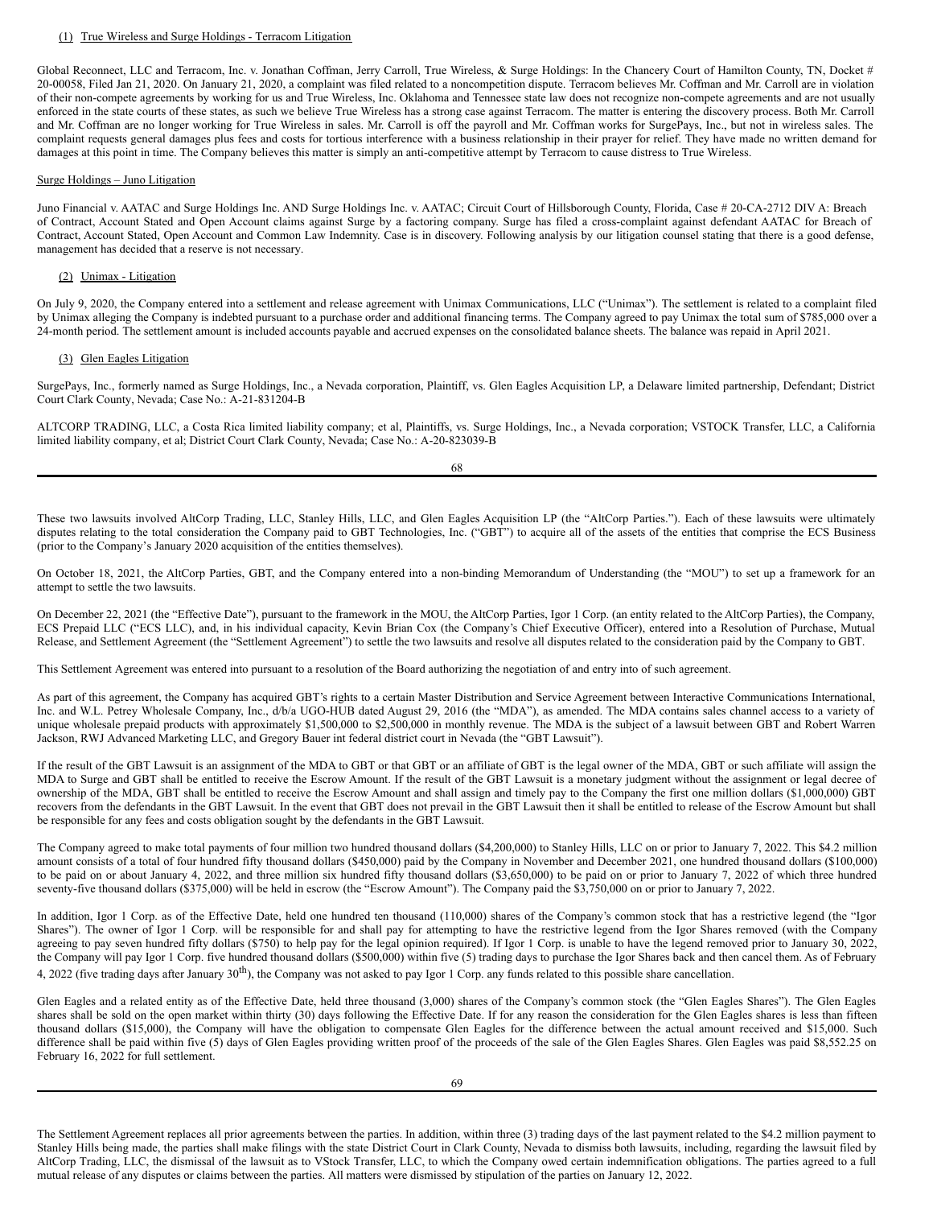(1) True Wireless and Surge Holdings - Terracom Litigation

Global Reconnect, LLC and Terracom, Inc. v. Jonathan Coffman, Jerry Carroll, True Wireless, & Surge Holdings: In the Chancery Court of Hamilton County, TN, Docket # 20-00058, Filed Jan 21, 2020. On January 21, 2020, a complaint was filed related to a noncompetition dispute. Terracom believes Mr. Coffman and Mr. Carroll are in violation of their non-compete agreements by working for us and True Wireless, Inc. Oklahoma and Tennessee state law does not recognize non-compete agreements and are not usually enforced in the state courts of these states, as such we believe True Wireless has a strong case against Terracom. The matter is entering the discovery process. Both Mr. Carroll and Mr. Coffman are no longer working for True Wireless in sales. Mr. Carroll is off the payroll and Mr. Coffman works for SurgePays, Inc., but not in wireless sales. The complaint requests general damages plus fees and costs for tortious interference with a business relationship in their prayer for relief. They have made no written demand for damages at this point in time. The Company believes this matter is simply an anti-competitive attempt by Terracom to cause distress to True Wireless.

Surge Holdings – Juno Litigation

Juno Financial v. AATAC and Surge Holdings Inc. AND Surge Holdings Inc. v. AATAC; Circuit Court of Hillsborough County, Florida, Case # 20-CA-2712 DIV A: Breach of Contract, Account Stated and Open Account claims against Surge by a factoring company. Surge has filed a cross-complaint against defendant AATAC for Breach of Contract, Account Stated, Open Account and Common Law Indemnity. Case is in discovery. Following analysis by our litigation counsel stating that there is a good defense, management has decided that a reserve is not necessary.

(2) Unimax - Litigation

On July 9, 2020, the Company entered into a settlement and release agreement with Unimax Communications, LLC ("Unimax"). The settlement is related to a complaint filed by Unimax alleging the Company is indebted pursuant to a purchase order and additional financing terms. The Company agreed to pay Unimax the total sum of $785,000 over a 24-month period. The settlement amount is included accounts payable and accrued expenses on the consolidated balance sheets. The balance was repaid in April 2021.

(3) Glen Eagles Litigation

SurgePays, Inc., formerly named as Surge Holdings, Inc., a Nevada corporation, Plaintiff, vs. Glen Eagles Acquisition LP, a Delaware limited partnership, Defendant; District Court Clark County, Nevada; Case No.: A-21-831204-B

ALTCORP TRADING, LLC, a Costa Rica limited liability company; et al, Plaintiffs, vs. Surge Holdings, Inc., a Nevada corporation; VSTOCK Transfer, LLC, a California limited liability company, et al; District Court Clark County, Nevada; Case No.: A-20-823039-B

These two lawsuits involved AltCorp Trading, LLC, Stanley Hills, LLC, and Glen Eagles Acquisition LP (the "AltCorp Parties."). Each of these lawsuits were ultimately disputes relating to the total consideration the Company paid to GBT Technologies, Inc. ("GBT") to acquire all of the assets of the entities that comprise the ECS Business (prior to the Company's January 2020 acquisition of the entities themselves).

On October 18, 2021, the AltCorp Parties, GBT, and the Company entered into a non-binding Memorandum of Understanding (the "MOU") to set up a framework for an attempt to settle the two lawsuits.

On December 22, 2021 (the "Effective Date"), pursuant to the framework in the MOU, the AltCorp Parties, Igor 1 Corp. (an entity related to the AltCorp Parties), the Company, ECS Prepaid LLC ("ECS LLC"), and, in his individual capacity, Kevin Brian Cox (the Company's Chief Executive Officer), entered into a Resolution of Purchase, Mutual Release, and Settlement Agreement (the "Settlement Agreement") to settle the two lawsuits and resolve all disputes related to the consideration paid by the Company to GBT.

This Settlement Agreement was entered into pursuant to a resolution of the Board authorizing the negotiation of and entry into of such agreement.

As part of this agreement, the Company has acquired GBT's rights to a certain Master Distribution and Service Agreement between Interactive Communications International, Inc. and W.L. Petrey Wholesale Company, Inc., d/b/a UGO-HUB dated August 29, 2016 (the "MDA"), as amended. The MDA contains sales channel access to a variety of unique wholesale prepaid products with approximately $1,500,000 to $2,500,000 in monthly revenue. The MDA is the subject of a lawsuit between GBT and Robert Warren Jackson, RWJ Advanced Marketing LLC, and Gregory Bauer int federal district court in Nevada (the "GBT Lawsuit").

If the result of the GBT Lawsuit is an assignment of the MDA to GBT or that GBT or an affiliate of GBT is the legal owner of the MDA, GBT or such affiliate will assign the MDA to Surge and GBT shall be entitled to receive the Escrow Amount. If the result of the GBT Lawsuit is a monetary judgment without the assignment or legal decree of ownership of the MDA, GBT shall be entitled to receive the Escrow Amount and shall assign and timely pay to the Company the first one million dollars ($1,000,000) GBT recovers from the defendants in the GBT Lawsuit. In the event that GBT does not prevail in the GBT Lawsuit then it shall be entitled to release of the Escrow Amount but shall be responsible for any fees and costs obligation sought by the defendants in the GBT Lawsuit.

The Company agreed to make total payments of four million two hundred thousand dollars ($4,200,000) to Stanley Hills, LLC on or prior to January 7, 2022. This $4.2 million amount consists of a total of four hundred fifty thousand dollars ($450,000) paid by the Company in November and December 2021, one hundred thousand dollars ($100,000) to be paid on or about January 4, 2022, and three million six hundred fifty thousand dollars ($3,650,000) to be paid on or prior to January 7, 2022 of which three hundred seventy-five thousand dollars ($375,000) will be held in escrow (the "Escrow Amount"). The Company paid the $3,750,000 on or prior to January 7, 2022.

In addition, Igor 1 Corp. as of the Effective Date, held one hundred ten thousand (110,000) shares of the Company's common stock that has a restrictive legend (the "Igor Shares"). The owner of Igor 1 Corp. will be responsible for and shall pay for attempting to have the restrictive legend from the Igor Shares removed (with the Company agreeing to pay seven hundred fifty dollars ($750) to help pay for the legal opinion required). If Igor 1 Corp. is unable to have the legend removed prior to January 30, 2022, the Company will pay Igor 1 Corp. five hundred thousand dollars ($500,000) within five (5) trading days to purchase the Igor Shares back and then cancel them. As of February 4, 2022 (five trading days after January 30th), the Company was not asked to pay Igor 1 Corp. any funds related to this possible share cancellation.

Glen Eagles and a related entity as of the Effective Date, held three thousand (3,000) shares of the Company's common stock (the "Glen Eagles Shares"). The Glen Eagles shares shall be sold on the open market within thirty (30) days following the Effective Date. If for any reason the consideration for the Glen Eagles shares is less than fifteen thousand dollars ($15,000), the Company will have the obligation to compensate Glen Eagles for the difference between the actual amount received and $15,000. Such difference shall be paid within five (5) days of Glen Eagles providing written proof of the proceeds of the sale of the Glen Eagles Shares. Glen Eagles was paid $8,552.25 on February 16, 2022 for full settlement.

The Settlement Agreement replaces all prior agreements between the parties. In addition, within three (3) trading days of the last payment related to the $4.2 million payment to Stanley Hills being made, the parties shall make filings with the state District Court in Clark County, Nevada to dismiss both lawsuits, including, regarding the lawsuit filed by AltCorp Trading, LLC, the dismissal of the lawsuit as to VStock Transfer, LLC, to which the Company owed certain indemnification obligations. The parties agreed to a full mutual release of any disputes or claims between the parties. All matters were dismissed by stipulation of the parties on January 12, 2022.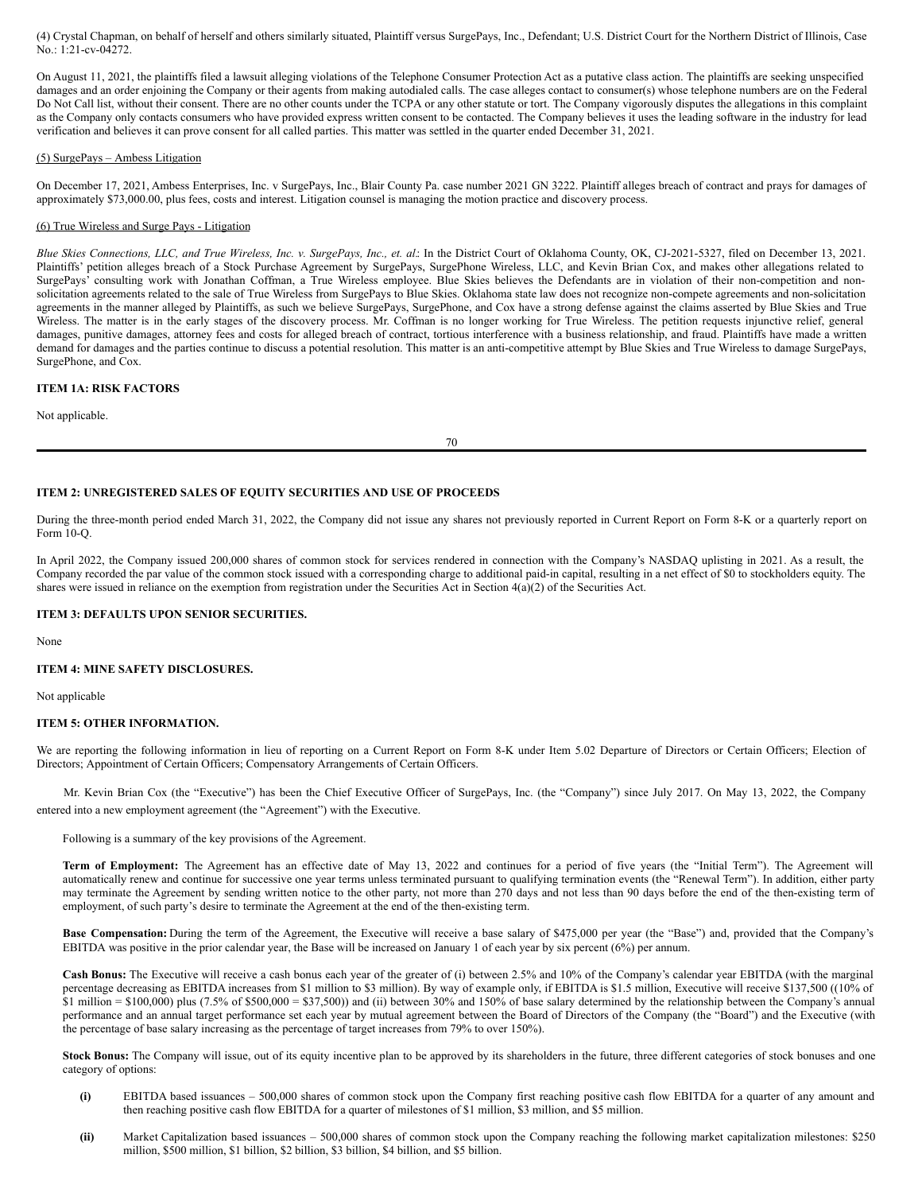(4) Crystal Chapman, on behalf of herself and others similarly situated, Plaintiff versus SurgePays, Inc., Defendant; U.S. District Court for the Northern District of Illinois, Case No.: 1:21-cv-04272.

On August 11, 2021, the plaintiffs filed a lawsuit alleging violations of the Telephone Consumer Protection Act as a putative class action. The plaintiffs are seeking unspecified damages and an order enjoining the Company or their agents from making autodialed calls. The case alleges contact to consumer(s) whose telephone numbers are on the Federal Do Not Call list, without their consent. There are no other counts under the TCPA or any other statute or tort. The Company vigorously disputes the allegations in this complaint as the Company only contacts consumers who have provided express written consent to be contacted. The Company believes it uses the leading software in the industry for lead verification and believes it can prove consent for all called parties. This matter was settled in the quarter ended December 31, 2021.

(5) SurgePays – Ambess Litigation

On December 17, 2021, Ambess Enterprises, Inc. v SurgePays, Inc., Blair County Pa. case number 2021 GN 3222. Plaintiff alleges breach of contract and prays for damages of approximately $73,000.00, plus fees, costs and interest. Litigation counsel is managing the motion practice and discovery process.

(6) True Wireless and Surge Pays - Litigation

*Blue Skies Connections, LLC, and True Wireless, Inc. v. SurgePays, Inc., et. al*.: In the District Court of Oklahoma County, OK, CJ-2021-5327, filed on December 13, 2021. Plaintiffs' petition alleges breach of a Stock Purchase Agreement by SurgePays, SurgePhone Wireless, LLC, and Kevin Brian Cox, and makes other allegations related to SurgePays' consulting work with Jonathan Coffman, a True Wireless employee. Blue Skies believes the Defendants are in violation of their non-competition and non-solicitation agreements related to the sale of True Wireless from SurgePays to Blue Skies. Oklahoma state law does not recognize non-compete agreements and non-solicitation agreements in the manner alleged by Plaintiffs, as such we believe SurgePays, SurgePhone, and Cox have a strong defense against the claims asserted by Blue Skies and True Wireless. The matter is in the early stages of the discovery process. Mr. Coffman is no longer working for True Wireless. The petition requests injunctive relief, general damages, punitive damages, attorney fees and costs for alleged breach of contract, tortious interference with a business relationship, and fraud. Plaintiffs have made a written demand for damages and the parties continue to discuss a potential resolution. This matter is an anti-competitive attempt by Blue Skies and True Wireless to damage SurgePays, SurgePhone, and Cox.

**ITEM 1A: RISK FACTORS**

Not applicable.

**ITEM 2: UNREGISTERED SALES OF EQUITY SECURITIES AND USE OF PROCEEDS**

During the three-month period ended March 31, 2022, the Company did not issue any shares not previously reported in Current Report on Form 8-K or a quarterly report on Form 10-Q.

In April 2022, the Company issued 200,000 shares of common stock for services rendered in connection with the Company's NASDAQ uplisting in 2021. As a result, the Company recorded the par value of the common stock issued with a corresponding charge to additional paid-in capital, resulting in a net effect of $0 to stockholders equity. The shares were issued in reliance on the exemption from registration under the Securities Act in Section 4(a)(2) of the Securities Act.

**ITEM 3: DEFAULTS UPON SENIOR SECURITIES.**

None

**ITEM 4: MINE SAFETY DISCLOSURES.**

Not applicable

**ITEM 5: OTHER INFORMATION.**

We are reporting the following information in lieu of reporting on a Current Report on Form 8-K under Item 5.02 Departure of Directors or Certain Officers; Election of Directors; Appointment of Certain Officers; Compensatory Arrangements of Certain Officers.

Mr. Kevin Brian Cox (the "Executive") has been the Chief Executive Officer of SurgePays, Inc. (the "Company") since July 2017. On May 13, 2022, the Company entered into a new employment agreement (the "Agreement") with the Executive.

Following is a summary of the key provisions of the Agreement.

**Term of Employment:** The Agreement has an effective date of May 13, 2022 and continues for a period of five years (the "Initial Term"). The Agreement will automatically renew and continue for successive one year terms unless terminated pursuant to qualifying termination events (the "Renewal Term"). In addition, either party may terminate the Agreement by sending written notice to the other party, not more than 270 days and not less than 90 days before the end of the then-existing term of employment, of such party's desire to terminate the Agreement at the end of the then-existing term.

**Base Compensation:** During the term of the Agreement, the Executive will receive a base salary of $475,000 per year (the "Base") and, provided that the Company's EBITDA was positive in the prior calendar year, the Base will be increased on January 1 of each year by six percent (6%) per annum.

**Cash Bonus:** The Executive will receive a cash bonus each year of the greater of (i) between 2.5% and 10% of the Company's calendar year EBITDA (with the marginal percentage decreasing as EBITDA increases from $1 million to $3 million). By way of example only, if EBITDA is $1.5 million, Executive will receive $137,500 ((10% of $1 million = $100,000) plus (7.5% of $500,000 = $37,500)) and (ii) between 30% and 150% of base salary determined by the relationship between the Company's annual performance and an annual target performance set each year by mutual agreement between the Board of Directors of the Company (the "Board") and the Executive (with the percentage of base salary increasing as the percentage of target increases from 79% to over 150%).

**Stock Bonus:** The Company will issue, out of its equity incentive plan to be approved by its shareholders in the future, three different categories of stock bonuses and one category of options:

- **(i)** EBITDA based issuances – 500,000 shares of common stock upon the Company first reaching positive cash flow EBITDA for a quarter of any amount and then reaching positive cash flow EBITDA for a quarter of milestones of $1 million, $3 million, and $5 million.
- **(ii)** Market Capitalization based issuances – 500,000 shares of common stock upon the Company reaching the following market capitalization milestones: $250 million, $500 million, $1 billion, $2 billion, $3 billion, $4 billion, and $5 billion.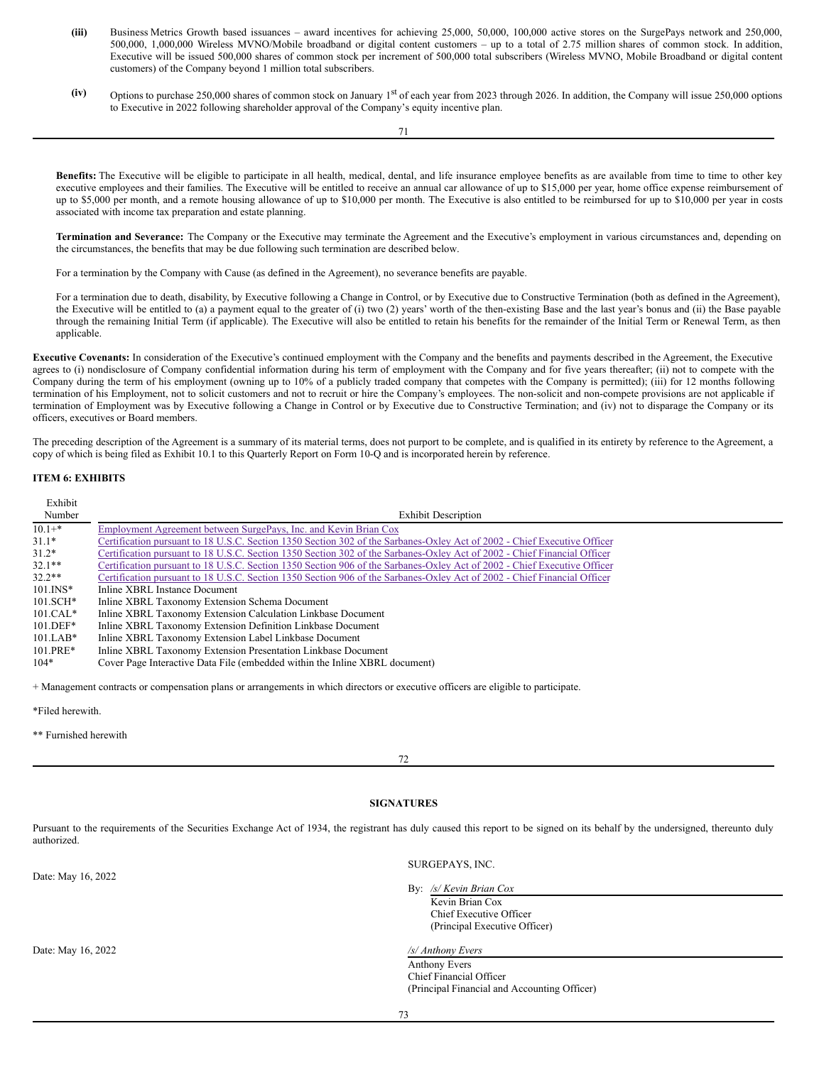(iii) Business Metrics Growth based issuances – award incentives for achieving 25,000, 50,000, 100,000 active stores on the SurgePays network and 250,000, 500,000, 1,000,000 Wireless MVNO/Mobile broadband or digital content customers – up to a total of 2.75 million shares of common stock. In addition, Executive will be issued 500,000 shares of common stock per increment of 500,000 total subscribers (Wireless MVNO, Mobile Broadband or digital content customers) of the Company beyond 1 million total subscribers.

(iv) Options to purchase 250,000 shares of common stock on January 1st of each year from 2023 through 2026. In addition, the Company will issue 250,000 options to Executive in 2022 following shareholder approval of the Company's equity incentive plan.

**Benefits:** The Executive will be eligible to participate in all health, medical, dental, and life insurance employee benefits as are available from time to time to other key executive employees and their families. The Executive will be entitled to receive an annual car allowance of up to $15,000 per year, home office expense reimbursement of up to $5,000 per month, and a remote housing allowance of up to $10,000 per month. The Executive is also entitled to be reimbursed for up to $10,000 per year in costs associated with income tax preparation and estate planning.

**Termination and Severance:** The Company or the Executive may terminate the Agreement and the Executive's employment in various circumstances and, depending on the circumstances, the benefits that may be due following such termination are described below.

For a termination by the Company with Cause (as defined in the Agreement), no severance benefits are payable.

For a termination due to death, disability, by Executive following a Change in Control, or by Executive due to Constructive Termination (both as defined in the Agreement), the Executive will be entitled to (a) a payment equal to the greater of (i) two (2) years' worth of the then-existing Base and the last year's bonus and (ii) the Base payable through the remaining Initial Term (if applicable). The Executive will also be entitled to retain his benefits for the remainder of the Initial Term or Renewal Term, as then applicable.

**Executive Covenants:** In consideration of the Executive's continued employment with the Company and the benefits and payments described in the Agreement, the Executive agrees to (i) nondisclosure of Company confidential information during his term of employment with the Company and for five years thereafter; (ii) not to compete with the Company during the term of his employment (owning up to 10% of a publicly traded company that competes with the Company is permitted); (iii) for 12 months following termination of his Employment, not to solicit customers and not to recruit or hire the Company's employees. The non-solicit and non-compete provisions are not applicable if termination of Employment was by Executive following a Change in Control or by Executive due to Constructive Termination; and (iv) not to disparage the Company or its officers, executives or Board members.

The preceding description of the Agreement is a summary of its material terms, does not purport to be complete, and is qualified in its entirety by reference to the Agreement, a copy of which is being filed as Exhibit 10.1 to this Quarterly Report on Form 10-Q and is incorporated herein by reference.

### ITEM 6: EXHIBITS

| Exhibit Number | Exhibit Description |
|---|---|
| 10.1+* | Employment Agreement between SurgePays, Inc. and Kevin Brian Cox |
| 31.1* | Certification pursuant to 18 U.S.C. Section 1350 Section 302 of the Sarbanes-Oxley Act of 2002 - Chief Executive Officer |
| 31.2* | Certification pursuant to 18 U.S.C. Section 1350 Section 302 of the Sarbanes-Oxley Act of 2002 - Chief Financial Officer |
| 32.1** | Certification pursuant to 18 U.S.C. Section 1350 Section 906 of the Sarbanes-Oxley Act of 2002 - Chief Executive Officer |
| 32.2** | Certification pursuant to 18 U.S.C. Section 1350 Section 906 of the Sarbanes-Oxley Act of 2002 - Chief Financial Officer |
| 101.INS* | Inline XBRL Instance Document |
| 101.SCH* | Inline XBRL Taxonomy Extension Schema Document |
| 101.CAL* | Inline XBRL Taxonomy Extension Calculation Linkbase Document |
| 101.DEF* | Inline XBRL Taxonomy Extension Definition Linkbase Document |
| 101.LAB* | Inline XBRL Taxonomy Extension Label Linkbase Document |
| 101.PRE* | Inline XBRL Taxonomy Extension Presentation Linkbase Document |
| 104* | Cover Page Interactive Data File (embedded within the Inline XBRL document) |

+ Management contracts or compensation plans or arrangements in which directors or executive officers are eligible to participate.

*Filed herewith.

** Furnished herewith

### SIGNATURES

Pursuant to the requirements of the Securities Exchange Act of 1934, the registrant has duly caused this report to be signed on its behalf by the undersigned, thereunto duly authorized.

SURGEPAYS, INC.

Date: May 16, 2022

By: */s/ Kevin Brian Cox*
Kevin Brian Cox
Chief Executive Officer
(Principal Executive Officer)

Date: May 16, 2022

*/s/ Anthony Evers*
Anthony Evers
Chief Financial Officer
(Principal Financial and Accounting Officer)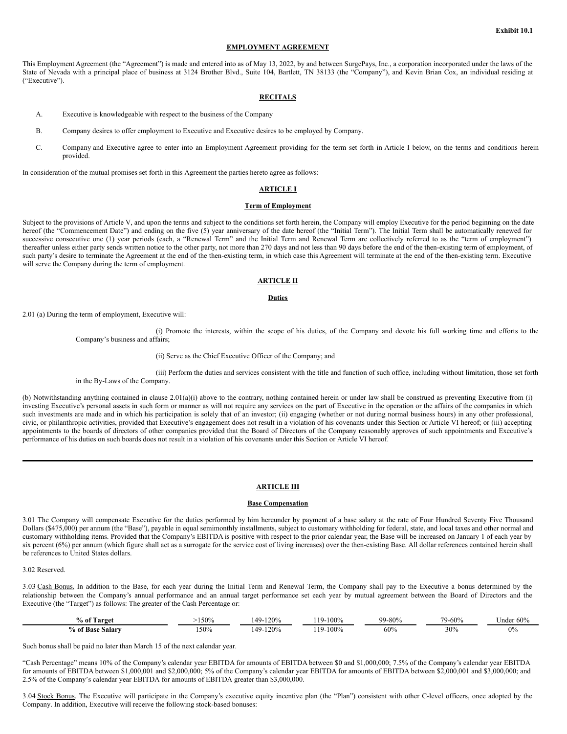**Exhibit 10.1**

## EMPLOYMENT AGREEMENT

This Employment Agreement (the "Agreement") is made and entered into as of May 13, 2022, by and between SurgePays, Inc., a corporation incorporated under the laws of the State of Nevada with a principal place of business at 3124 Brother Blvd., Suite 104, Bartlett, TN 38133 (the "Company"), and Kevin Brian Cox, an individual residing at ("Executive").

### RECITALS

A. Executive is knowledgeable with respect to the business of the Company

B. Company desires to offer employment to Executive and Executive desires to be employed by Company.

C. Company and Executive agree to enter into an Employment Agreement providing for the term set forth in Article I below, on the terms and conditions herein provided.

In consideration of the mutual promises set forth in this Agreement the parties hereto agree as follows:

### ARTICLE I

### Term of Employment

Subject to the provisions of Article V, and upon the terms and subject to the conditions set forth herein, the Company will employ Executive for the period beginning on the date hereof (the "Commencement Date") and ending on the five (5) year anniversary of the date hereof (the "Initial Term"). The Initial Term shall be automatically renewed for successive consecutive one (1) year periods (each, a "Renewal Term" and the Initial Term and Renewal Term are collectively referred to as the "term of employment") thereafter unless either party sends written notice to the other party, not more than 270 days and not less than 90 days before the end of the then-existing term of employment, of such party's desire to terminate the Agreement at the end of the then-existing term, in which case this Agreement will terminate at the end of the then-existing term. Executive will serve the Company during the term of employment.

### ARTICLE II

### Duties

2.01 (a) During the term of employment, Executive will:

(i) Promote the interests, within the scope of his duties, of the Company and devote his full working time and efforts to the Company's business and affairs;

(ii) Serve as the Chief Executive Officer of the Company; and

(iii) Perform the duties and services consistent with the title and function of such office, including without limitation, those set forth in the By-Laws of the Company.

(b) Notwithstanding anything contained in clause 2.01(a)(i) above to the contrary, nothing contained herein or under law shall be construed as preventing Executive from (i) investing Executive's personal assets in such form or manner as will not require any services on the part of Executive in the operation or the affairs of the companies in which such investments are made and in which his participation is solely that of an investor; (ii) engaging (whether or not during normal business hours) in any other professional, civic, or philanthropic activities, provided that Executive's engagement does not result in a violation of his covenants under this Section or Article VI hereof; or (iii) accepting appointments to the boards of directors of other companies provided that the Board of Directors of the Company reasonably approves of such appointments and Executive's performance of his duties on such boards does not result in a violation of his covenants under this Section or Article VI hereof.

---

### ARTICLE III

### Base Compensation

3.01 The Company will compensate Executive for the duties performed by him hereunder by payment of a base salary at the rate of Four Hundred Seventy Five Thousand Dollars ($475,000) per annum (the "Base"), payable in equal semimonthly installments, subject to customary withholding for federal, state, and local taxes and other normal and customary withholding items. Provided that the Company's EBITDA is positive with respect to the prior calendar year, the Base will be increased on January 1 of each year by six percent (6%) per annum (which figure shall act as a surrogate for the service cost of living increases) over the then-existing Base. All dollar references contained herein shall be references to United States dollars.

3.02 Reserved.

3.03 Cash Bonus. In addition to the Base, for each year during the Initial Term and Renewal Term, the Company shall pay to the Executive a bonus determined by the relationship between the Company's annual performance and an annual target performance set each year by mutual agreement between the Board of Directors and the Executive (the "Target") as follows: The greater of the Cash Percentage or:

| % of Target | >150% | 149-120% | 119-100% | 99-80% | 79-60% | Under 60% |
|---|---|---|---|---|---|---|
| % of Base Salary | 150% | 149-120% | 119-100% | 60% | 30% | 0% |

Such bonus shall be paid no later than March 15 of the next calendar year.

"Cash Percentage" means 10% of the Company's calendar year EBITDA for amounts of EBITDA between $0 and $1,000,000; 7.5% of the Company's calendar year EBITDA for amounts of EBITDA between $1,000,001 and $2,000,000; 5% of the Company's calendar year EBITDA for amounts of EBITDA between $2,000,001 and $3,000,000; and 2.5% of the Company's calendar year EBITDA for amounts of EBITDA greater than $3,000,000.

3.04 Stock Bonus. The Executive will participate in the Company's executive equity incentive plan (the "Plan") consistent with other C-level officers, once adopted by the Company. In addition, Executive will receive the following stock-based bonuses: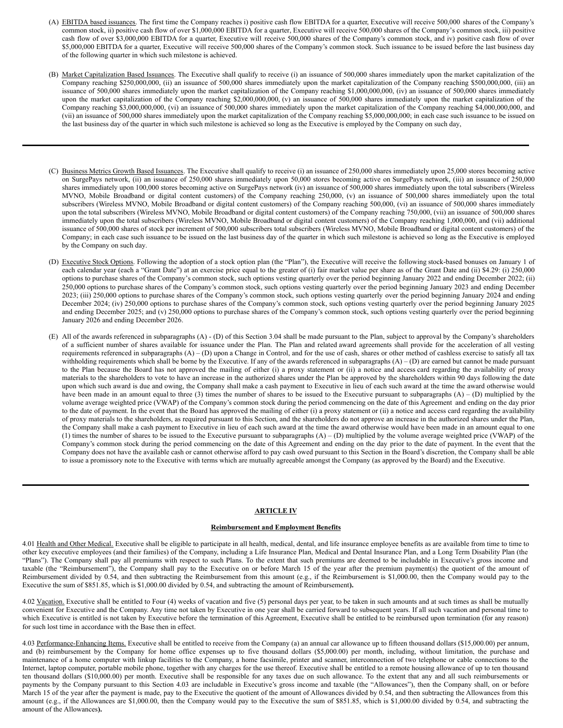(A) EBITDA based issuances. The first time the Company reaches i) positive cash flow EBITDA for a quarter, Executive will receive 500,000 shares of the Company's common stock, ii) positive cash flow of over $1,000,000 EBITDA for a quarter, Executive will receive 500,000 shares of the Company's common stock, iii) positive cash flow of over $3,000,000 EBITDA for a quarter, Executive will receive 500,000 shares of the Company's common stock, and iv) positive cash flow of over $5,000,000 EBITDA for a quarter, Executive will receive 500,000 shares of the Company's common stock. Such issuance to be issued before the last business day of the following quarter in which such milestone is achieved.

(B) Market Capitalization Based Issuances. The Executive shall qualify to receive (i) an issuance of 500,000 shares immediately upon the market capitalization of the Company reaching $250,000,000, (ii) an issuance of 500,000 shares immediately upon the market capitalization of the Company reaching $500,000,000, (iii) an issuance of 500,000 shares immediately upon the market capitalization of the Company reaching $1,000,000,000, (iv) an issuance of 500,000 shares immediately upon the market capitalization of the Company reaching $2,000,000,000, (v) an issuance of 500,000 shares immediately upon the market capitalization of the Company reaching $3,000,000,000, (vi) an issuance of 500,000 shares immediately upon the market capitalization of the Company reaching $4,000,000,000, and (vii) an issuance of 500,000 shares immediately upon the market capitalization of the Company reaching $5,000,000,000; in each case such issuance to be issued on the last business day of the quarter in which such milestone is achieved so long as the Executive is employed by the Company on such day,

---

(C) Business Metrics Growth Based Issuances. The Executive shall qualify to receive (i) an issuance of 250,000 shares immediately upon 25,000 stores becoming active on SurgePays network, (ii) an issuance of 250,000 shares immediately upon 50,000 stores becoming active on SurgePays network, (iii) an issuance of 250,000 shares immediately upon 100,000 stores becoming active on SurgePays network (iv) an issuance of 500,000 shares immediately upon the total subscribers (Wireless MVNO, Mobile Broadband or digital content customers) of the Company reaching 250,000, (v) an issuance of 500,000 shares immediately upon the total subscribers (Wireless MVNO, Mobile Broadband or digital content customers) of the Company reaching 500,000, (vi) an issuance of 500,000 shares immediately upon the total subscribers (Wireless MVNO, Mobile Broadband or digital content customers) of the Company reaching 750,000, (vii) an issuance of 500,000 shares immediately upon the total subscribers (Wireless MVNO, Mobile Broadband or digital content customers) of the Company reaching 1,000,000, and (vii) additional issuance of 500,000 shares of stock per increment of 500,000 subscribers total subscribers (Wireless MVNO, Mobile Broadband or digital content customers) of the Company; in each case such issuance to be issued on the last business day of the quarter in which such milestone is achieved so long as the Executive is employed by the Company on such day.

(D) Executive Stock Options. Following the adoption of a stock option plan (the "Plan"), the Executive will receive the following stock-based bonuses on January 1 of each calendar year (each a "Grant Date") at an exercise price equal to the greater of (i) fair market value per share as of the Grant Date and (ii) $4.29: (i) 250,000 options to purchase shares of the Company's common stock, such options vesting quarterly over the period beginning January 2022 and ending December 2022; (ii) 250,000 options to purchase shares of the Company's common stock, such options vesting quarterly over the period beginning January 2023 and ending December 2023; (iii) 250,000 options to purchase shares of the Company's common stock, such options vesting quarterly over the period beginning January 2024 and ending December 2024; (iv) 250,000 options to purchase shares of the Company's common stock, such options vesting quarterly over the period beginning January 2025 and ending December 2025; and (v) 250,000 options to purchase shares of the Company's common stock, such options vesting quarterly over the period beginning January 2026 and ending December 2026.

(E) All of the awards referenced in subparagraphs (A) - (D) of this Section 3.04 shall be made pursuant to the Plan, subject to approval by the Company's shareholders of a sufficient number of shares available for issuance under the Plan. The Plan and related award agreements shall provide for the acceleration of all vesting requirements referenced in subparagraphs (A) – (D) upon a Change in Control, and for the use of cash, shares or other method of cashless exercise to satisfy all tax withholding requirements which shall be borne by the Executive. If any of the awards referenced in subparagraphs (A) – (D) are earned but cannot be made pursuant to the Plan because the Board has not approved the mailing of either (i) a proxy statement or (ii) a notice and access card regarding the availability of proxy materials to the shareholders to vote to have an increase in the authorized shares under the Plan be approved by the shareholders within 90 days following the date upon which such award is due and owing, the Company shall make a cash payment to Executive in lieu of each such award at the time the award otherwise would have been made in an amount equal to three (3) times the number of shares to be issued to the Executive pursuant to subparagraphs (A) – (D) multiplied by the volume average weighted price (VWAP) of the Company's common stock during the period commencing on the date of this Agreement and ending on the day prior to the date of payment. In the event that the Board has approved the mailing of either (i) a proxy statement or (ii) a notice and access card regarding the availability of proxy materials to the shareholders, as required pursuant to this Section, and the shareholders do not approve an increase in the authorized shares under the Plan, the Company shall make a cash payment to Executive in lieu of each such award at the time the award otherwise would have been made in an amount equal to one (1) times the number of shares to be issued to the Executive pursuant to subparagraphs (A) – (D) multiplied by the volume average weighted price (VWAP) of the Company's common stock during the period commencing on the date of this Agreement and ending on the day prior to the date of payment. In the event that the Company does not have the available cash or cannot otherwise afford to pay cash owed pursuant to this Section in the Board's discretion, the Company shall be able to issue a promissory note to the Executive with terms which are mutually agreeable amongst the Company (as approved by the Board) and the Executive.

---

## ARTICLE IV

### Reimbursement and Employment Benefits

4.01 Health and Other Medical. Executive shall be eligible to participate in all health, medical, dental, and life insurance employee benefits as are available from time to time to other key executive employees (and their families) of the Company, including a Life Insurance Plan, Medical and Dental Insurance Plan, and a Long Term Disability Plan (the "Plans"). The Company shall pay all premiums with respect to such Plans. To the extent that such premiums are deemed to be includable in Executive's gross income and taxable (the "Reimbursement"), the Company shall pay to the Executive on or before March 15 of the year after the premium payment(s) the quotient of the amount of Reimbursement divided by 0.54, and then subtracting the Reimbursement from this amount (e.g., if the Reimbursement is $1,000.00, then the Company would pay to the Executive the sum of $851.85, which is $1,000.00 divided by 0.54, and subtracting the amount of Reimbursement**).**

4.02 Vacation. Executive shall be entitled to Four (4) weeks of vacation and five (5) personal days per year, to be taken in such amounts and at such times as shall be mutually convenient for Executive and the Company. Any time not taken by Executive in one year shall be carried forward to subsequent years. If all such vacation and personal time to which Executive is entitled is not taken by Executive before the termination of this Agreement, Executive shall be entitled to be reimbursed upon termination (for any reason) for such lost time in accordance with the Base then in effect.

4.03 Performance-Enhancing Items. Executive shall be entitled to receive from the Company (a) an annual car allowance up to fifteen thousand dollars ($15,000.00) per annum, and (b) reimbursement by the Company for home office expenses up to five thousand dollars ($5,000.00) per month, including, without limitation, the purchase and maintenance of a home computer with linkup facilities to the Company, a home facsimile, printer and scanner, interconnection of two telephone or cable connections to the Internet, laptop computer, portable mobile phone, together with any charges for the use thereof. Executive shall be entitled to a remote housing allowance of up to ten thousand ten thousand dollars ($10,000.00) per month. Executive shall be responsible for any taxes due on such allowance. To the extent that any and all such reimbursements or payments by the Company pursuant to this Section 4.03 are includable in Executive's gross income and taxable (the "Allowances"), then the Company shall, on or before March 15 of the year after the payment is made, pay to the Executive the quotient of the amount of Allowances divided by 0.54, and then subtracting the Allowances from this amount (e.g., if the Allowances are $1,000.00, then the Company would pay to the Executive the sum of $851.85, which is $1,000.00 divided by 0.54, and subtracting the amount of the Allowances**).**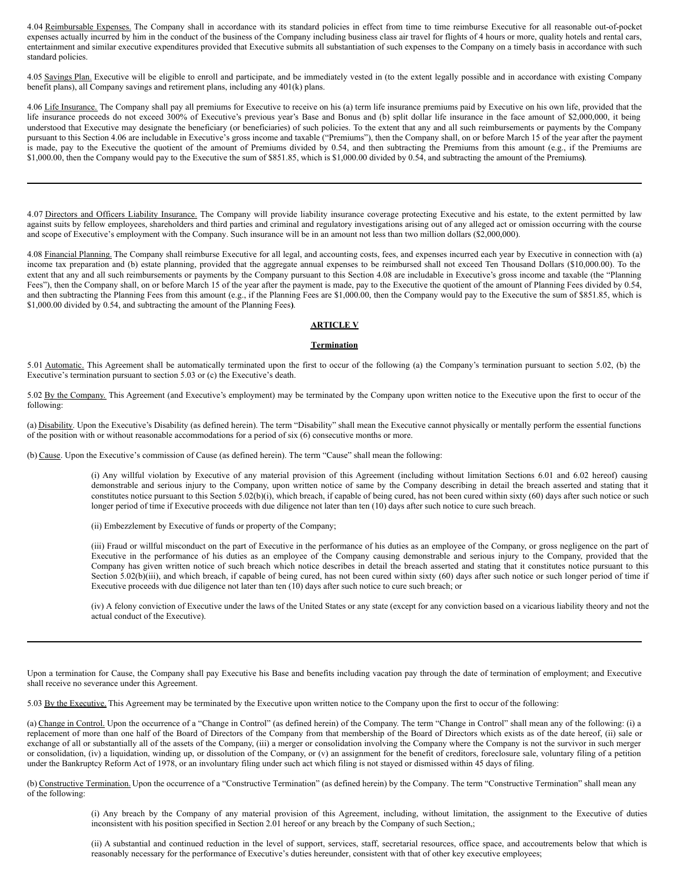4.04 Reimbursable Expenses. The Company shall in accordance with its standard policies in effect from time to time reimburse Executive for all reasonable out-of-pocket expenses actually incurred by him in the conduct of the business of the Company including business class air travel for flights of 4 hours or more, quality hotels and rental cars, entertainment and similar executive expenditures provided that Executive submits all substantiation of such expenses to the Company on a timely basis in accordance with such standard policies.

4.05 Savings Plan. Executive will be eligible to enroll and participate, and be immediately vested in (to the extent legally possible and in accordance with existing Company benefit plans), all Company savings and retirement plans, including any 401(k) plans.

4.06 Life Insurance. The Company shall pay all premiums for Executive to receive on his (a) term life insurance premiums paid by Executive on his own life, provided that the life insurance proceeds do not exceed 300% of Executive's previous year's Base and Bonus and (b) split dollar life insurance in the face amount of $2,000,000, it being understood that Executive may designate the beneficiary (or beneficiaries) of such policies. To the extent that any and all such reimbursements or payments by the Company pursuant to this Section 4.06 are includable in Executive's gross income and taxable ("Premiums"), then the Company shall, on or before March 15 of the year after the payment is made, pay to the Executive the quotient of the amount of Premiums divided by 0.54, and then subtracting the Premiums from this amount (e.g., if the Premiums are $1,000.00, then the Company would pay to the Executive the sum of $851.85, which is $1,000.00 divided by 0.54, and subtracting the amount of the Premiums**)**.

---

4.07 Directors and Officers Liability Insurance. The Company will provide liability insurance coverage protecting Executive and his estate, to the extent permitted by law against suits by fellow employees, shareholders and third parties and criminal and regulatory investigations arising out of any alleged act or omission occurring with the course and scope of Executive's employment with the Company. Such insurance will be in an amount not less than two million dollars ($2,000,000).

4.08 Financial Planning. The Company shall reimburse Executive for all legal, and accounting costs, fees, and expenses incurred each year by Executive in connection with (a) income tax preparation and (b) estate planning, provided that the aggregate annual expenses to be reimbursed shall not exceed Ten Thousand Dollars ($10,000.00). To the extent that any and all such reimbursements or payments by the Company pursuant to this Section 4.08 are includable in Executive's gross income and taxable (the "Planning Fees"), then the Company shall, on or before March 15 of the year after the payment is made, pay to the Executive the quotient of the amount of Planning Fees divided by 0.54, and then subtracting the Planning Fees from this amount (e.g., if the Planning Fees are $1,000.00, then the Company would pay to the Executive the sum of $851.85, which is $1,000.00 divided by 0.54, and subtracting the amount of the Planning Fees**)**.

## ARTICLE V

### Termination

5.01 Automatic. This Agreement shall be automatically terminated upon the first to occur of the following (a) the Company's termination pursuant to section 5.02, (b) the Executive's termination pursuant to section 5.03 or (c) the Executive's death.

5.02 By the Company. This Agreement (and Executive's employment) may be terminated by the Company upon written notice to the Executive upon the first to occur of the following:

(a) Disability. Upon the Executive's Disability (as defined herein). The term "Disability" shall mean the Executive cannot physically or mentally perform the essential functions of the position with or without reasonable accommodations for a period of six (6) consecutive months or more.

(b) Cause. Upon the Executive's commission of Cause (as defined herein). The term "Cause" shall mean the following:

> (i) Any willful violation by Executive of any material provision of this Agreement (including without limitation Sections 6.01 and 6.02 hereof) causing demonstrable and serious injury to the Company, upon written notice of same by the Company describing in detail the breach asserted and stating that it constitutes notice pursuant to this Section 5.02(b)(i), which breach, if capable of being cured, has not been cured within sixty (60) days after such notice or such longer period of time if Executive proceeds with due diligence not later than ten (10) days after such notice to cure such breach.
>
> (ii) Embezzlement by Executive of funds or property of the Company;
>
> (iii) Fraud or willful misconduct on the part of Executive in the performance of his duties as an employee of the Company, or gross negligence on the part of Executive in the performance of his duties as an employee of the Company causing demonstrable and serious injury to the Company, provided that the Company has given written notice of such breach which notice describes in detail the breach asserted and stating that it constitutes notice pursuant to this Section 5.02(b)(iii), and which breach, if capable of being cured, has not been cured within sixty (60) days after such notice or such longer period of time if Executive proceeds with due diligence not later than ten (10) days after such notice to cure such breach; or
>
> (iv) A felony conviction of Executive under the laws of the United States or any state (except for any conviction based on a vicarious liability theory and not the actual conduct of the Executive).

---

Upon a termination for Cause, the Company shall pay Executive his Base and benefits including vacation pay through the date of termination of employment; and Executive shall receive no severance under this Agreement.

5.03 By the Executive. This Agreement may be terminated by the Executive upon written notice to the Company upon the first to occur of the following:

(a) Change in Control. Upon the occurrence of a "Change in Control" (as defined herein) of the Company. The term "Change in Control" shall mean any of the following: (i) a replacement of more than one half of the Board of Directors of the Company from that membership of the Board of Directors which exists as of the date hereof, (ii) sale or exchange of all or substantially all of the assets of the Company, (iii) a merger or consolidation involving the Company where the Company is not the survivor in such merger or consolidation, (iv) a liquidation, winding up, or dissolution of the Company, or (v) an assignment for the benefit of creditors, foreclosure sale, voluntary filing of a petition under the Bankruptcy Reform Act of 1978, or an involuntary filing under such act which filing is not stayed or dismissed within 45 days of filing.

(b) Constructive Termination. Upon the occurrence of a "Constructive Termination" (as defined herein) by the Company. The term "Constructive Termination" shall mean any of the following:

> (i) Any breach by the Company of any material provision of this Agreement, including, without limitation, the assignment to the Executive of duties inconsistent with his position specified in Section 2.01 hereof or any breach by the Company of such Section,;
>
> (ii) A substantial and continued reduction in the level of support, services, staff, secretarial resources, office space, and accoutrements below that which is reasonably necessary for the performance of Executive's duties hereunder, consistent with that of other key executive employees;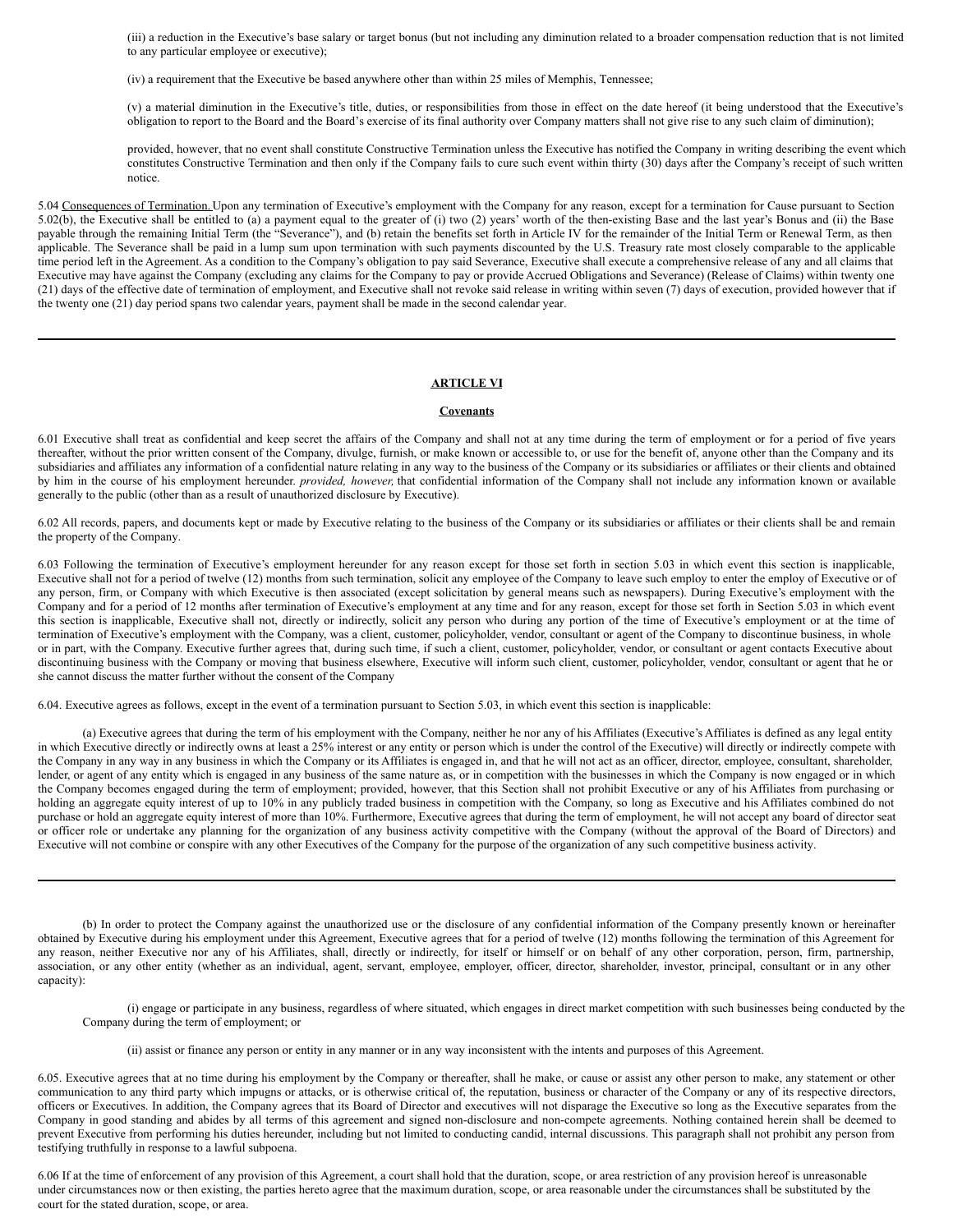(iii) a reduction in the Executive's base salary or target bonus (but not including any diminution related to a broader compensation reduction that is not limited to any particular employee or executive);

(iv) a requirement that the Executive be based anywhere other than within 25 miles of Memphis, Tennessee;

(v) a material diminution in the Executive's title, duties, or responsibilities from those in effect on the date hereof (it being understood that the Executive's obligation to report to the Board and the Board's exercise of its final authority over Company matters shall not give rise to any such claim of diminution);

provided, however, that no event shall constitute Constructive Termination unless the Executive has notified the Company in writing describing the event which constitutes Constructive Termination and then only if the Company fails to cure such event within thirty (30) days after the Company's receipt of such written notice.

5.04 Consequences of Termination. Upon any termination of Executive's employment with the Company for any reason, except for a termination for Cause pursuant to Section 5.02(b), the Executive shall be entitled to (a) a payment equal to the greater of (i) two (2) years' worth of the then-existing Base and the last year's Bonus and (ii) the Base payable through the remaining Initial Term (the "Severance"), and (b) retain the benefits set forth in Article IV for the remainder of the Initial Term or Renewal Term, as then applicable. The Severance shall be paid in a lump sum upon termination with such payments discounted by the U.S. Treasury rate most closely comparable to the applicable time period left in the Agreement. As a condition to the Company's obligation to pay said Severance, Executive shall execute a comprehensive release of any and all claims that Executive may have against the Company (excluding any claims for the Company to pay or provide Accrued Obligations and Severance) (Release of Claims) within twenty one (21) days of the effective date of termination of employment, and Executive shall not revoke said release in writing within seven (7) days of execution, provided however that if the twenty one (21) day period spans two calendar years, payment shall be made in the second calendar year.

---

## ARTICLE VI

### Covenants

6.01 Executive shall treat as confidential and keep secret the affairs of the Company and shall not at any time during the term of employment or for a period of five years thereafter, without the prior written consent of the Company, divulge, furnish, or make known or accessible to, or use for the benefit of, anyone other than the Company and its subsidiaries and affiliates any information of a confidential nature relating in any way to the business of the Company or its subsidiaries or affiliates or their clients and obtained by him in the course of his employment hereunder. *provided, however,* that confidential information of the Company shall not include any information known or available generally to the public (other than as a result of unauthorized disclosure by Executive).

6.02 All records, papers, and documents kept or made by Executive relating to the business of the Company or its subsidiaries or affiliates or their clients shall be and remain the property of the Company.

6.03 Following the termination of Executive's employment hereunder for any reason except for those set forth in section 5.03 in which event this section is inapplicable, Executive shall not for a period of twelve (12) months from such termination, solicit any employee of the Company to leave such employ to enter the employ of Executive or of any person, firm, or Company with which Executive is then associated (except solicitation by general means such as newspapers). During Executive's employment with the Company and for a period of 12 months after termination of Executive's employment at any time and for any reason, except for those set forth in Section 5.03 in which event this section is inapplicable, Executive shall not, directly or indirectly, solicit any person who during any portion of the time of Executive's employment or at the time of termination of Executive's employment with the Company, was a client, customer, policyholder, vendor, consultant or agent of the Company to discontinue business, in whole or in part, with the Company. Executive further agrees that, during such time, if such a client, customer, policyholder, vendor, or consultant or agent contacts Executive about discontinuing business with the Company or moving that business elsewhere, Executive will inform such client, customer, policyholder, vendor, consultant or agent that he or she cannot discuss the matter further without the consent of the Company

6.04. Executive agrees as follows, except in the event of a termination pursuant to Section 5.03, in which event this section is inapplicable:

(a) Executive agrees that during the term of his employment with the Company, neither he nor any of his Affiliates (Executive's Affiliates is defined as any legal entity in which Executive directly or indirectly owns at least a 25% interest or any entity or person which is under the control of the Executive) will directly or indirectly compete with the Company in any way in any business in which the Company or its Affiliates is engaged in, and that he will not act as an officer, director, employee, consultant, shareholder, lender, or agent of any entity which is engaged in any business of the same nature as, or in competition with the businesses in which the Company is now engaged or in which the Company becomes engaged during the term of employment; provided, however, that this Section shall not prohibit Executive or any of his Affiliates from purchasing or holding an aggregate equity interest of up to 10% in any publicly traded business in competition with the Company, so long as Executive and his Affiliates combined do not purchase or hold an aggregate equity interest of more than 10%. Furthermore, Executive agrees that during the term of employment, he will not accept any board of director seat or officer role or undertake any planning for the organization of any business activity competitive with the Company (without the approval of the Board of Directors) and Executive will not combine or conspire with any other Executives of the Company for the purpose of the organization of any such competitive business activity.

---

(b) In order to protect the Company against the unauthorized use or the disclosure of any confidential information of the Company presently known or hereinafter obtained by Executive during his employment under this Agreement, Executive agrees that for a period of twelve (12) months following the termination of this Agreement for any reason, neither Executive nor any of his Affiliates, shall, directly or indirectly, for itself or himself or on behalf of any other corporation, person, firm, partnership, association, or any other entity (whether as an individual, agent, servant, employee, employer, officer, director, shareholder, investor, principal, consultant or in any other capacity):

(i) engage or participate in any business, regardless of where situated, which engages in direct market competition with such businesses being conducted by the Company during the term of employment; or

(ii) assist or finance any person or entity in any manner or in any way inconsistent with the intents and purposes of this Agreement.

6.05. Executive agrees that at no time during his employment by the Company or thereafter, shall he make, or cause or assist any other person to make, any statement or other communication to any third party which impugns or attacks, or is otherwise critical of, the reputation, business or character of the Company or any of its respective directors, officers or Executives. In addition, the Company agrees that its Board of Director and executives will not disparage the Executive so long as the Executive separates from the Company in good standing and abides by all terms of this agreement and signed non-disclosure and non-compete agreements. Nothing contained herein shall be deemed to prevent Executive from performing his duties hereunder, including but not limited to conducting candid, internal discussions. This paragraph shall not prohibit any person from testifying truthfully in response to a lawful subpoena.

6.06 If at the time of enforcement of any provision of this Agreement, a court shall hold that the duration, scope, or area restriction of any provision hereof is unreasonable under circumstances now or then existing, the parties hereto agree that the maximum duration, scope, or area reasonable under the circumstances shall be substituted by the court for the stated duration, scope, or area.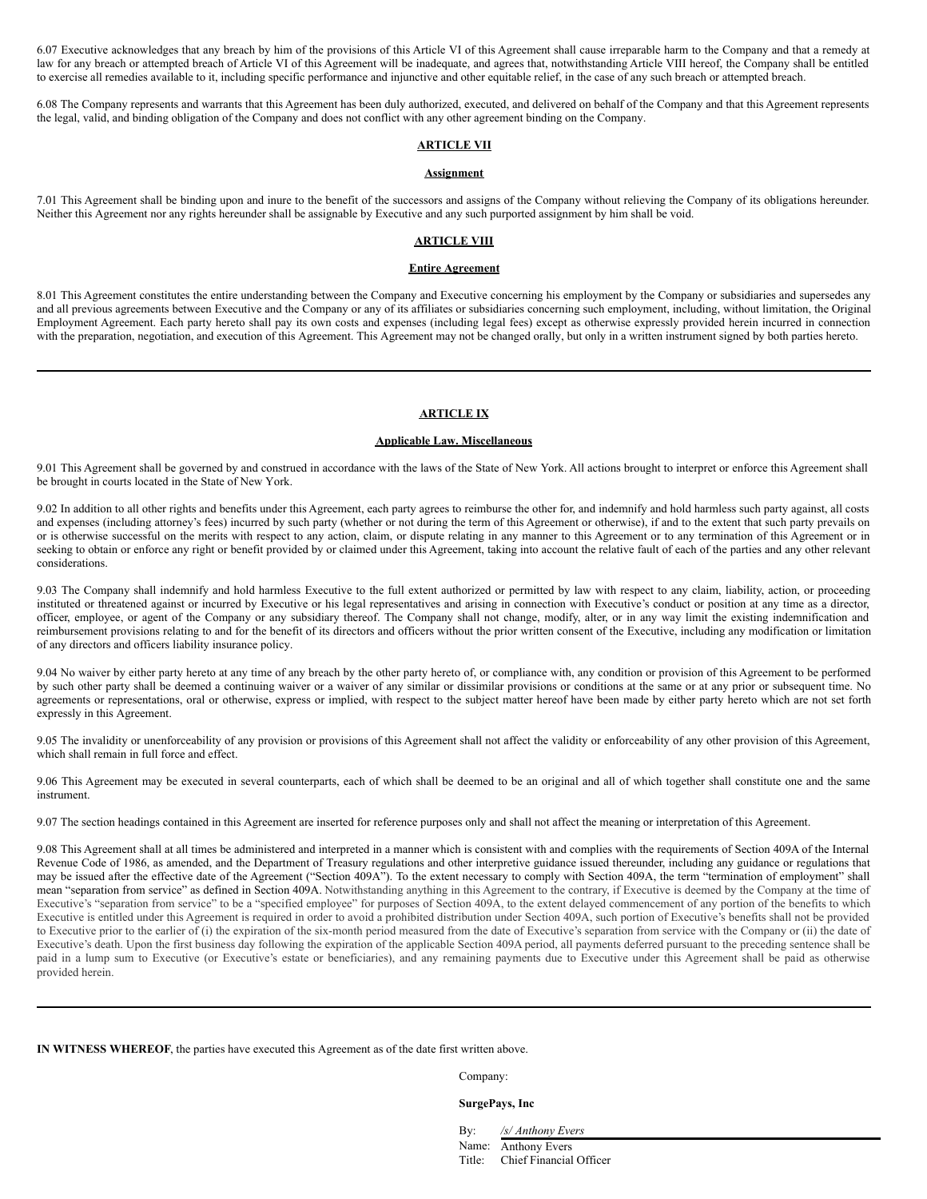6.07 Executive acknowledges that any breach by him of the provisions of this Article VI of this Agreement shall cause irreparable harm to the Company and that a remedy at law for any breach or attempted breach of Article VI of this Agreement will be inadequate, and agrees that, notwithstanding Article VIII hereof, the Company shall be entitled to exercise all remedies available to it, including specific performance and injunctive and other equitable relief, in the case of any such breach or attempted breach.

6.08 The Company represents and warrants that this Agreement has been duly authorized, executed, and delivered on behalf of the Company and that this Agreement represents the legal, valid, and binding obligation of the Company and does not conflict with any other agreement binding on the Company.

## ARTICLE VII

### Assignment

7.01 This Agreement shall be binding upon and inure to the benefit of the successors and assigns of the Company without relieving the Company of its obligations hereunder. Neither this Agreement nor any rights hereunder shall be assignable by Executive and any such purported assignment by him shall be void.

## ARTICLE VIII

### Entire Agreement

8.01 This Agreement constitutes the entire understanding between the Company and Executive concerning his employment by the Company or subsidiaries and supersedes any and all previous agreements between Executive and the Company or any of its affiliates or subsidiaries concerning such employment, including, without limitation, the Original Employment Agreement. Each party hereto shall pay its own costs and expenses (including legal fees) except as otherwise expressly provided herein incurred in connection with the preparation, negotiation, and execution of this Agreement. This Agreement may not be changed orally, but only in a written instrument signed by both parties hereto.

---

## ARTICLE IX

### Applicable Law. Miscellaneous

9.01 This Agreement shall be governed by and construed in accordance with the laws of the State of New York. All actions brought to interpret or enforce this Agreement shall be brought in courts located in the State of New York.

9.02 In addition to all other rights and benefits under this Agreement, each party agrees to reimburse the other for, and indemnify and hold harmless such party against, all costs and expenses (including attorney's fees) incurred by such party (whether or not during the term of this Agreement or otherwise), if and to the extent that such party prevails on or is otherwise successful on the merits with respect to any action, claim, or dispute relating in any manner to this Agreement or to any termination of this Agreement or in seeking to obtain or enforce any right or benefit provided by or claimed under this Agreement, taking into account the relative fault of each of the parties and any other relevant considerations.

9.03 The Company shall indemnify and hold harmless Executive to the full extent authorized or permitted by law with respect to any claim, liability, action, or proceeding instituted or threatened against or incurred by Executive or his legal representatives and arising in connection with Executive's conduct or position at any time as a director, officer, employee, or agent of the Company or any subsidiary thereof. The Company shall not change, modify, alter, or in any way limit the existing indemnification and reimbursement provisions relating to and for the benefit of its directors and officers without the prior written consent of the Executive, including any modification or limitation of any directors and officers liability insurance policy.

9.04 No waiver by either party hereto at any time of any breach by the other party hereto of, or compliance with, any condition or provision of this Agreement to be performed by such other party shall be deemed a continuing waiver or a waiver of any similar or dissimilar provisions or conditions at the same or at any prior or subsequent time. No agreements or representations, oral or otherwise, express or implied, with respect to the subject matter hereof have been made by either party hereto which are not set forth expressly in this Agreement.

9.05 The invalidity or unenforceability of any provision or provisions of this Agreement shall not affect the validity or enforceability of any other provision of this Agreement, which shall remain in full force and effect.

9.06 This Agreement may be executed in several counterparts, each of which shall be deemed to be an original and all of which together shall constitute one and the same instrument.

9.07 The section headings contained in this Agreement are inserted for reference purposes only and shall not affect the meaning or interpretation of this Agreement.

9.08 This Agreement shall at all times be administered and interpreted in a manner which is consistent with and complies with the requirements of Section 409A of the Internal Revenue Code of 1986, as amended, and the Department of Treasury regulations and other interpretive guidance issued thereunder, including any guidance or regulations that may be issued after the effective date of the Agreement ("Section 409A"). To the extent necessary to comply with Section 409A, the term "termination of employment" shall mean "separation from service" as defined in Section 409A. Notwithstanding anything in this Agreement to the contrary, if Executive is deemed by the Company at the time of Executive's "separation from service" to be a "specified employee" for purposes of Section 409A, to the extent delayed commencement of any portion of the benefits to which Executive is entitled under this Agreement is required in order to avoid a prohibited distribution under Section 409A, such portion of Executive's benefits shall not be provided to Executive prior to the earlier of (i) the expiration of the six-month period measured from the date of Executive's separation from service with the Company or (ii) the date of Executive's death. Upon the first business day following the expiration of the applicable Section 409A period, all payments deferred pursuant to the preceding sentence shall be paid in a lump sum to Executive (or Executive's estate or beneficiaries), and any remaining payments due to Executive under this Agreement shall be paid as otherwise provided herein.

---

**IN WITNESS WHEREOF**, the parties have executed this Agreement as of the date first written above.

Company:

**SurgePays, Inc**

By: */s/ Anthony Evers*
Name: Anthony Evers
Title: Chief Financial Officer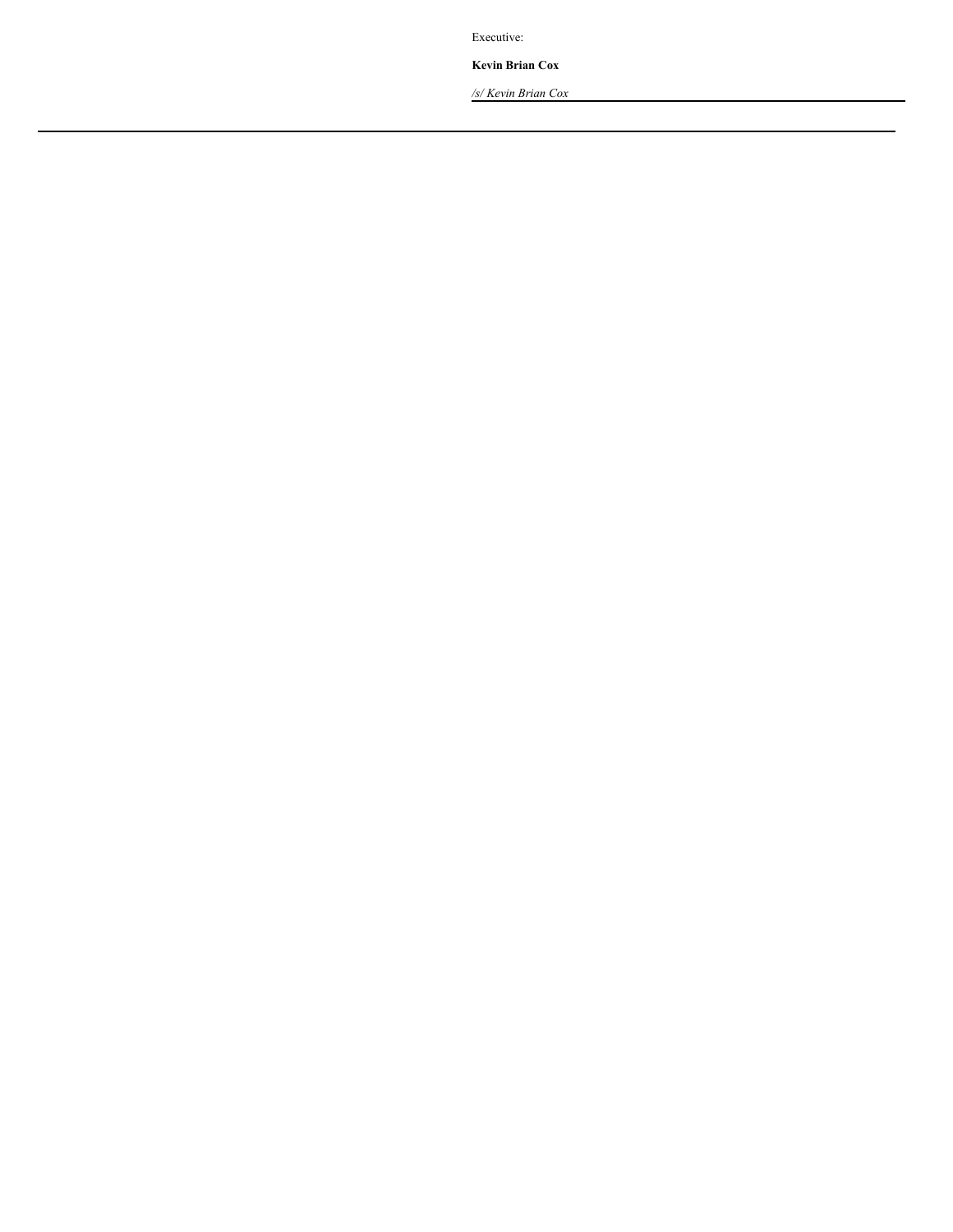Executive:

**Kevin Brian Cox**

*/s/ Kevin Brian Cox*

---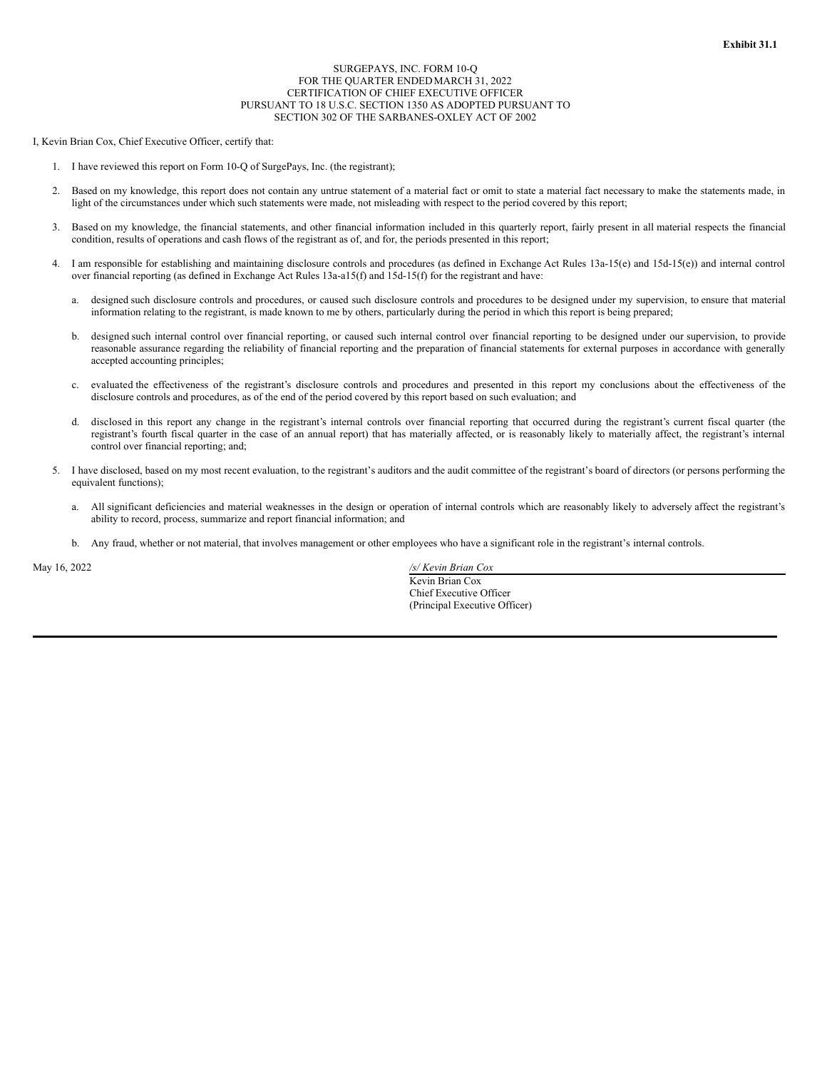**Exhibit 31.1**

SURGEPAYS, INC. FORM 10-Q
FOR THE QUARTER ENDED MARCH 31, 2022
CERTIFICATION OF CHIEF EXECUTIVE OFFICER
PURSUANT TO 18 U.S.C. SECTION 1350 AS ADOPTED PURSUANT TO
SECTION 302 OF THE SARBANES-OXLEY ACT OF 2002

I, Kevin Brian Cox, Chief Executive Officer, certify that:

1. I have reviewed this report on Form 10-Q of SurgePays, Inc. (the registrant);

2. Based on my knowledge, this report does not contain any untrue statement of a material fact or omit to state a material fact necessary to make the statements made, in light of the circumstances under which such statements were made, not misleading with respect to the period covered by this report;

3. Based on my knowledge, the financial statements, and other financial information included in this quarterly report, fairly present in all material respects the financial condition, results of operations and cash flows of the registrant as of, and for, the periods presented in this report;

4. I am responsible for establishing and maintaining disclosure controls and procedures (as defined in Exchange Act Rules 13a-15(e) and 15d-15(e)) and internal control over financial reporting (as defined in Exchange Act Rules 13a-a15(f) and 15d-15(f) for the registrant and have:

   a. designed such disclosure controls and procedures, or caused such disclosure controls and procedures to be designed under my supervision, to ensure that material information relating to the registrant, is made known to me by others, particularly during the period in which this report is being prepared;

   b. designed such internal control over financial reporting, or caused such internal control over financial reporting to be designed under our supervision, to provide reasonable assurance regarding the reliability of financial reporting and the preparation of financial statements for external purposes in accordance with generally accepted accounting principles;

   c. evaluated the effectiveness of the registrant's disclosure controls and procedures and presented in this report my conclusions about the effectiveness of the disclosure controls and procedures, as of the end of the period covered by this report based on such evaluation; and

   d. disclosed in this report any change in the registrant's internal controls over financial reporting that occurred during the registrant's current fiscal quarter (the registrant's fourth fiscal quarter in the case of an annual report) that has materially affected, or is reasonably likely to materially affect, the registrant's internal control over financial reporting; and;

5. I have disclosed, based on my most recent evaluation, to the registrant's auditors and the audit committee of the registrant's board of directors (or persons performing the equivalent functions);

   a. All significant deficiencies and material weaknesses in the design or operation of internal controls which are reasonably likely to adversely affect the registrant's ability to record, process, summarize and report financial information; and

   b. Any fraud, whether or not material, that involves management or other employees who have a significant role in the registrant's internal controls.

May 16, 2022

*/s/ Kevin Brian Cox*
Kevin Brian Cox
Chief Executive Officer
(Principal Executive Officer)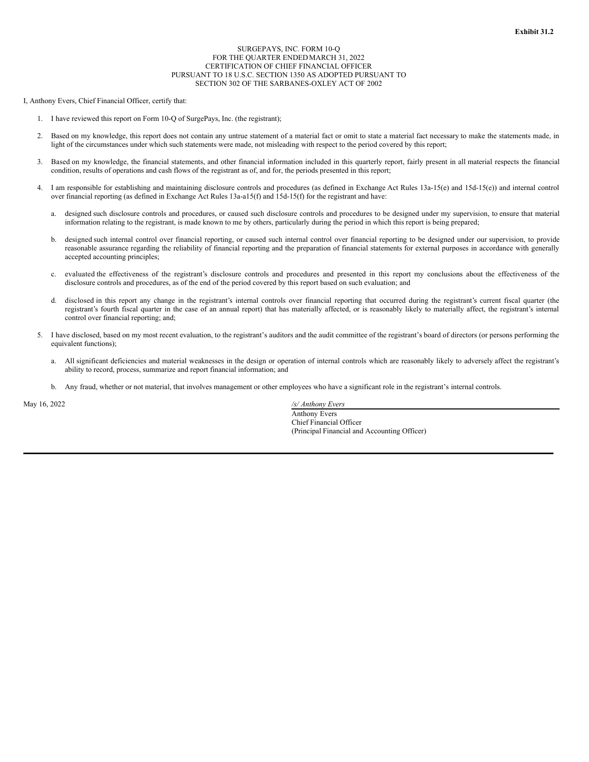**Exhibit 31.2**

SURGEPAYS, INC. FORM 10-Q
FOR THE QUARTER ENDED MARCH 31, 2022
CERTIFICATION OF CHIEF FINANCIAL OFFICER
PURSUANT TO 18 U.S.C. SECTION 1350 AS ADOPTED PURSUANT TO
SECTION 302 OF THE SARBANES-OXLEY ACT OF 2002

I, Anthony Evers, Chief Financial Officer, certify that:

1. I have reviewed this report on Form 10-Q of SurgePays, Inc. (the registrant);

2. Based on my knowledge, this report does not contain any untrue statement of a material fact or omit to state a material fact necessary to make the statements made, in light of the circumstances under which such statements were made, not misleading with respect to the period covered by this report;

3. Based on my knowledge, the financial statements, and other financial information included in this quarterly report, fairly present in all material respects the financial condition, results of operations and cash flows of the registrant as of, and for, the periods presented in this report;

4. I am responsible for establishing and maintaining disclosure controls and procedures (as defined in Exchange Act Rules 13a-15(e) and 15d-15(e)) and internal control over financial reporting (as defined in Exchange Act Rules 13a-a15(f) and 15d-15(f) for the registrant and have:

   a. designed such disclosure controls and procedures, or caused such disclosure controls and procedures to be designed under my supervision, to ensure that material information relating to the registrant, is made known to me by others, particularly during the period in which this report is being prepared;

   b. designed such internal control over financial reporting, or caused such internal control over financial reporting to be designed under our supervision, to provide reasonable assurance regarding the reliability of financial reporting and the preparation of financial statements for external purposes in accordance with generally accepted accounting principles;

   c. evaluated the effectiveness of the registrant's disclosure controls and procedures and presented in this report my conclusions about the effectiveness of the disclosure controls and procedures, as of the end of the period covered by this report based on such evaluation; and

   d. disclosed in this report any change in the registrant's internal controls over financial reporting that occurred during the registrant's current fiscal quarter (the registrant's fourth fiscal quarter in the case of an annual report) that has materially affected, or is reasonably likely to materially affect, the registrant's internal control over financial reporting; and;

5. I have disclosed, based on my most recent evaluation, to the registrant's auditors and the audit committee of the registrant's board of directors (or persons performing the equivalent functions);

   a. All significant deficiencies and material weaknesses in the design or operation of internal controls which are reasonably likely to adversely affect the registrant's ability to record, process, summarize and report financial information; and

   b. Any fraud, whether or not material, that involves management or other employees who have a significant role in the registrant's internal controls.

May 16, 2022

*/s/ Anthony Evers*
Anthony Evers
Chief Financial Officer
(Principal Financial and Accounting Officer)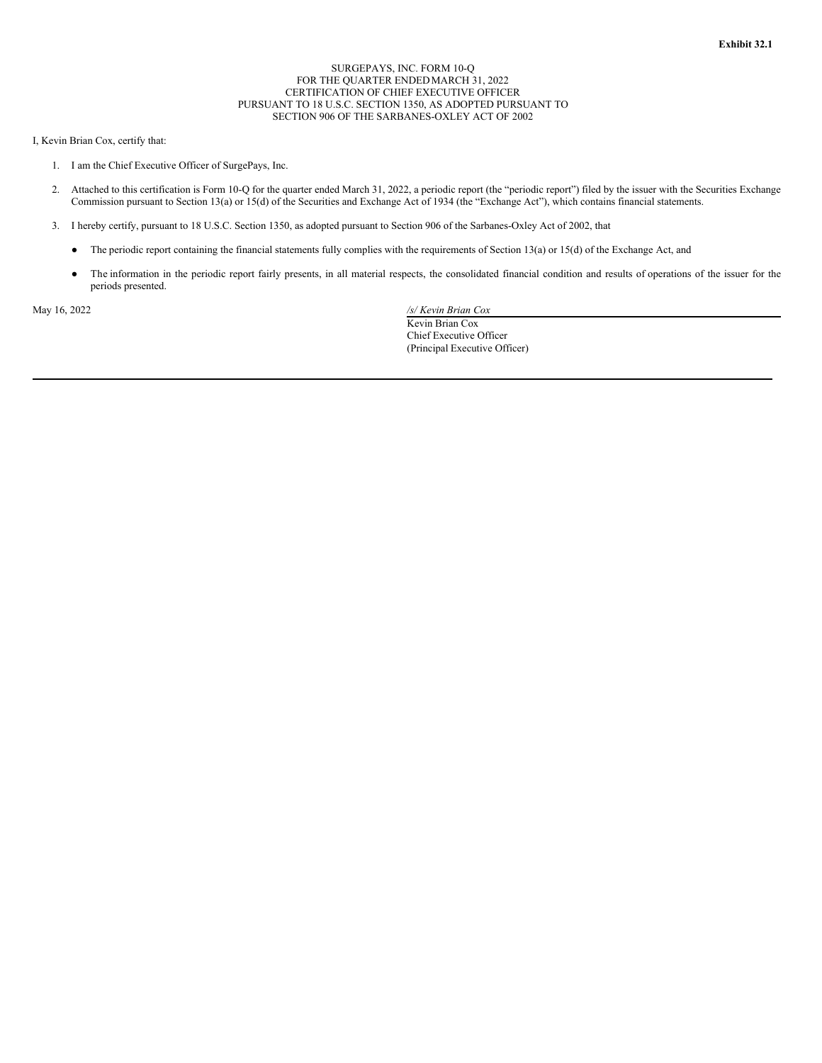**Exhibit 32.1**

SURGEPAYS, INC. FORM 10-Q
FOR THE QUARTER ENDED MARCH 31, 2022
CERTIFICATION OF CHIEF EXECUTIVE OFFICER
PURSUANT TO 18 U.S.C. SECTION 1350, AS ADOPTED PURSUANT TO
SECTION 906 OF THE SARBANES-OXLEY ACT OF 2002

I, Kevin Brian Cox, certify that:

1. I am the Chief Executive Officer of SurgePays, Inc.
2. Attached to this certification is Form 10-Q for the quarter ended March 31, 2022, a periodic report (the "periodic report") filed by the issuer with the Securities Exchange Commission pursuant to Section 13(a) or 15(d) of the Securities and Exchange Act of 1934 (the "Exchange Act"), which contains financial statements.
3. I hereby certify, pursuant to 18 U.S.C. Section 1350, as adopted pursuant to Section 906 of the Sarbanes-Oxley Act of 2002, that

- The periodic report containing the financial statements fully complies with the requirements of Section 13(a) or 15(d) of the Exchange Act, and
- The information in the periodic report fairly presents, in all material respects, the consolidated financial condition and results of operations of the issuer for the periods presented.

May 16, 2022

*/s/ Kevin Brian Cox*
Kevin Brian Cox
Chief Executive Officer
(Principal Executive Officer)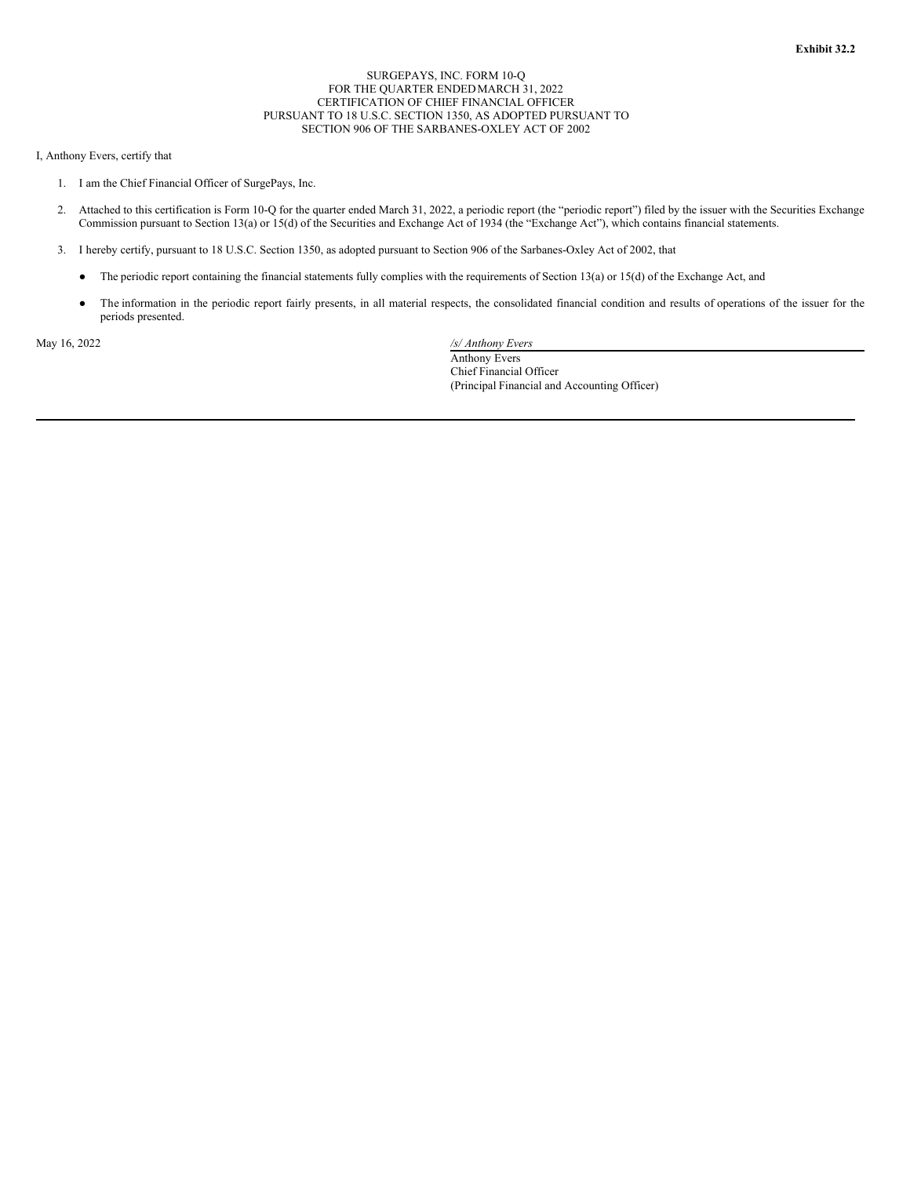**Exhibit 32.2**

SURGEPAYS, INC. FORM 10-Q
FOR THE QUARTER ENDED MARCH 31, 2022
CERTIFICATION OF CHIEF FINANCIAL OFFICER
PURSUANT TO 18 U.S.C. SECTION 1350, AS ADOPTED PURSUANT TO
SECTION 906 OF THE SARBANES-OXLEY ACT OF 2002

I, Anthony Evers, certify that

1. I am the Chief Financial Officer of SurgePays, Inc.
2. Attached to this certification is Form 10-Q for the quarter ended March 31, 2022, a periodic report (the "periodic report") filed by the issuer with the Securities Exchange Commission pursuant to Section 13(a) or 15(d) of the Securities and Exchange Act of 1934 (the "Exchange Act"), which contains financial statements.
3. I hereby certify, pursuant to 18 U.S.C. Section 1350, as adopted pursuant to Section 906 of the Sarbanes-Oxley Act of 2002, that
   - The periodic report containing the financial statements fully complies with the requirements of Section 13(a) or 15(d) of the Exchange Act, and
   - The information in the periodic report fairly presents, in all material respects, the consolidated financial condition and results of operations of the issuer for the periods presented.

May 16, 2022

*/s/ Anthony Evers*
Anthony Evers
Chief Financial Officer
(Principal Financial and Accounting Officer)